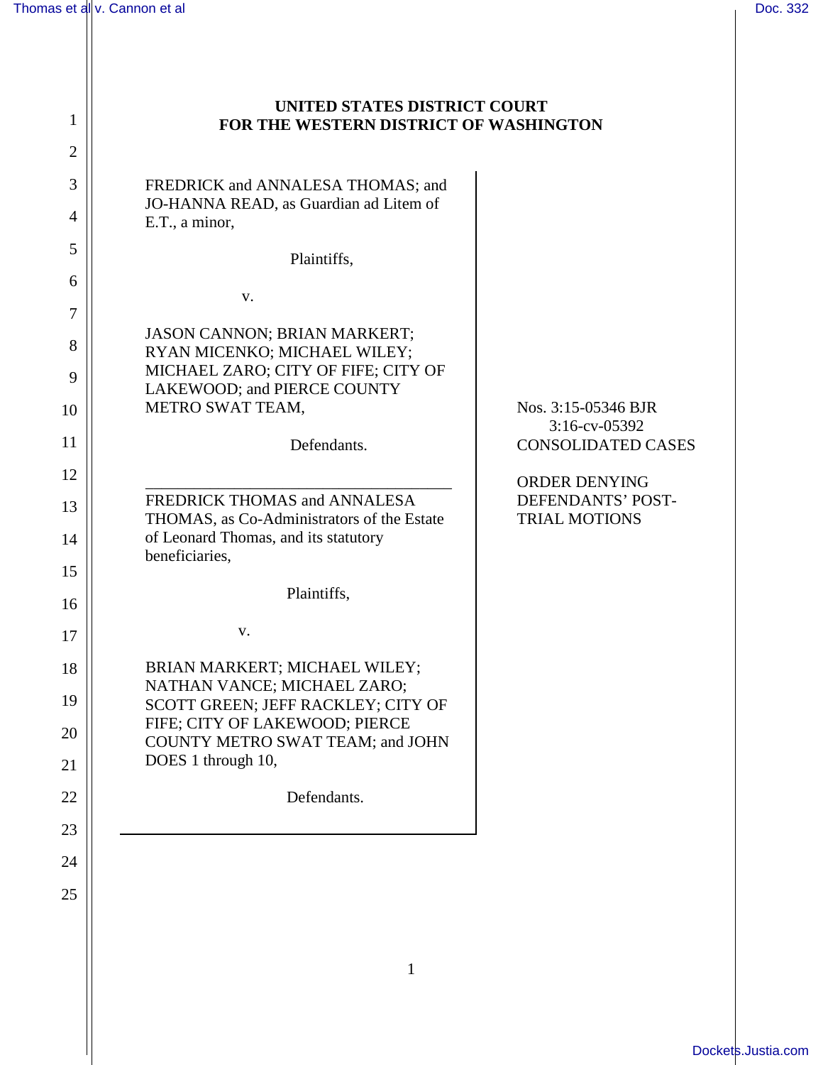# UNITED STATES DISTRICT COURT
# FOR THE WESTERN DISTRICT OF WASHINGTON

FREDRICK and ANNALESA THOMAS; and JO-HANNA READ, as Guardian ad Litem of E.T., a minor,

Plaintiffs,

v.

JASON CANNON; BRIAN MARKERT; RYAN MICENKO; MICHAEL WILEY; MICHAEL ZARO; CITY OF FIFE; CITY OF LAKEWOOD; and PIERCE COUNTY METRO SWAT TEAM,

Defendants.

---

FREDRICK THOMAS and ANNALESA THOMAS, as Co-Administrators of the Estate of Leonard Thomas, and its statutory beneficiaries,

Plaintiffs,

v.

BRIAN MARKERT; MICHAEL WILEY; NATHAN VANCE; MICHAEL ZARO; SCOTT GREEN; JEFF RACKLEY; CITY OF FIFE; CITY OF LAKEWOOD; PIERCE COUNTY METRO SWAT TEAM; and JOHN DOES 1 through 10,

Defendants.

Nos. 3:15-05346 BJR
3:16-cv-05392
CONSOLIDATED CASES

ORDER DENYING DEFENDANTS' POST-TRIAL MOTIONS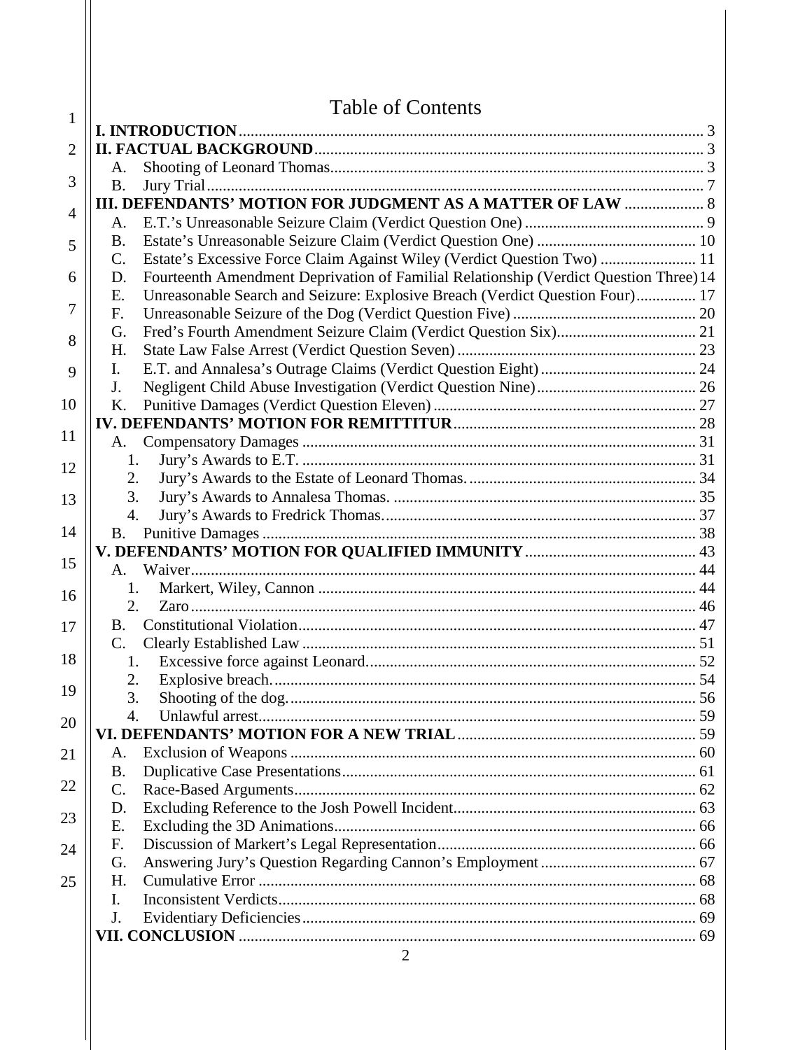# Table of Contents

**I. INTRODUCTION** .......... 3
**II. FACTUAL BACKGROUND** .......... 3
- A. Shooting of Leonard Thomas .......... 3
- B. Jury Trial .......... 7

**III. DEFENDANTS' MOTION FOR JUDGMENT AS A MATTER OF LAW** .......... 8
- A. E.T.'s Unreasonable Seizure Claim (Verdict Question One) .......... 9
- B. Estate's Unreasonable Seizure Claim (Verdict Question One) .......... 10
- C. Estate's Excessive Force Claim Against Wiley (Verdict Question Two) .......... 11
- D. Fourteenth Amendment Deprivation of Familial Relationship (Verdict Question Three) .......... 14
- E. Unreasonable Search and Seizure: Explosive Breach (Verdict Question Four) .......... 17
- F. Unreasonable Seizure of the Dog (Verdict Question Five) .......... 20
- G. Fred's Fourth Amendment Seizure Claim (Verdict Question Six) .......... 21
- H. State Law False Arrest (Verdict Question Seven) .......... 23
- I. E.T. and Annalesa's Outrage Claims (Verdict Question Eight) .......... 24
- J. Negligent Child Abuse Investigation (Verdict Question Nine) .......... 26
- K. Punitive Damages (Verdict Question Eleven) .......... 27

**IV. DEFENDANTS' MOTION FOR REMITTITUR** .......... 28
- A. Compensatory Damages .......... 31
  1. Jury's Awards to E.T. .......... 31
  2. Jury's Awards to the Estate of Leonard Thomas. .......... 34
  3. Jury's Awards to Annalesa Thomas. .......... 35
  4. Jury's Awards to Fredrick Thomas. .......... 37
- B. Punitive Damages .......... 38

**V. DEFENDANTS' MOTION FOR QUALIFIED IMMUNITY** .......... 43
- A. Waiver .......... 44
  1. Markert, Wiley, Cannon .......... 44
  2. Zaro .......... 46
- B. Constitutional Violation .......... 47
- C. Clearly Established Law .......... 51
  1. Excessive force against Leonard. .......... 52
  2. Explosive breach. .......... 54
  3. Shooting of the dog. .......... 56
  4. Unlawful arrest. .......... 59

**VI. DEFENDANTS' MOTION FOR A NEW TRIAL** .......... 59
- A. Exclusion of Weapons .......... 60
- B. Duplicative Case Presentations .......... 61
- C. Race-Based Arguments .......... 62
- D. Excluding Reference to the Josh Powell Incident .......... 63
- E. Excluding the 3D Animations .......... 66
- F. Discussion of Markert's Legal Representation .......... 66
- G. Answering Jury's Question Regarding Cannon's Employment .......... 67
- H. Cumulative Error .......... 68
- I. Inconsistent Verdicts .......... 68
- J. Evidentiary Deficiencies .......... 69

**VII. CONCLUSION** .......... 69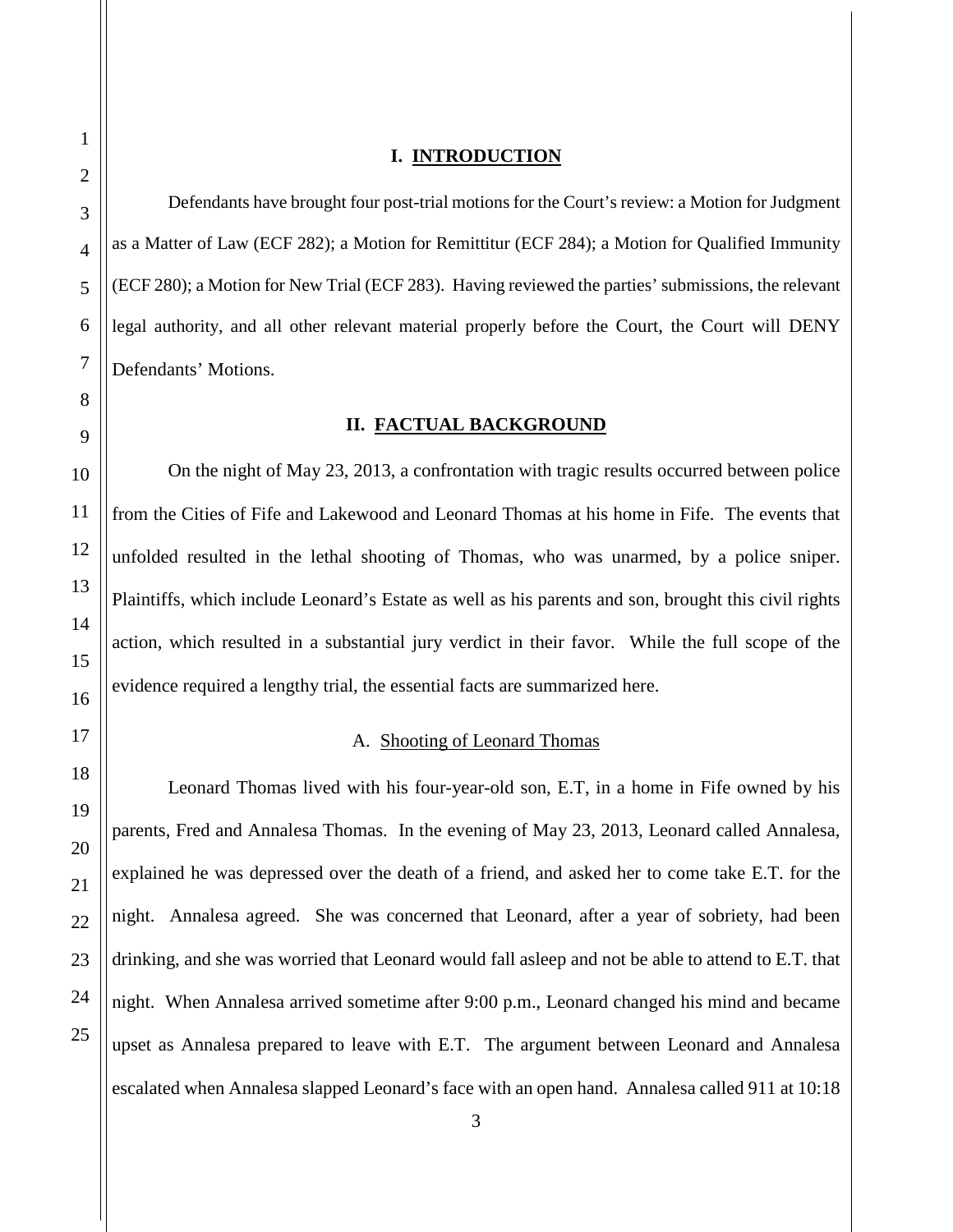## I. INTRODUCTION

Defendants have brought four post-trial motions for the Court's review: a Motion for Judgment as a Matter of Law (ECF 282); a Motion for Remittitur (ECF 284); a Motion for Qualified Immunity (ECF 280); a Motion for New Trial (ECF 283). Having reviewed the parties' submissions, the relevant legal authority, and all other relevant material properly before the Court, the Court will DENY Defendants' Motions.

## II. FACTUAL BACKGROUND

On the night of May 23, 2013, a confrontation with tragic results occurred between police from the Cities of Fife and Lakewood and Leonard Thomas at his home in Fife. The events that unfolded resulted in the lethal shooting of Thomas, who was unarmed, by a police sniper. Plaintiffs, which include Leonard's Estate as well as his parents and son, brought this civil rights action, which resulted in a substantial jury verdict in their favor. While the full scope of the evidence required a lengthy trial, the essential facts are summarized here.

### A. Shooting of Leonard Thomas

Leonard Thomas lived with his four-year-old son, E.T, in a home in Fife owned by his parents, Fred and Annalesa Thomas. In the evening of May 23, 2013, Leonard called Annalesa, explained he was depressed over the death of a friend, and asked her to come take E.T. for the night. Annalesa agreed. She was concerned that Leonard, after a year of sobriety, had been drinking, and she was worried that Leonard would fall asleep and not be able to attend to E.T. that night. When Annalesa arrived sometime after 9:00 p.m., Leonard changed his mind and became upset as Annalesa prepared to leave with E.T. The argument between Leonard and Annalesa escalated when Annalesa slapped Leonard's face with an open hand. Annalesa called 911 at 10:18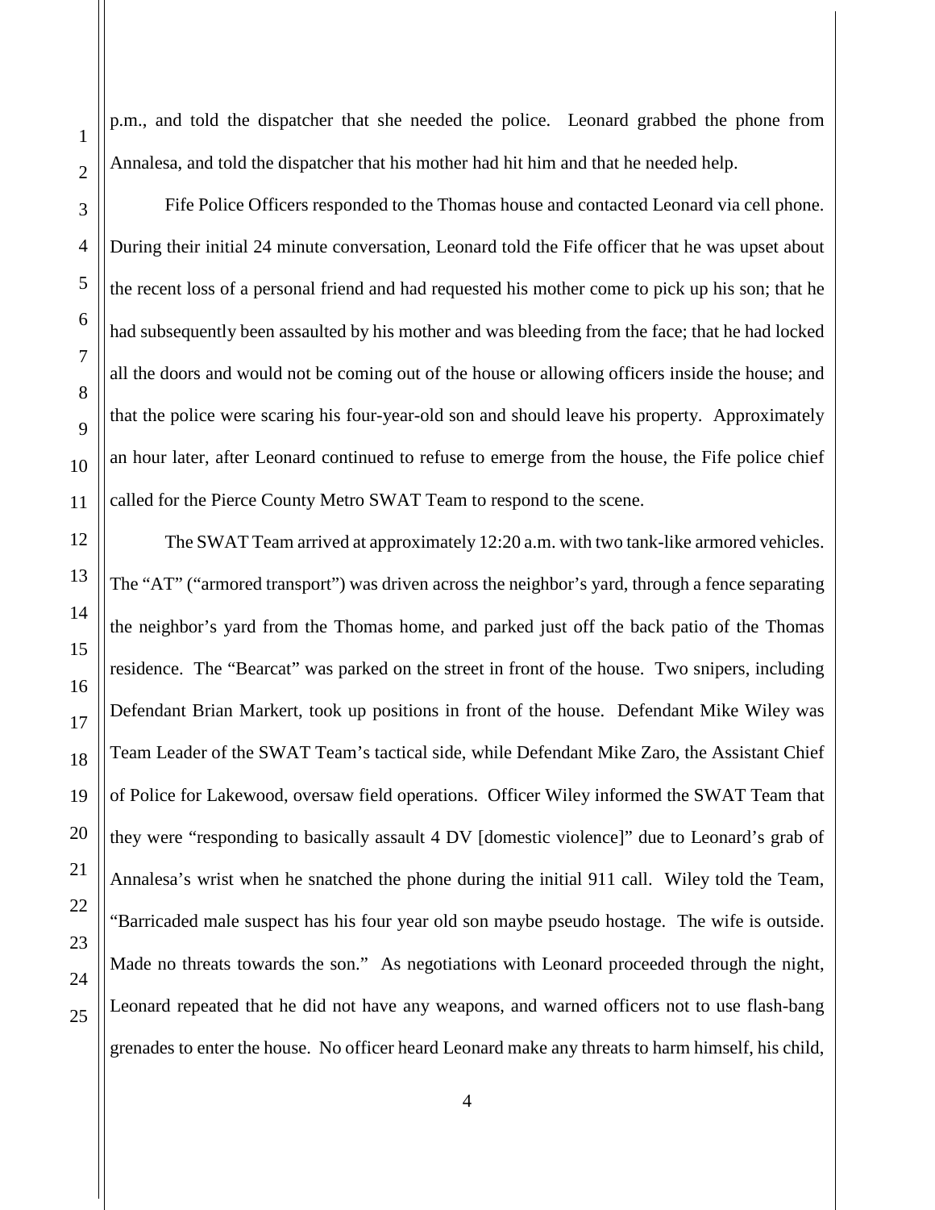p.m., and told the dispatcher that she needed the police. Leonard grabbed the phone from Annalesa, and told the dispatcher that his mother had hit him and that he needed help.

Fife Police Officers responded to the Thomas house and contacted Leonard via cell phone. During their initial 24 minute conversation, Leonard told the Fife officer that he was upset about the recent loss of a personal friend and had requested his mother come to pick up his son; that he had subsequently been assaulted by his mother and was bleeding from the face; that he had locked all the doors and would not be coming out of the house or allowing officers inside the house; and that the police were scaring his four-year-old son and should leave his property. Approximately an hour later, after Leonard continued to refuse to emerge from the house, the Fife police chief called for the Pierce County Metro SWAT Team to respond to the scene.

The SWAT Team arrived at approximately 12:20 a.m. with two tank-like armored vehicles. The "AT" ("armored transport") was driven across the neighbor's yard, through a fence separating the neighbor's yard from the Thomas home, and parked just off the back patio of the Thomas residence. The "Bearcat" was parked on the street in front of the house. Two snipers, including Defendant Brian Markert, took up positions in front of the house. Defendant Mike Wiley was Team Leader of the SWAT Team's tactical side, while Defendant Mike Zaro, the Assistant Chief of Police for Lakewood, oversaw field operations. Officer Wiley informed the SWAT Team that they were "responding to basically assault 4 DV [domestic violence]" due to Leonard's grab of Annalesa's wrist when he snatched the phone during the initial 911 call. Wiley told the Team, "Barricaded male suspect has his four year old son maybe pseudo hostage. The wife is outside. Made no threats towards the son." As negotiations with Leonard proceeded through the night, Leonard repeated that he did not have any weapons, and warned officers not to use flash-bang grenades to enter the house. No officer heard Leonard make any threats to harm himself, his child,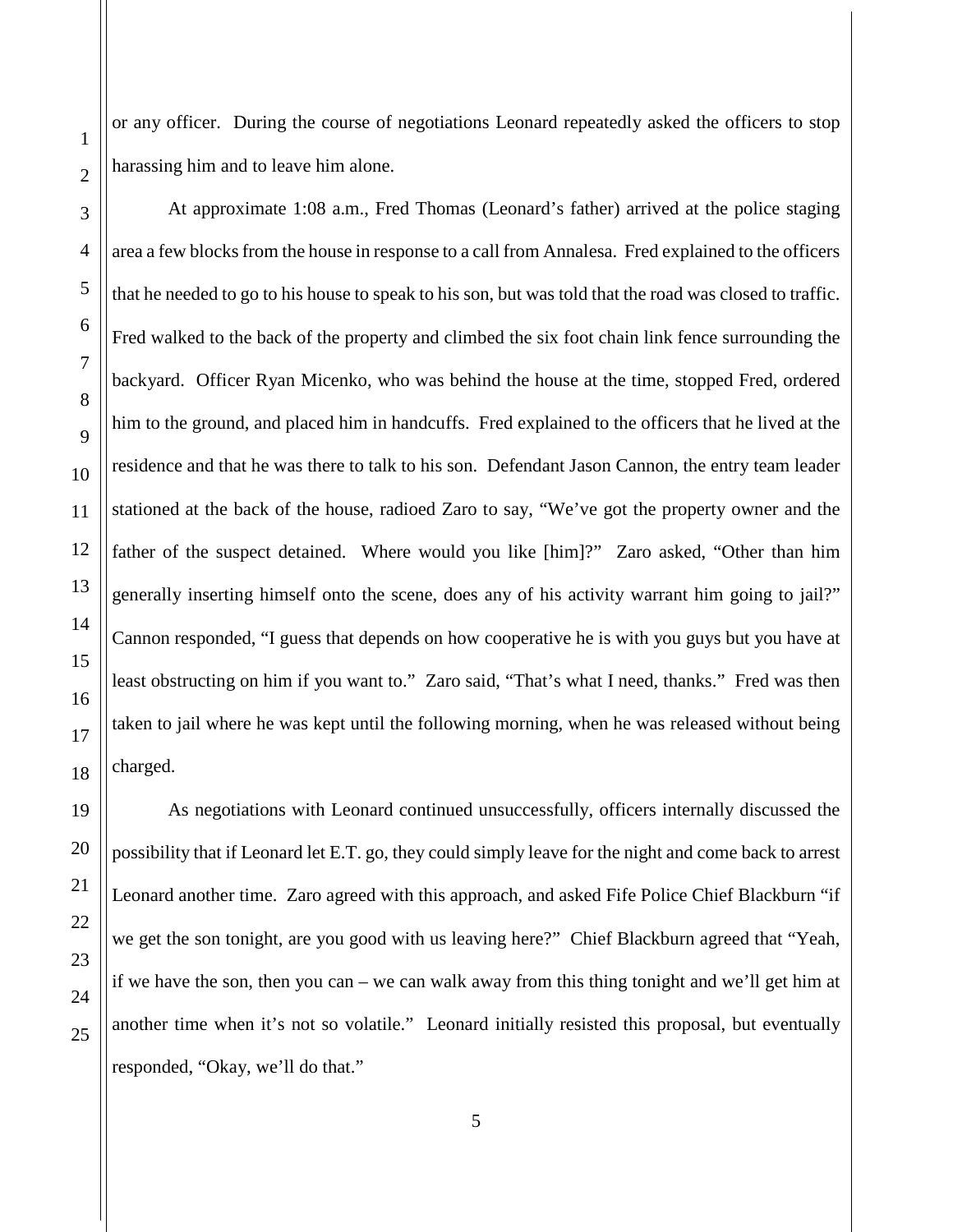or any officer. During the course of negotiations Leonard repeatedly asked the officers to stop harassing him and to leave him alone.

At approximate 1:08 a.m., Fred Thomas (Leonard's father) arrived at the police staging area a few blocks from the house in response to a call from Annalesa. Fred explained to the officers that he needed to go to his house to speak to his son, but was told that the road was closed to traffic. Fred walked to the back of the property and climbed the six foot chain link fence surrounding the backyard. Officer Ryan Micenko, who was behind the house at the time, stopped Fred, ordered him to the ground, and placed him in handcuffs. Fred explained to the officers that he lived at the residence and that he was there to talk to his son. Defendant Jason Cannon, the entry team leader stationed at the back of the house, radioed Zaro to say, "We've got the property owner and the father of the suspect detained. Where would you like [him]?" Zaro asked, "Other than him generally inserting himself onto the scene, does any of his activity warrant him going to jail?" Cannon responded, "I guess that depends on how cooperative he is with you guys but you have at least obstructing on him if you want to." Zaro said, "That's what I need, thanks." Fred was then taken to jail where he was kept until the following morning, when he was released without being charged.

As negotiations with Leonard continued unsuccessfully, officers internally discussed the possibility that if Leonard let E.T. go, they could simply leave for the night and come back to arrest Leonard another time. Zaro agreed with this approach, and asked Fife Police Chief Blackburn "if we get the son tonight, are you good with us leaving here?" Chief Blackburn agreed that "Yeah, if we have the son, then you can – we can walk away from this thing tonight and we'll get him at another time when it's not so volatile." Leonard initially resisted this proposal, but eventually responded, "Okay, we'll do that."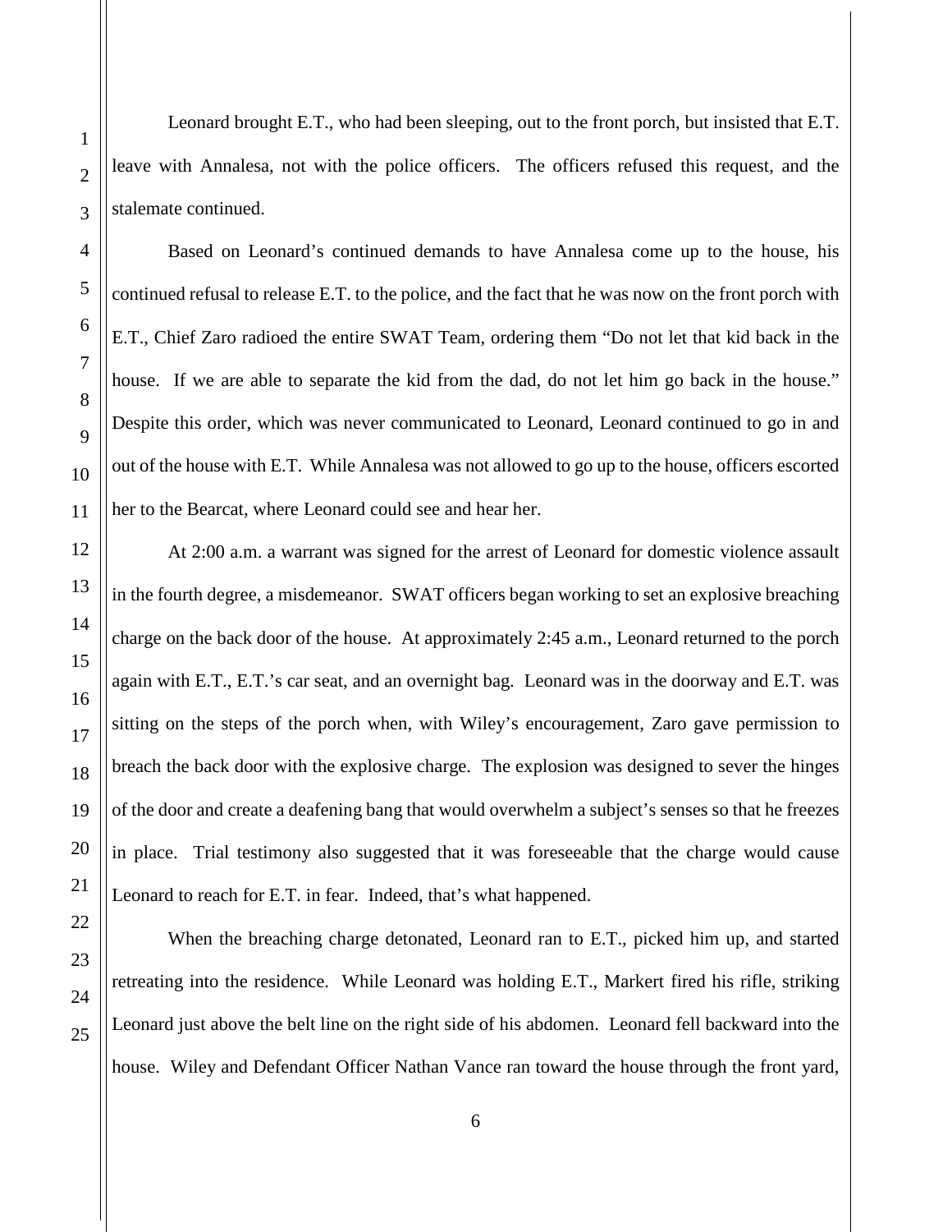Leonard brought E.T., who had been sleeping, out to the front porch, but insisted that E.T. leave with Annalesa, not with the police officers. The officers refused this request, and the stalemate continued.

Based on Leonard's continued demands to have Annalesa come up to the house, his continued refusal to release E.T. to the police, and the fact that he was now on the front porch with E.T., Chief Zaro radioed the entire SWAT Team, ordering them "Do not let that kid back in the house. If we are able to separate the kid from the dad, do not let him go back in the house." Despite this order, which was never communicated to Leonard, Leonard continued to go in and out of the house with E.T. While Annalesa was not allowed to go up to the house, officers escorted her to the Bearcat, where Leonard could see and hear her.

At 2:00 a.m. a warrant was signed for the arrest of Leonard for domestic violence assault in the fourth degree, a misdemeanor. SWAT officers began working to set an explosive breaching charge on the back door of the house. At approximately 2:45 a.m., Leonard returned to the porch again with E.T., E.T.'s car seat, and an overnight bag. Leonard was in the doorway and E.T. was sitting on the steps of the porch when, with Wiley's encouragement, Zaro gave permission to breach the back door with the explosive charge. The explosion was designed to sever the hinges of the door and create a deafening bang that would overwhelm a subject's senses so that he freezes in place. Trial testimony also suggested that it was foreseeable that the charge would cause Leonard to reach for E.T. in fear. Indeed, that's what happened.

When the breaching charge detonated, Leonard ran to E.T., picked him up, and started retreating into the residence. While Leonard was holding E.T., Markert fired his rifle, striking Leonard just above the belt line on the right side of his abdomen. Leonard fell backward into the house. Wiley and Defendant Officer Nathan Vance ran toward the house through the front yard,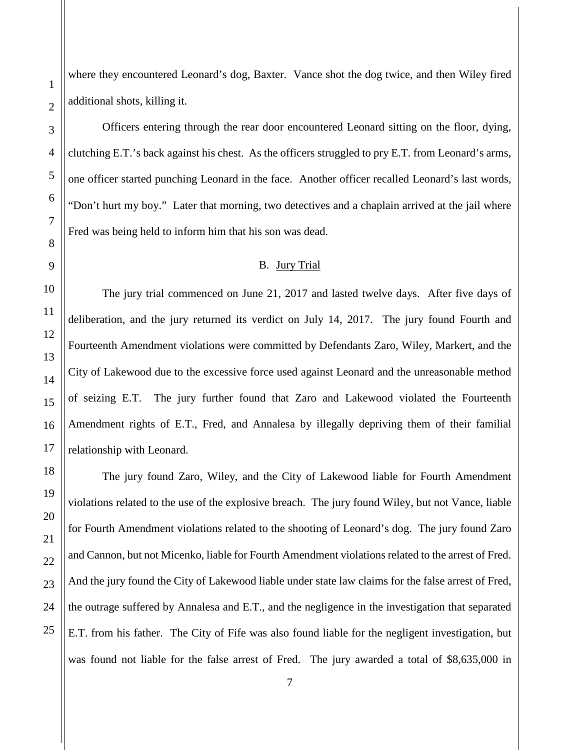where they encountered Leonard's dog, Baxter. Vance shot the dog twice, and then Wiley fired additional shots, killing it.

Officers entering through the rear door encountered Leonard sitting on the floor, dying, clutching E.T.'s back against his chest. As the officers struggled to pry E.T. from Leonard's arms, one officer started punching Leonard in the face. Another officer recalled Leonard's last words, "Don't hurt my boy." Later that morning, two detectives and a chaplain arrived at the jail where Fred was being held to inform him that his son was dead.

B. <u>Jury Trial</u>

The jury trial commenced on June 21, 2017 and lasted twelve days. After five days of deliberation, and the jury returned its verdict on July 14, 2017. The jury found Fourth and Fourteenth Amendment violations were committed by Defendants Zaro, Wiley, Markert, and the City of Lakewood due to the excessive force used against Leonard and the unreasonable method of seizing E.T. The jury further found that Zaro and Lakewood violated the Fourteenth Amendment rights of E.T., Fred, and Annalesa by illegally depriving them of their familial relationship with Leonard.

The jury found Zaro, Wiley, and the City of Lakewood liable for Fourth Amendment violations related to the use of the explosive breach. The jury found Wiley, but not Vance, liable for Fourth Amendment violations related to the shooting of Leonard's dog. The jury found Zaro and Cannon, but not Micenko, liable for Fourth Amendment violations related to the arrest of Fred. And the jury found the City of Lakewood liable under state law claims for the false arrest of Fred, the outrage suffered by Annalesa and E.T., and the negligence in the investigation that separated E.T. from his father. The City of Fife was also found liable for the negligent investigation, but was found not liable for the false arrest of Fred. The jury awarded a total of $8,635,000 in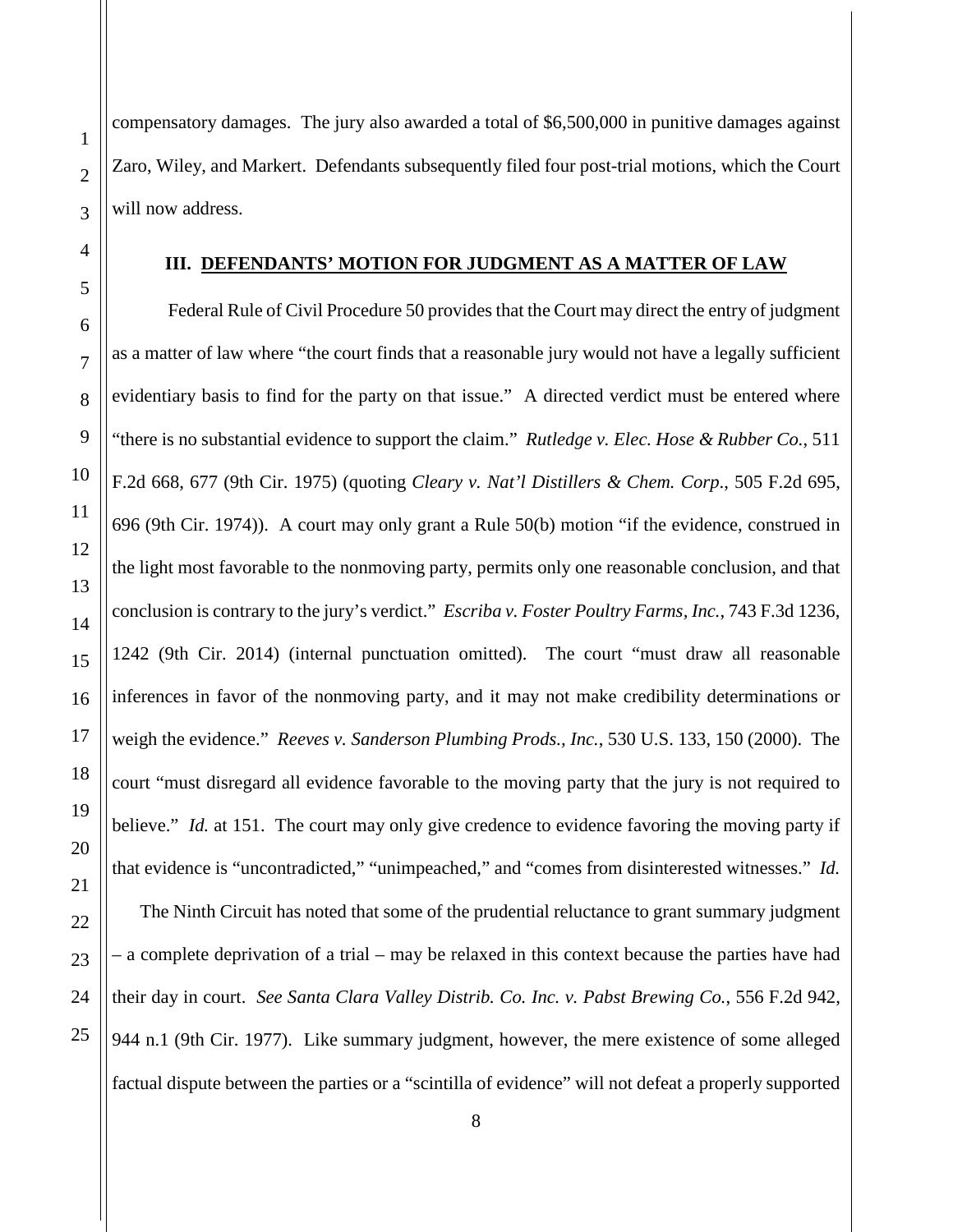compensatory damages. The jury also awarded a total of $6,500,000 in punitive damages against Zaro, Wiley, and Markert. Defendants subsequently filed four post-trial motions, which the Court will now address.

### III. DEFENDANTS' MOTION FOR JUDGMENT AS A MATTER OF LAW

Federal Rule of Civil Procedure 50 provides that the Court may direct the entry of judgment as a matter of law where "the court finds that a reasonable jury would not have a legally sufficient evidentiary basis to find for the party on that issue." A directed verdict must be entered where "there is no substantial evidence to support the claim." *Rutledge v. Elec. Hose & Rubber Co.*, 511 F.2d 668, 677 (9th Cir. 1975) (quoting *Cleary v. Nat'l Distillers & Chem. Corp*., 505 F.2d 695, 696 (9th Cir. 1974)). A court may only grant a Rule 50(b) motion "if the evidence, construed in the light most favorable to the nonmoving party, permits only one reasonable conclusion, and that conclusion is contrary to the jury's verdict." *Escriba v. Foster Poultry Farms, Inc.*, 743 F.3d 1236, 1242 (9th Cir. 2014) (internal punctuation omitted). The court "must draw all reasonable inferences in favor of the nonmoving party, and it may not make credibility determinations or weigh the evidence." *Reeves v. Sanderson Plumbing Prods., Inc.*, 530 U.S. 133, 150 (2000). The court "must disregard all evidence favorable to the moving party that the jury is not required to believe." *Id.* at 151. The court may only give credence to evidence favoring the moving party if that evidence is "uncontradicted," "unimpeached," and "comes from disinterested witnesses." *Id.*

The Ninth Circuit has noted that some of the prudential reluctance to grant summary judgment – a complete deprivation of a trial – may be relaxed in this context because the parties have had their day in court. *See Santa Clara Valley Distrib. Co. Inc. v. Pabst Brewing Co.*, 556 F.2d 942, 944 n.1 (9th Cir. 1977). Like summary judgment, however, the mere existence of some alleged factual dispute between the parties or a "scintilla of evidence" will not defeat a properly supported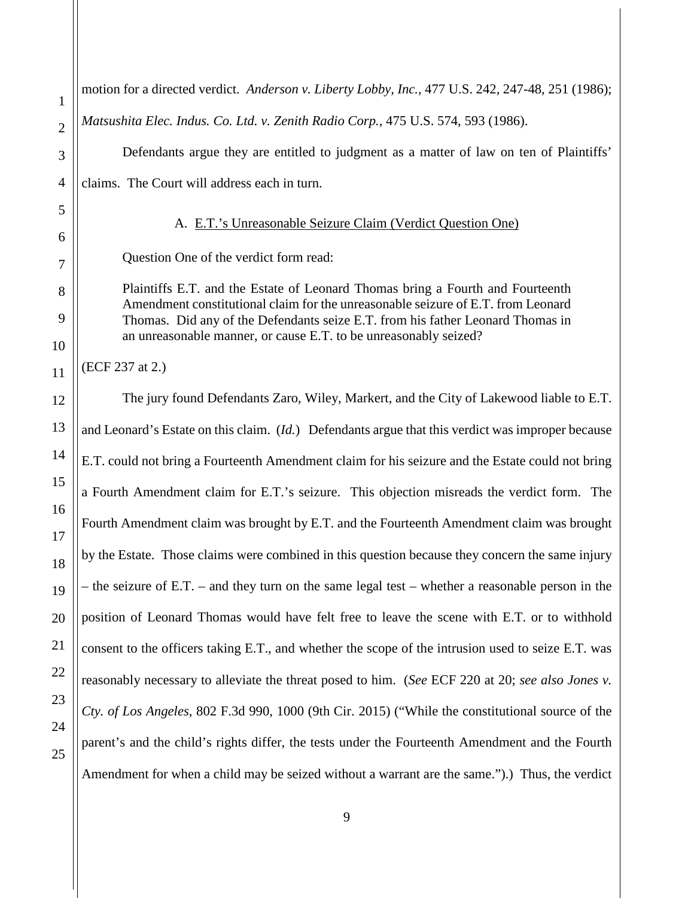motion for a directed verdict. *Anderson v. Liberty Lobby, Inc.*, 477 U.S. 242, 247-48, 251 (1986); *Matsushita Elec. Indus. Co. Ltd. v. Zenith Radio Corp.*, 475 U.S. 574, 593 (1986).

Defendants argue they are entitled to judgment as a matter of law on ten of Plaintiffs' claims. The Court will address each in turn.

### A. E.T.'s Unreasonable Seizure Claim (Verdict Question One)

Question One of the verdict form read:

> Plaintiffs E.T. and the Estate of Leonard Thomas bring a Fourth and Fourteenth Amendment constitutional claim for the unreasonable seizure of E.T. from Leonard Thomas. Did any of the Defendants seize E.T. from his father Leonard Thomas in an unreasonable manner, or cause E.T. to be unreasonably seized?

(ECF 237 at 2.)

The jury found Defendants Zaro, Wiley, Markert, and the City of Lakewood liable to E.T. and Leonard's Estate on this claim. (*Id.*) Defendants argue that this verdict was improper because E.T. could not bring a Fourteenth Amendment claim for his seizure and the Estate could not bring a Fourth Amendment claim for E.T.'s seizure. This objection misreads the verdict form. The Fourth Amendment claim was brought by E.T. and the Fourteenth Amendment claim was brought by the Estate. Those claims were combined in this question because they concern the same injury – the seizure of E.T. – and they turn on the same legal test – whether a reasonable person in the position of Leonard Thomas would have felt free to leave the scene with E.T. or to withhold consent to the officers taking E.T., and whether the scope of the intrusion used to seize E.T. was reasonably necessary to alleviate the threat posed to him. (*See* ECF 220 at 20; *see also Jones v. Cty. of Los Angeles*, 802 F.3d 990, 1000 (9th Cir. 2015) ("While the constitutional source of the parent's and the child's rights differ, the tests under the Fourteenth Amendment and the Fourth Amendment for when a child may be seized without a warrant are the same.").) Thus, the verdict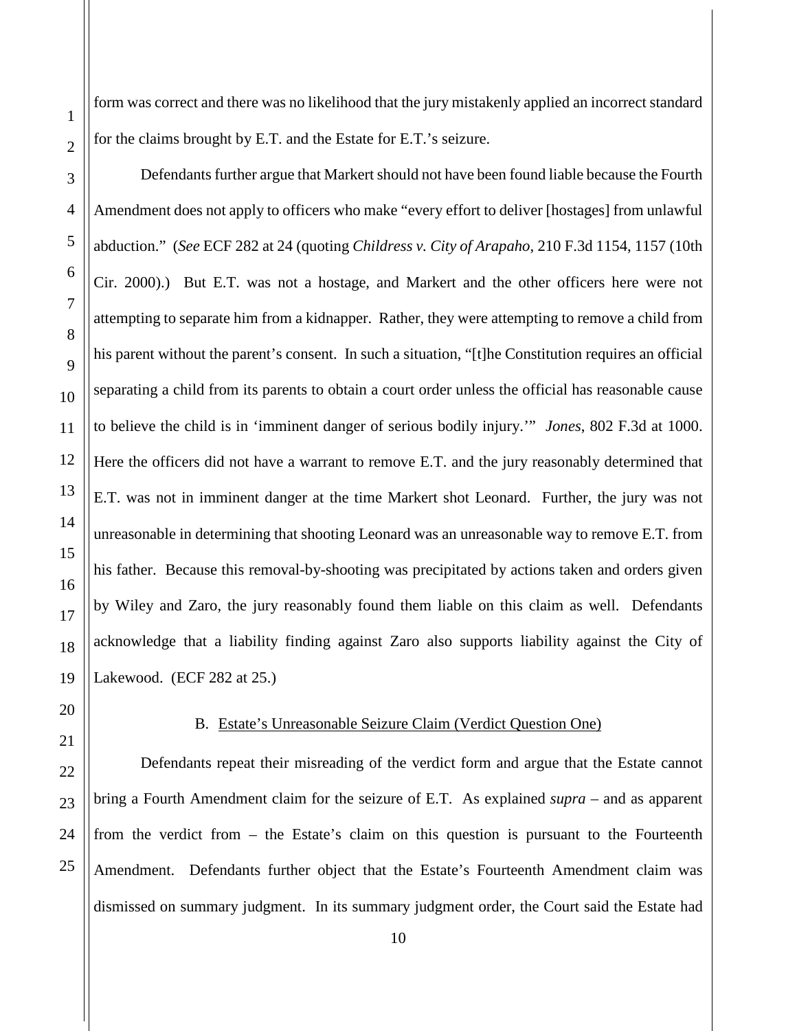form was correct and there was no likelihood that the jury mistakenly applied an incorrect standard for the claims brought by E.T. and the Estate for E.T.'s seizure.

Defendants further argue that Markert should not have been found liable because the Fourth Amendment does not apply to officers who make "every effort to deliver [hostages] from unlawful abduction." (*See* ECF 282 at 24 (quoting *Childress v. City of Arapaho*, 210 F.3d 1154, 1157 (10th Cir. 2000).) But E.T. was not a hostage, and Markert and the other officers here were not attempting to separate him from a kidnapper. Rather, they were attempting to remove a child from his parent without the parent's consent. In such a situation, "[t]he Constitution requires an official separating a child from its parents to obtain a court order unless the official has reasonable cause to believe the child is in 'imminent danger of serious bodily injury.'" *Jones*, 802 F.3d at 1000. Here the officers did not have a warrant to remove E.T. and the jury reasonably determined that E.T. was not in imminent danger at the time Markert shot Leonard. Further, the jury was not unreasonable in determining that shooting Leonard was an unreasonable way to remove E.T. from his father. Because this removal-by-shooting was precipitated by actions taken and orders given by Wiley and Zaro, the jury reasonably found them liable on this claim as well. Defendants acknowledge that a liability finding against Zaro also supports liability against the City of Lakewood. (ECF 282 at 25.)

### B. Estate's Unreasonable Seizure Claim (Verdict Question One)

Defendants repeat their misreading of the verdict form and argue that the Estate cannot bring a Fourth Amendment claim for the seizure of E.T. As explained *supra* – and as apparent from the verdict from – the Estate's claim on this question is pursuant to the Fourteenth Amendment. Defendants further object that the Estate's Fourteenth Amendment claim was dismissed on summary judgment. In its summary judgment order, the Court said the Estate had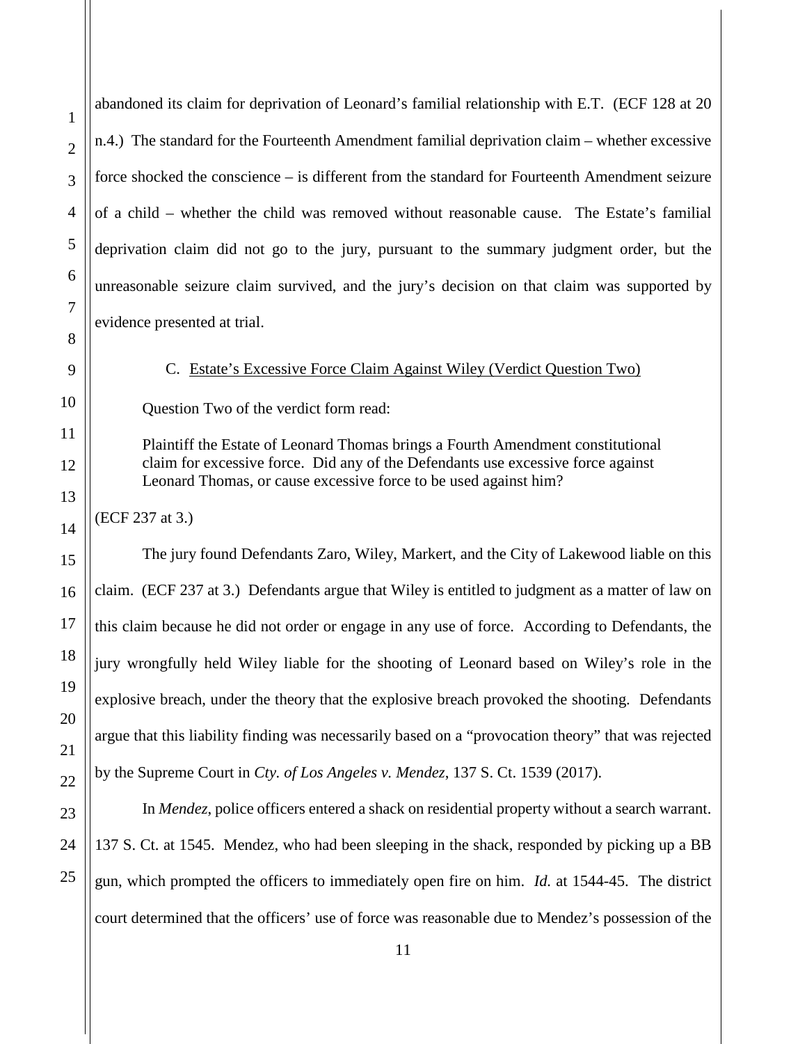abandoned its claim for deprivation of Leonard's familial relationship with E.T. (ECF 128 at 20 n.4.) The standard for the Fourteenth Amendment familial deprivation claim – whether excessive force shocked the conscience – is different from the standard for Fourteenth Amendment seizure of a child – whether the child was removed without reasonable cause. The Estate's familial deprivation claim did not go to the jury, pursuant to the summary judgment order, but the unreasonable seizure claim survived, and the jury's decision on that claim was supported by evidence presented at trial.

### C. Estate's Excessive Force Claim Against Wiley (Verdict Question Two)

Question Two of the verdict form read:

> Plaintiff the Estate of Leonard Thomas brings a Fourth Amendment constitutional claim for excessive force. Did any of the Defendants use excessive force against Leonard Thomas, or cause excessive force to be used against him?

(ECF 237 at 3.)

The jury found Defendants Zaro, Wiley, Markert, and the City of Lakewood liable on this claim. (ECF 237 at 3.) Defendants argue that Wiley is entitled to judgment as a matter of law on this claim because he did not order or engage in any use of force. According to Defendants, the jury wrongfully held Wiley liable for the shooting of Leonard based on Wiley's role in the explosive breach, under the theory that the explosive breach provoked the shooting. Defendants argue that this liability finding was necessarily based on a "provocation theory" that was rejected by the Supreme Court in *Cty. of Los Angeles v. Mendez*, 137 S. Ct. 1539 (2017).

In *Mendez*, police officers entered a shack on residential property without a search warrant. 137 S. Ct. at 1545. Mendez, who had been sleeping in the shack, responded by picking up a BB gun, which prompted the officers to immediately open fire on him. *Id.* at 1544-45. The district court determined that the officers' use of force was reasonable due to Mendez's possession of the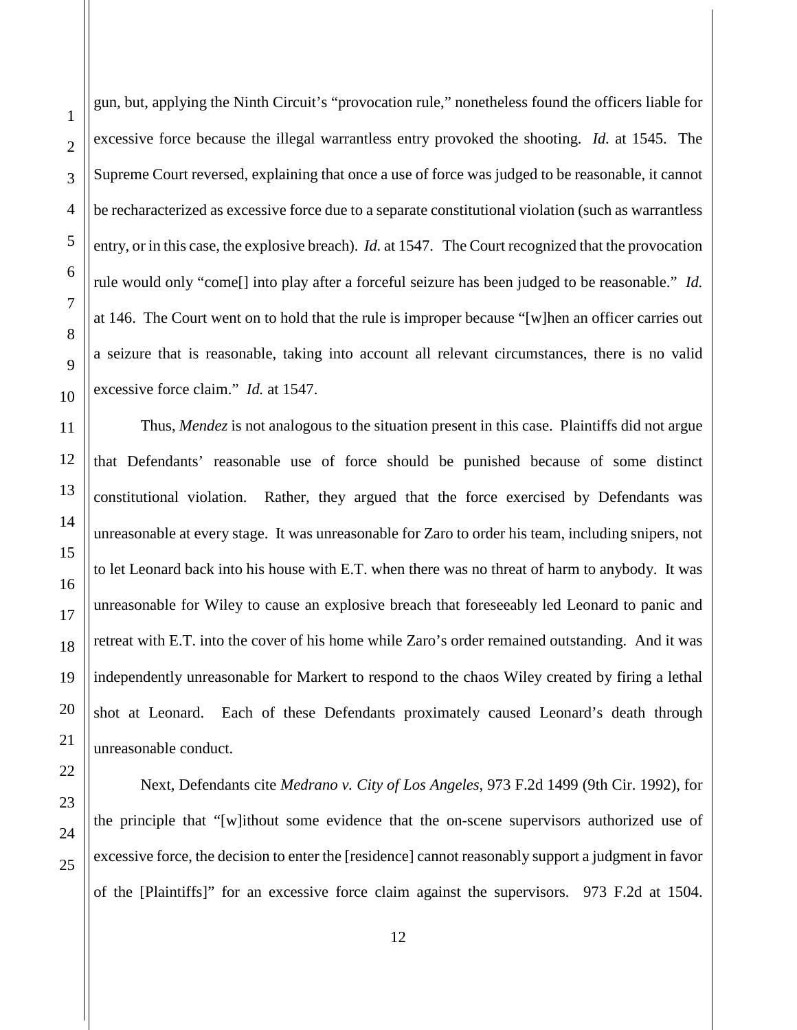gun, but, applying the Ninth Circuit's "provocation rule," nonetheless found the officers liable for excessive force because the illegal warrantless entry provoked the shooting. *Id.* at 1545. The Supreme Court reversed, explaining that once a use of force was judged to be reasonable, it cannot be recharacterized as excessive force due to a separate constitutional violation (such as warrantless entry, or in this case, the explosive breach). *Id.* at 1547. The Court recognized that the provocation rule would only "come[] into play after a forceful seizure has been judged to be reasonable." *Id.* at 146. The Court went on to hold that the rule is improper because "[w]hen an officer carries out a seizure that is reasonable, taking into account all relevant circumstances, there is no valid excessive force claim." *Id.* at 1547.

Thus, *Mendez* is not analogous to the situation present in this case. Plaintiffs did not argue that Defendants' reasonable use of force should be punished because of some distinct constitutional violation. Rather, they argued that the force exercised by Defendants was unreasonable at every stage. It was unreasonable for Zaro to order his team, including snipers, not to let Leonard back into his house with E.T. when there was no threat of harm to anybody. It was unreasonable for Wiley to cause an explosive breach that foreseeably led Leonard to panic and retreat with E.T. into the cover of his home while Zaro's order remained outstanding. And it was independently unreasonable for Markert to respond to the chaos Wiley created by firing a lethal shot at Leonard. Each of these Defendants proximately caused Leonard's death through unreasonable conduct.

Next, Defendants cite *Medrano v. City of Los Angeles*, 973 F.2d 1499 (9th Cir. 1992), for the principle that "[w]ithout some evidence that the on-scene supervisors authorized use of excessive force, the decision to enter the [residence] cannot reasonably support a judgment in favor of the [Plaintiffs]" for an excessive force claim against the supervisors. 973 F.2d at 1504.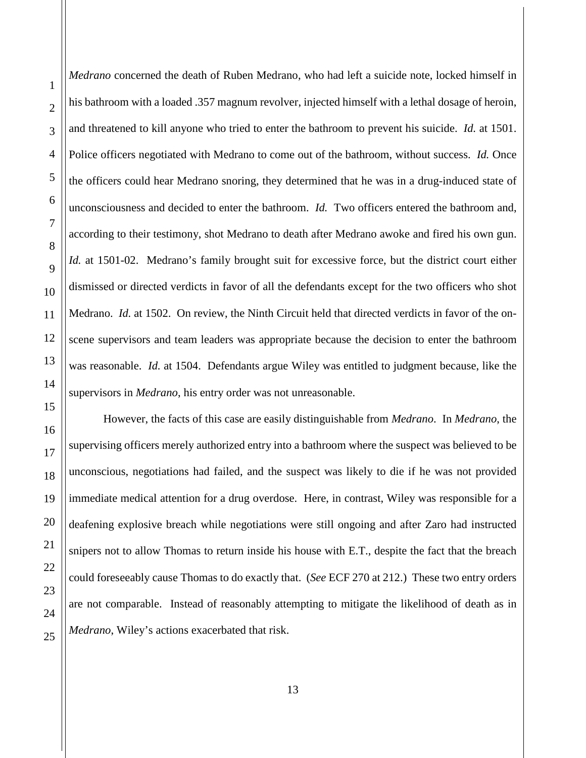*Medrano* concerned the death of Ruben Medrano, who had left a suicide note, locked himself in his bathroom with a loaded .357 magnum revolver, injected himself with a lethal dosage of heroin, and threatened to kill anyone who tried to enter the bathroom to prevent his suicide. *Id.* at 1501. Police officers negotiated with Medrano to come out of the bathroom, without success. *Id.* Once the officers could hear Medrano snoring, they determined that he was in a drug-induced state of unconsciousness and decided to enter the bathroom. *Id.* Two officers entered the bathroom and, according to their testimony, shot Medrano to death after Medrano awoke and fired his own gun. *Id.* at 1501-02. Medrano's family brought suit for excessive force, but the district court either dismissed or directed verdicts in favor of all the defendants except for the two officers who shot Medrano. *Id.* at 1502. On review, the Ninth Circuit held that directed verdicts in favor of the on-scene supervisors and team leaders was appropriate because the decision to enter the bathroom was reasonable. *Id.* at 1504. Defendants argue Wiley was entitled to judgment because, like the supervisors in *Medrano*, his entry order was not unreasonable.

However, the facts of this case are easily distinguishable from *Medrano*. In *Medrano*, the supervising officers merely authorized entry into a bathroom where the suspect was believed to be unconscious, negotiations had failed, and the suspect was likely to die if he was not provided immediate medical attention for a drug overdose. Here, in contrast, Wiley was responsible for a deafening explosive breach while negotiations were still ongoing and after Zaro had instructed snipers not to allow Thomas to return inside his house with E.T., despite the fact that the breach could foreseeably cause Thomas to do exactly that. (*See* ECF 270 at 212.) These two entry orders are not comparable. Instead of reasonably attempting to mitigate the likelihood of death as in *Medrano*, Wiley's actions exacerbated that risk.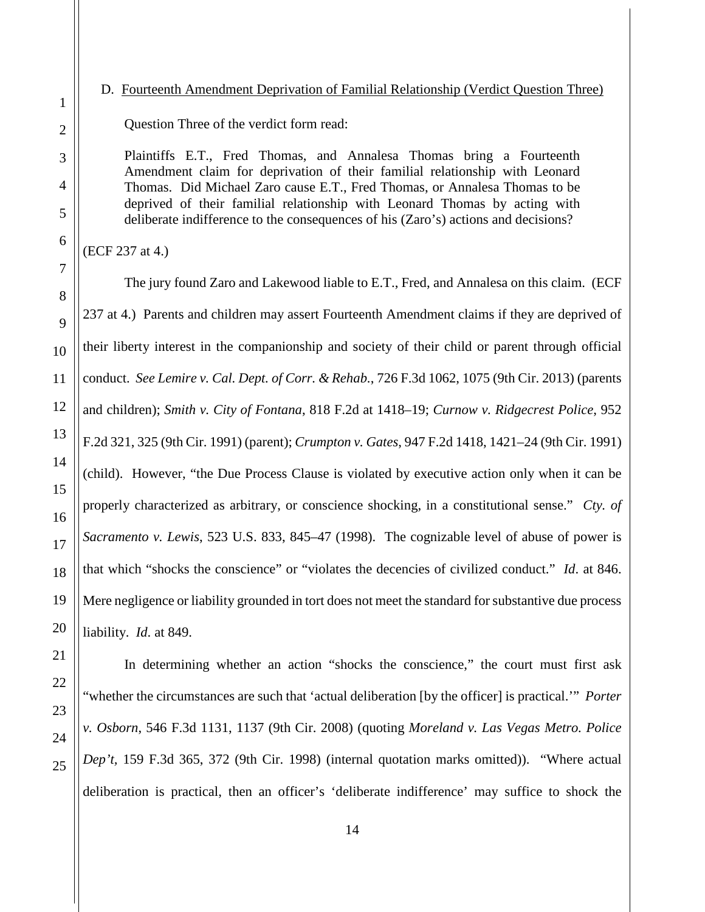D. <u>Fourteenth Amendment Deprivation of Familial Relationship (Verdict Question Three)</u>

Question Three of the verdict form read:

> Plaintiffs E.T., Fred Thomas, and Annalesa Thomas bring a Fourteenth Amendment claim for deprivation of their familial relationship with Leonard Thomas. Did Michael Zaro cause E.T., Fred Thomas, or Annalesa Thomas to be deprived of their familial relationship with Leonard Thomas by acting with deliberate indifference to the consequences of his (Zaro's) actions and decisions?

(ECF 237 at 4.)

The jury found Zaro and Lakewood liable to E.T., Fred, and Annalesa on this claim. (ECF 237 at 4.) Parents and children may assert Fourteenth Amendment claims if they are deprived of their liberty interest in the companionship and society of their child or parent through official conduct. *See Lemire v. Cal. Dept. of Corr. & Rehab.*, 726 F.3d 1062, 1075 (9th Cir. 2013) (parents and children); *Smith v. City of Fontana*, 818 F.2d at 1418–19; *Curnow v. Ridgecrest Police*, 952 F.2d 321, 325 (9th Cir. 1991) (parent); *Crumpton v. Gates*, 947 F.2d 1418, 1421–24 (9th Cir. 1991) (child). However, "the Due Process Clause is violated by executive action only when it can be properly characterized as arbitrary, or conscience shocking, in a constitutional sense." *Cty. of Sacramento v. Lewis*, 523 U.S. 833, 845–47 (1998). The cognizable level of abuse of power is that which "shocks the conscience" or "violates the decencies of civilized conduct." *Id*. at 846. Mere negligence or liability grounded in tort does not meet the standard for substantive due process liability. *Id*. at 849.

In determining whether an action "shocks the conscience," the court must first ask "whether the circumstances are such that 'actual deliberation [by the officer] is practical.'" *Porter v. Osborn*, 546 F.3d 1131, 1137 (9th Cir. 2008) (quoting *Moreland v. Las Vegas Metro. Police Dep't*, 159 F.3d 365, 372 (9th Cir. 1998) (internal quotation marks omitted)). "Where actual deliberation is practical, then an officer's 'deliberate indifference' may suffice to shock the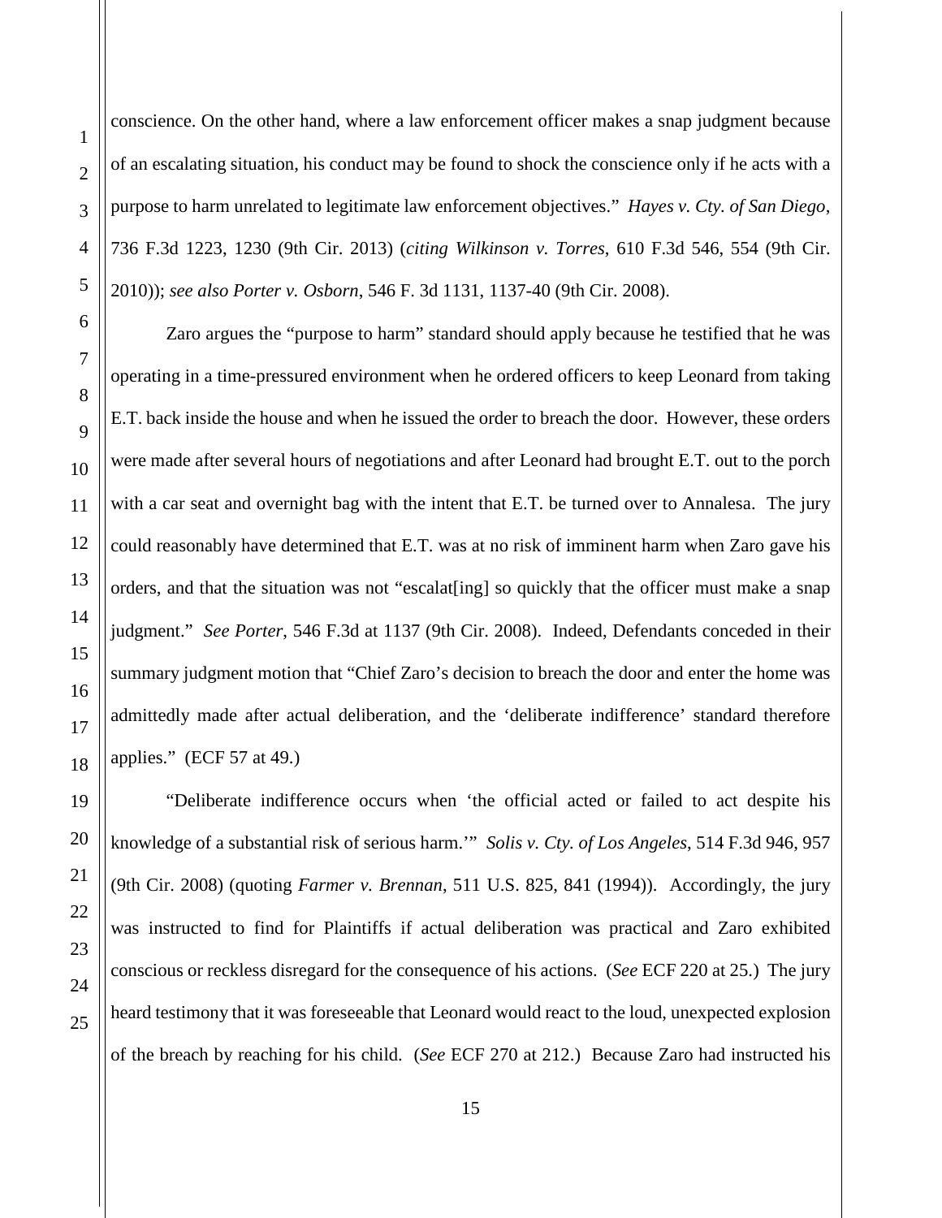conscience. On the other hand, where a law enforcement officer makes a snap judgment because of an escalating situation, his conduct may be found to shock the conscience only if he acts with a purpose to harm unrelated to legitimate law enforcement objectives." *Hayes v. Cty. of San Diego*, 736 F.3d 1223, 1230 (9th Cir. 2013) (*citing Wilkinson v. Torres*, 610 F.3d 546, 554 (9th Cir. 2010)); *see also Porter v. Osborn*, 546 F. 3d 1131, 1137-40 (9th Cir. 2008).

Zaro argues the "purpose to harm" standard should apply because he testified that he was operating in a time-pressured environment when he ordered officers to keep Leonard from taking E.T. back inside the house and when he issued the order to breach the door. However, these orders were made after several hours of negotiations and after Leonard had brought E.T. out to the porch with a car seat and overnight bag with the intent that E.T. be turned over to Annalesa. The jury could reasonably have determined that E.T. was at no risk of imminent harm when Zaro gave his orders, and that the situation was not "escalat[ing] so quickly that the officer must make a snap judgment." *See Porter*, 546 F.3d at 1137 (9th Cir. 2008). Indeed, Defendants conceded in their summary judgment motion that "Chief Zaro's decision to breach the door and enter the home was admittedly made after actual deliberation, and the 'deliberate indifference' standard therefore applies." (ECF 57 at 49.)

"Deliberate indifference occurs when 'the official acted or failed to act despite his knowledge of a substantial risk of serious harm.'" *Solis v. Cty. of Los Angeles*, 514 F.3d 946, 957 (9th Cir. 2008) (quoting *Farmer v. Brennan*, 511 U.S. 825, 841 (1994)). Accordingly, the jury was instructed to find for Plaintiffs if actual deliberation was practical and Zaro exhibited conscious or reckless disregard for the consequence of his actions. (*See* ECF 220 at 25.) The jury heard testimony that it was foreseeable that Leonard would react to the loud, unexpected explosion of the breach by reaching for his child. (*See* ECF 270 at 212.) Because Zaro had instructed his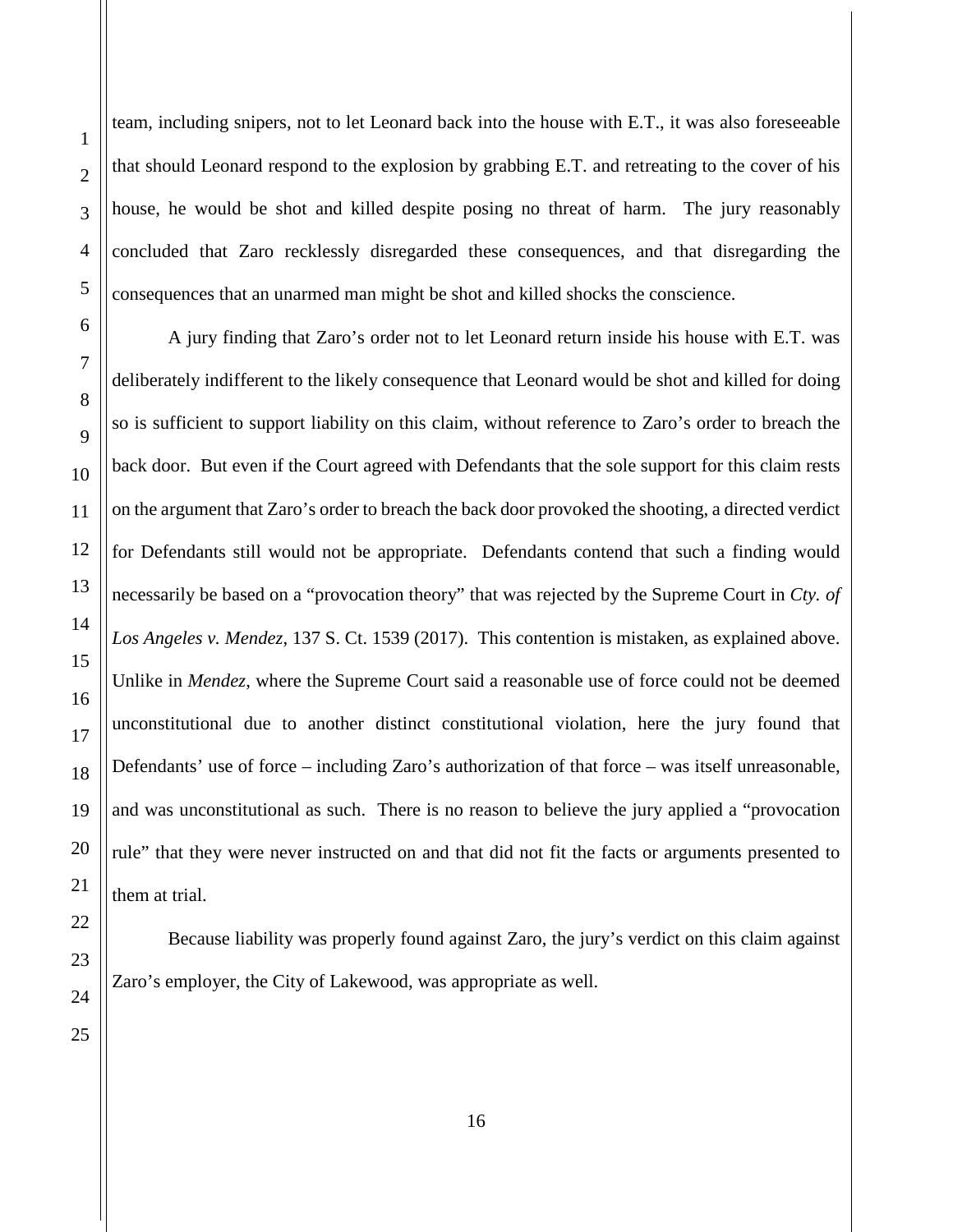team, including snipers, not to let Leonard back into the house with E.T., it was also foreseeable that should Leonard respond to the explosion by grabbing E.T. and retreating to the cover of his house, he would be shot and killed despite posing no threat of harm. The jury reasonably concluded that Zaro recklessly disregarded these consequences, and that disregarding the consequences that an unarmed man might be shot and killed shocks the conscience.

A jury finding that Zaro's order not to let Leonard return inside his house with E.T. was deliberately indifferent to the likely consequence that Leonard would be shot and killed for doing so is sufficient to support liability on this claim, without reference to Zaro's order to breach the back door. But even if the Court agreed with Defendants that the sole support for this claim rests on the argument that Zaro's order to breach the back door provoked the shooting, a directed verdict for Defendants still would not be appropriate. Defendants contend that such a finding would necessarily be based on a "provocation theory" that was rejected by the Supreme Court in *Cty. of Los Angeles v. Mendez*, 137 S. Ct. 1539 (2017). This contention is mistaken, as explained above. Unlike in *Mendez*, where the Supreme Court said a reasonable use of force could not be deemed unconstitutional due to another distinct constitutional violation, here the jury found that Defendants' use of force – including Zaro's authorization of that force – was itself unreasonable, and was unconstitutional as such. There is no reason to believe the jury applied a "provocation rule" that they were never instructed on and that did not fit the facts or arguments presented to them at trial.

Because liability was properly found against Zaro, the jury's verdict on this claim against Zaro's employer, the City of Lakewood, was appropriate as well.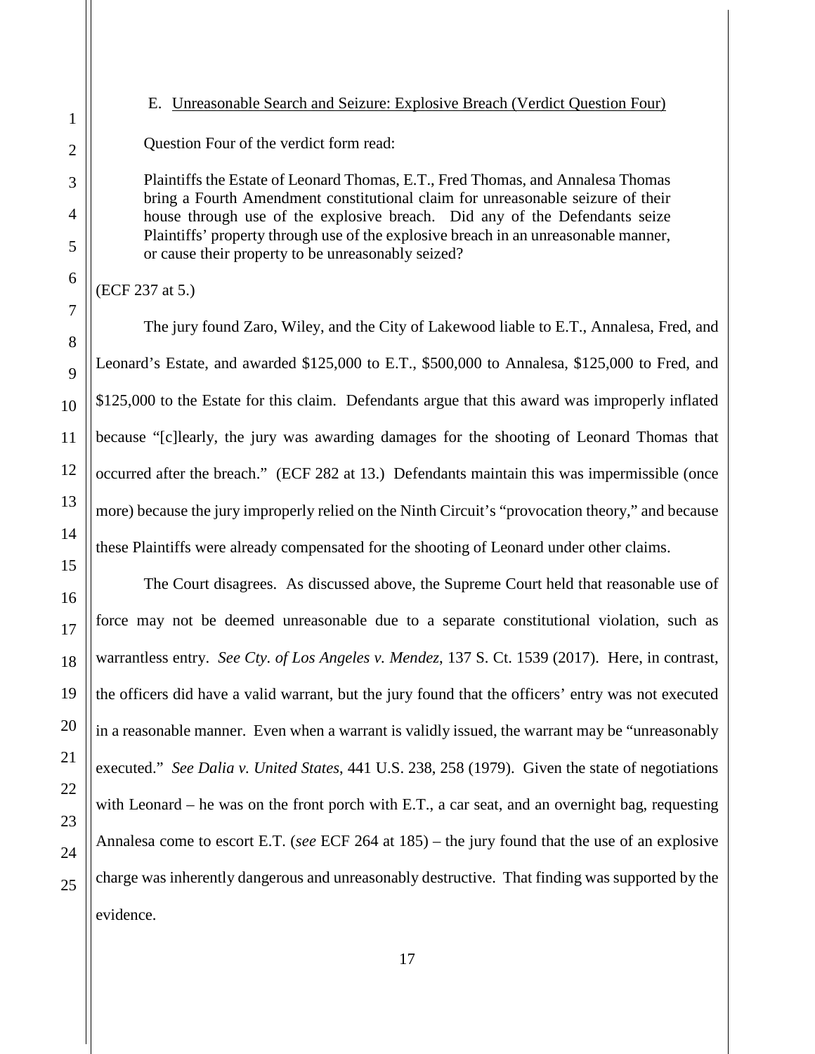### E. Unreasonable Search and Seizure: Explosive Breach (Verdict Question Four)

Question Four of the verdict form read:

> Plaintiffs the Estate of Leonard Thomas, E.T., Fred Thomas, and Annalesa Thomas bring a Fourth Amendment constitutional claim for unreasonable seizure of their house through use of the explosive breach. Did any of the Defendants seize Plaintiffs' property through use of the explosive breach in an unreasonable manner, or cause their property to be unreasonably seized?

(ECF 237 at 5.)

The jury found Zaro, Wiley, and the City of Lakewood liable to E.T., Annalesa, Fred, and Leonard's Estate, and awarded \$125,000 to E.T., \$500,000 to Annalesa, \$125,000 to Fred, and \$125,000 to the Estate for this claim. Defendants argue that this award was improperly inflated because "[c]learly, the jury was awarding damages for the shooting of Leonard Thomas that occurred after the breach." (ECF 282 at 13.) Defendants maintain this was impermissible (once more) because the jury improperly relied on the Ninth Circuit's "provocation theory," and because these Plaintiffs were already compensated for the shooting of Leonard under other claims.

The Court disagrees. As discussed above, the Supreme Court held that reasonable use of force may not be deemed unreasonable due to a separate constitutional violation, such as warrantless entry. *See Cty. of Los Angeles v. Mendez*, 137 S. Ct. 1539 (2017). Here, in contrast, the officers did have a valid warrant, but the jury found that the officers' entry was not executed in a reasonable manner. Even when a warrant is validly issued, the warrant may be "unreasonably executed." *See Dalia v. United States*, 441 U.S. 238, 258 (1979). Given the state of negotiations with Leonard – he was on the front porch with E.T., a car seat, and an overnight bag, requesting Annalesa come to escort E.T. (*see* ECF 264 at 185) – the jury found that the use of an explosive charge was inherently dangerous and unreasonably destructive. That finding was supported by the evidence.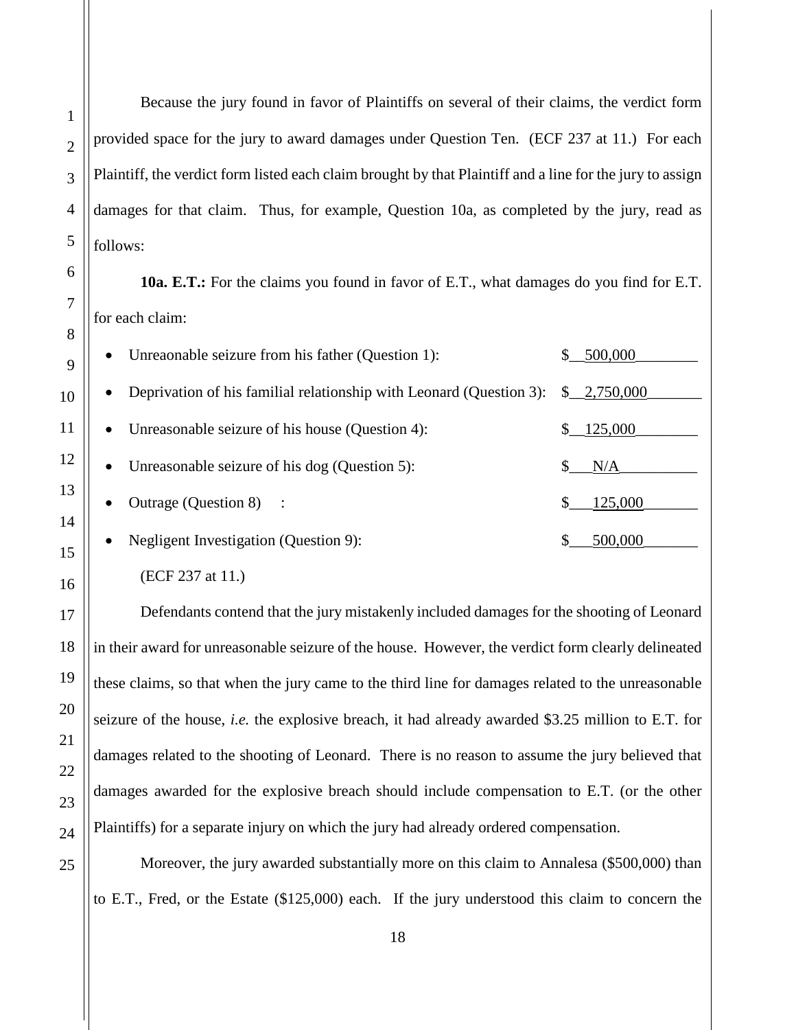Because the jury found in favor of Plaintiffs on several of their claims, the verdict form provided space for the jury to award damages under Question Ten. (ECF 237 at 11.) For each Plaintiff, the verdict form listed each claim brought by that Plaintiff and a line for the jury to assign damages for that claim. Thus, for example, Question 10a, as completed by the jury, read as follows:

**10a. E.T.:** For the claims you found in favor of E.T., what damages do you find for E.T. for each claim:

- Unreaonable seizure from his father (Question 1): $ 500,000
- Deprivation of his familial relationship with Leonard (Question 3): $ 2,750,000
- Unreasonable seizure of his house (Question 4): $ 125,000
- Unreasonable seizure of his dog (Question 5): $ N/A
- Outrage (Question 8) : $ 125,000
- Negligent Investigation (Question 9): $ 500,000

(ECF 237 at 11.)

Defendants contend that the jury mistakenly included damages for the shooting of Leonard in their award for unreasonable seizure of the house. However, the verdict form clearly delineated these claims, so that when the jury came to the third line for damages related to the unreasonable seizure of the house, *i.e.* the explosive breach, it had already awarded $3.25 million to E.T. for damages related to the shooting of Leonard. There is no reason to assume the jury believed that damages awarded for the explosive breach should include compensation to E.T. (or the other Plaintiffs) for a separate injury on which the jury had already ordered compensation.

Moreover, the jury awarded substantially more on this claim to Annalesa ($500,000) than to E.T., Fred, or the Estate ($125,000) each. If the jury understood this claim to concern the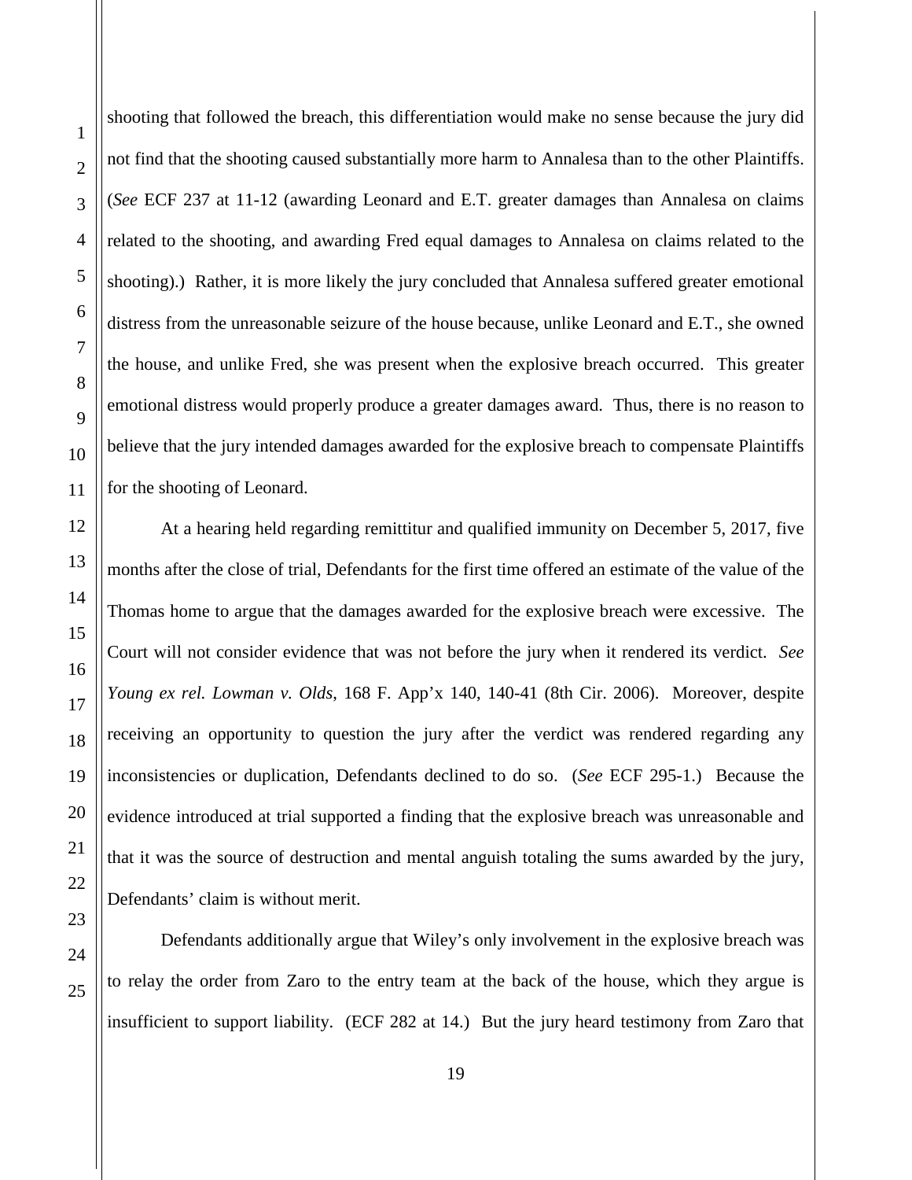shooting that followed the breach, this differentiation would make no sense because the jury did not find that the shooting caused substantially more harm to Annalesa than to the other Plaintiffs. (*See* ECF 237 at 11-12 (awarding Leonard and E.T. greater damages than Annalesa on claims related to the shooting, and awarding Fred equal damages to Annalesa on claims related to the shooting).) Rather, it is more likely the jury concluded that Annalesa suffered greater emotional distress from the unreasonable seizure of the house because, unlike Leonard and E.T., she owned the house, and unlike Fred, she was present when the explosive breach occurred. This greater emotional distress would properly produce a greater damages award. Thus, there is no reason to believe that the jury intended damages awarded for the explosive breach to compensate Plaintiffs for the shooting of Leonard.

At a hearing held regarding remittitur and qualified immunity on December 5, 2017, five months after the close of trial, Defendants for the first time offered an estimate of the value of the Thomas home to argue that the damages awarded for the explosive breach were excessive. The Court will not consider evidence that was not before the jury when it rendered its verdict. *See Young ex rel. Lowman v. Olds*, 168 F. App'x 140, 140-41 (8th Cir. 2006). Moreover, despite receiving an opportunity to question the jury after the verdict was rendered regarding any inconsistencies or duplication, Defendants declined to do so. (*See* ECF 295-1.) Because the evidence introduced at trial supported a finding that the explosive breach was unreasonable and that it was the source of destruction and mental anguish totaling the sums awarded by the jury, Defendants' claim is without merit.

Defendants additionally argue that Wiley's only involvement in the explosive breach was to relay the order from Zaro to the entry team at the back of the house, which they argue is insufficient to support liability. (ECF 282 at 14.) But the jury heard testimony from Zaro that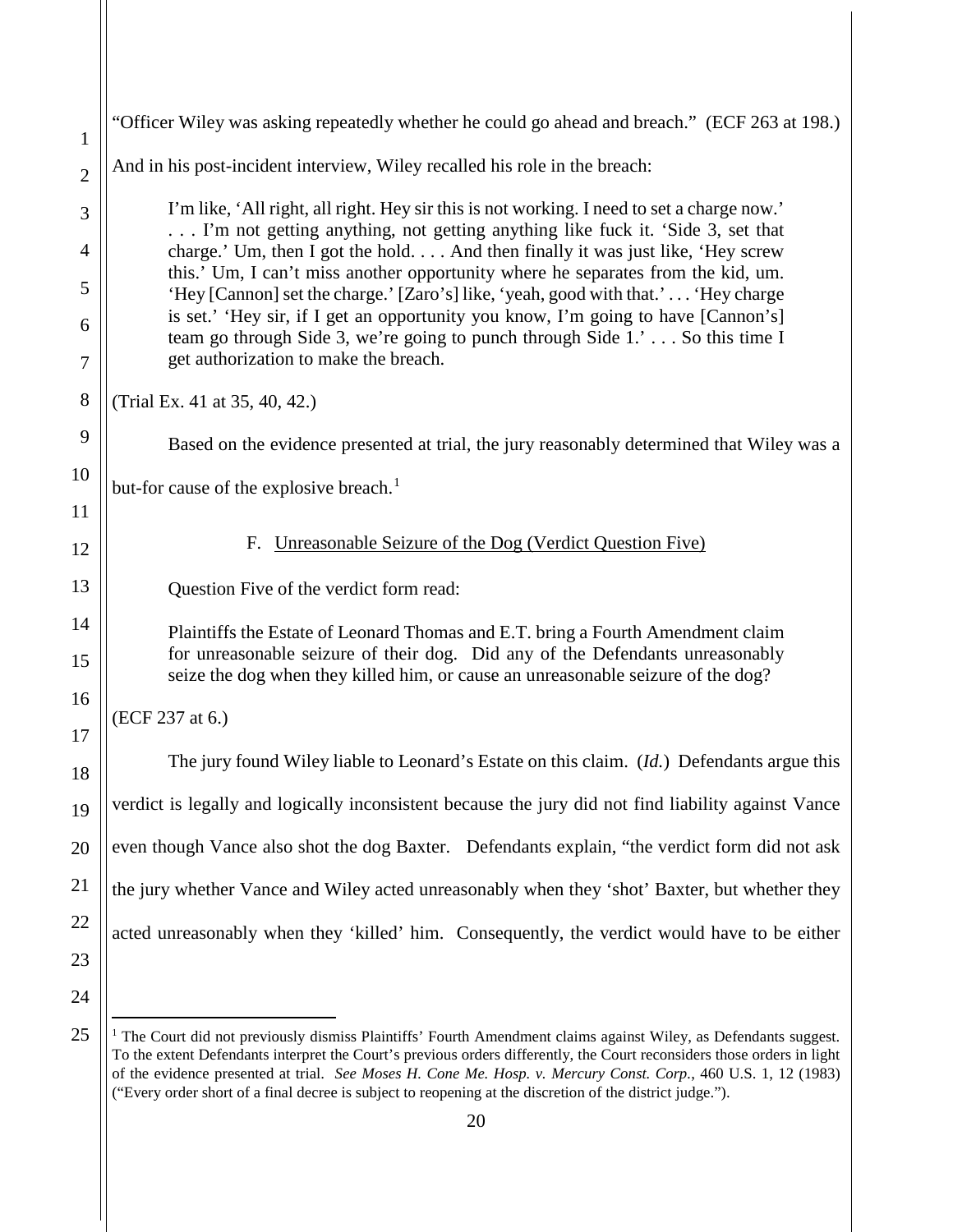"Officer Wiley was asking repeatedly whether he could go ahead and breach." (ECF 263 at 198.) And in his post-incident interview, Wiley recalled his role in the breach:

> I'm like, 'All right, all right. Hey sir this is not working. I need to set a charge now.' . . . I'm not getting anything, not getting anything like fuck it. 'Side 3, set that charge.' Um, then I got the hold. . . . And then finally it was just like, 'Hey screw this.' Um, I can't miss another opportunity where he separates from the kid, um. 'Hey [Cannon] set the charge.' [Zaro's] like, 'yeah, good with that.' . . . 'Hey charge is set.' 'Hey sir, if I get an opportunity you know, I'm going to have [Cannon's] team go through Side 3, we're going to punch through Side 1.' . . . So this time I get authorization to make the breach.

(Trial Ex. 41 at 35, 40, 42.)

Based on the evidence presented at trial, the jury reasonably determined that Wiley was a but-for cause of the explosive breach.[1]

F. Unreasonable Seizure of the Dog (Verdict Question Five)

Question Five of the verdict form read:

> Plaintiffs the Estate of Leonard Thomas and E.T. bring a Fourth Amendment claim for unreasonable seizure of their dog. Did any of the Defendants unreasonably seize the dog when they killed him, or cause an unreasonable seizure of the dog?

(ECF 237 at 6.)

The jury found Wiley liable to Leonard's Estate on this claim. (*Id.*) Defendants argue this verdict is legally and logically inconsistent because the jury did not find liability against Vance even though Vance also shot the dog Baxter. Defendants explain, "the verdict form did not ask the jury whether Vance and Wiley acted unreasonably when they 'shot' Baxter, but whether they acted unreasonably when they 'killed' him. Consequently, the verdict would have to be either

---

[1] The Court did not previously dismiss Plaintiffs' Fourth Amendment claims against Wiley, as Defendants suggest. To the extent Defendants interpret the Court's previous orders differently, the Court reconsiders those orders in light of the evidence presented at trial. *See Moses H. Cone Me. Hosp. v. Mercury Const. Corp.*, 460 U.S. 1, 12 (1983) ("Every order short of a final decree is subject to reopening at the discretion of the district judge.").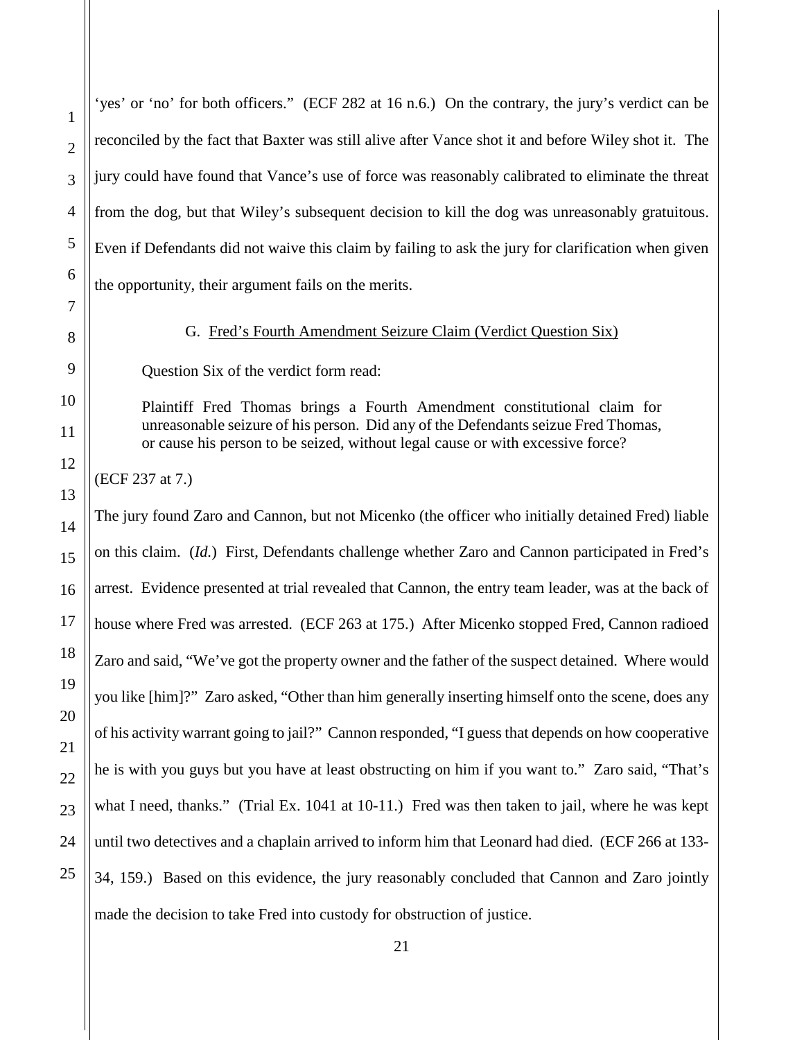'yes' or 'no' for both officers." (ECF 282 at 16 n.6.) On the contrary, the jury's verdict can be reconciled by the fact that Baxter was still alive after Vance shot it and before Wiley shot it. The jury could have found that Vance's use of force was reasonably calibrated to eliminate the threat from the dog, but that Wiley's subsequent decision to kill the dog was unreasonably gratuitous. Even if Defendants did not waive this claim by failing to ask the jury for clarification when given the opportunity, their argument fails on the merits.

### G. Fred's Fourth Amendment Seizure Claim (Verdict Question Six)

Question Six of the verdict form read:

> Plaintiff Fred Thomas brings a Fourth Amendment constitutional claim for unreasonable seizure of his person. Did any of the Defendants seize Fred Thomas, or cause his person to be seized, without legal cause or with excessive force?

(ECF 237 at 7.)

The jury found Zaro and Cannon, but not Micenko (the officer who initially detained Fred) liable on this claim. (*Id.*) First, Defendants challenge whether Zaro and Cannon participated in Fred's arrest. Evidence presented at trial revealed that Cannon, the entry team leader, was at the back of house where Fred was arrested. (ECF 263 at 175.) After Micenko stopped Fred, Cannon radioed Zaro and said, "We've got the property owner and the father of the suspect detained. Where would you like [him]?" Zaro asked, "Other than him generally inserting himself onto the scene, does any of his activity warrant going to jail?" Cannon responded, "I guess that depends on how cooperative he is with you guys but you have at least obstructing on him if you want to." Zaro said, "That's what I need, thanks." (Trial Ex. 1041 at 10-11.) Fred was then taken to jail, where he was kept until two detectives and a chaplain arrived to inform him that Leonard had died. (ECF 266 at 133-34, 159.) Based on this evidence, the jury reasonably concluded that Cannon and Zaro jointly made the decision to take Fred into custody for obstruction of justice.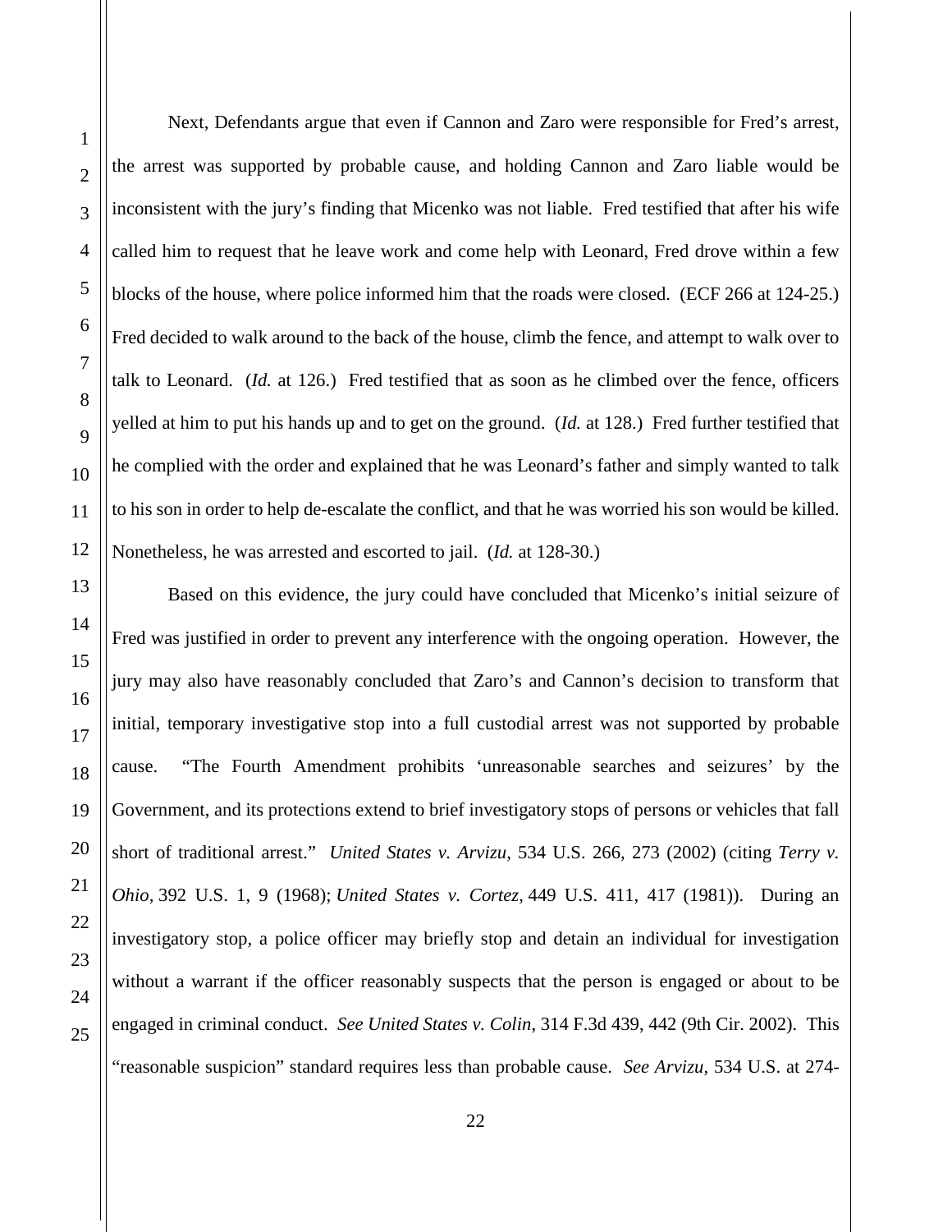Next, Defendants argue that even if Cannon and Zaro were responsible for Fred's arrest, the arrest was supported by probable cause, and holding Cannon and Zaro liable would be inconsistent with the jury's finding that Micenko was not liable. Fred testified that after his wife called him to request that he leave work and come help with Leonard, Fred drove within a few blocks of the house, where police informed him that the roads were closed. (ECF 266 at 124-25.) Fred decided to walk around to the back of the house, climb the fence, and attempt to walk over to talk to Leonard. (*Id.* at 126.) Fred testified that as soon as he climbed over the fence, officers yelled at him to put his hands up and to get on the ground. (*Id.* at 128.) Fred further testified that he complied with the order and explained that he was Leonard's father and simply wanted to talk to his son in order to help de-escalate the conflict, and that he was worried his son would be killed. Nonetheless, he was arrested and escorted to jail. (*Id.* at 128-30.)

Based on this evidence, the jury could have concluded that Micenko's initial seizure of Fred was justified in order to prevent any interference with the ongoing operation. However, the jury may also have reasonably concluded that Zaro's and Cannon's decision to transform that initial, temporary investigative stop into a full custodial arrest was not supported by probable cause. "The Fourth Amendment prohibits 'unreasonable searches and seizures' by the Government, and its protections extend to brief investigatory stops of persons or vehicles that fall short of traditional arrest." *United States v. Arvizu*, 534 U.S. 266, 273 (2002) (citing *Terry v. Ohio*, 392 U.S. 1, 9 (1968); *United States v. Cortez*, 449 U.S. 411, 417 (1981)). During an investigatory stop, a police officer may briefly stop and detain an individual for investigation without a warrant if the officer reasonably suspects that the person is engaged or about to be engaged in criminal conduct. *See United States v. Colin*, 314 F.3d 439, 442 (9th Cir. 2002). This "reasonable suspicion" standard requires less than probable cause. *See Arvizu*, 534 U.S. at 274-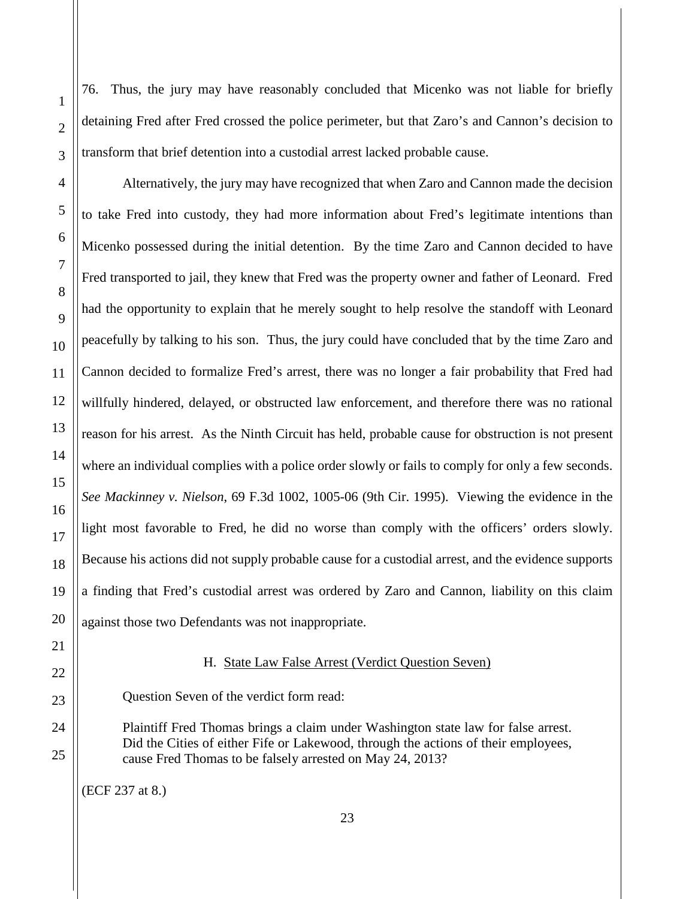76. Thus, the jury may have reasonably concluded that Micenko was not liable for briefly detaining Fred after Fred crossed the police perimeter, but that Zaro's and Cannon's decision to transform that brief detention into a custodial arrest lacked probable cause.

Alternatively, the jury may have recognized that when Zaro and Cannon made the decision to take Fred into custody, they had more information about Fred's legitimate intentions than Micenko possessed during the initial detention. By the time Zaro and Cannon decided to have Fred transported to jail, they knew that Fred was the property owner and father of Leonard. Fred had the opportunity to explain that he merely sought to help resolve the standoff with Leonard peacefully by talking to his son. Thus, the jury could have concluded that by the time Zaro and Cannon decided to formalize Fred's arrest, there was no longer a fair probability that Fred had willfully hindered, delayed, or obstructed law enforcement, and therefore there was no rational reason for his arrest. As the Ninth Circuit has held, probable cause for obstruction is not present where an individual complies with a police order slowly or fails to comply for only a few seconds. *See Mackinney v. Nielson*, 69 F.3d 1002, 1005-06 (9th Cir. 1995). Viewing the evidence in the light most favorable to Fred, he did no worse than comply with the officers' orders slowly. Because his actions did not supply probable cause for a custodial arrest, and the evidence supports a finding that Fred's custodial arrest was ordered by Zaro and Cannon, liability on this claim against those two Defendants was not inappropriate.

### H. State Law False Arrest (Verdict Question Seven)

Question Seven of the verdict form read:

> Plaintiff Fred Thomas brings a claim under Washington state law for false arrest. Did the Cities of either Fife or Lakewood, through the actions of their employees, cause Fred Thomas to be falsely arrested on May 24, 2013?

(ECF 237 at 8.)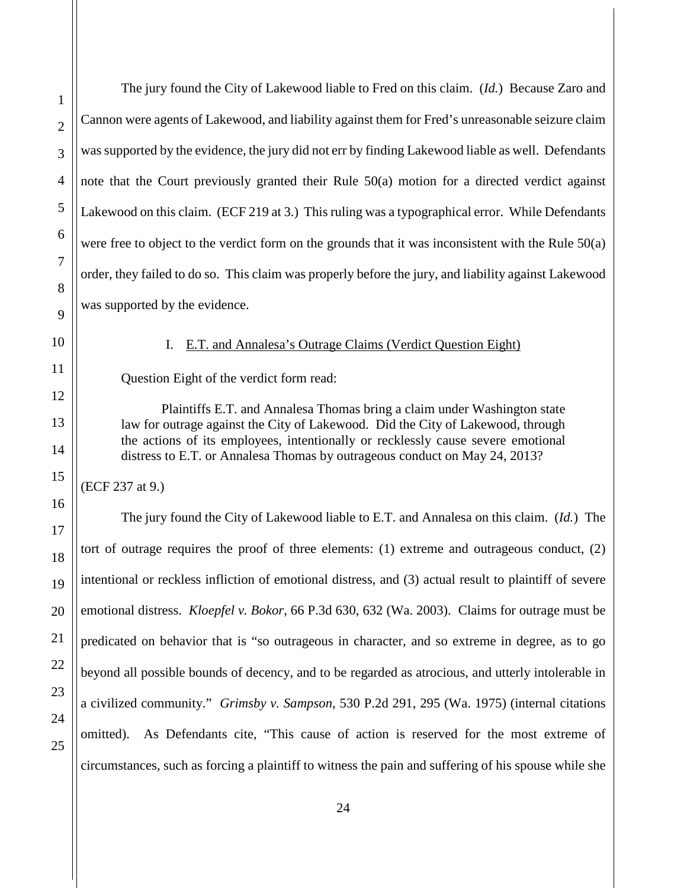The jury found the City of Lakewood liable to Fred on this claim. (*Id.*) Because Zaro and Cannon were agents of Lakewood, and liability against them for Fred's unreasonable seizure claim was supported by the evidence, the jury did not err by finding Lakewood liable as well. Defendants note that the Court previously granted their Rule 50(a) motion for a directed verdict against Lakewood on this claim. (ECF 219 at 3.) This ruling was a typographical error. While Defendants were free to object to the verdict form on the grounds that it was inconsistent with the Rule 50(a) order, they failed to do so. This claim was properly before the jury, and liability against Lakewood was supported by the evidence.

### I. E.T. and Annalesa's Outrage Claims (Verdict Question Eight)

Question Eight of the verdict form read:

> Plaintiffs E.T. and Annalesa Thomas bring a claim under Washington state law for outrage against the City of Lakewood. Did the City of Lakewood, through the actions of its employees, intentionally or recklessly cause severe emotional distress to E.T. or Annalesa Thomas by outrageous conduct on May 24, 2013?

(ECF 237 at 9.)

The jury found the City of Lakewood liable to E.T. and Annalesa on this claim. (*Id.*) The tort of outrage requires the proof of three elements: (1) extreme and outrageous conduct, (2) intentional or reckless infliction of emotional distress, and (3) actual result to plaintiff of severe emotional distress. *Kloepfel v. Bokor*, 66 P.3d 630, 632 (Wa. 2003). Claims for outrage must be predicated on behavior that is "so outrageous in character, and so extreme in degree, as to go beyond all possible bounds of decency, and to be regarded as atrocious, and utterly intolerable in a civilized community." *Grimsby v. Sampson*, 530 P.2d 291, 295 (Wa. 1975) (internal citations omitted). As Defendants cite, "This cause of action is reserved for the most extreme of circumstances, such as forcing a plaintiff to witness the pain and suffering of his spouse while she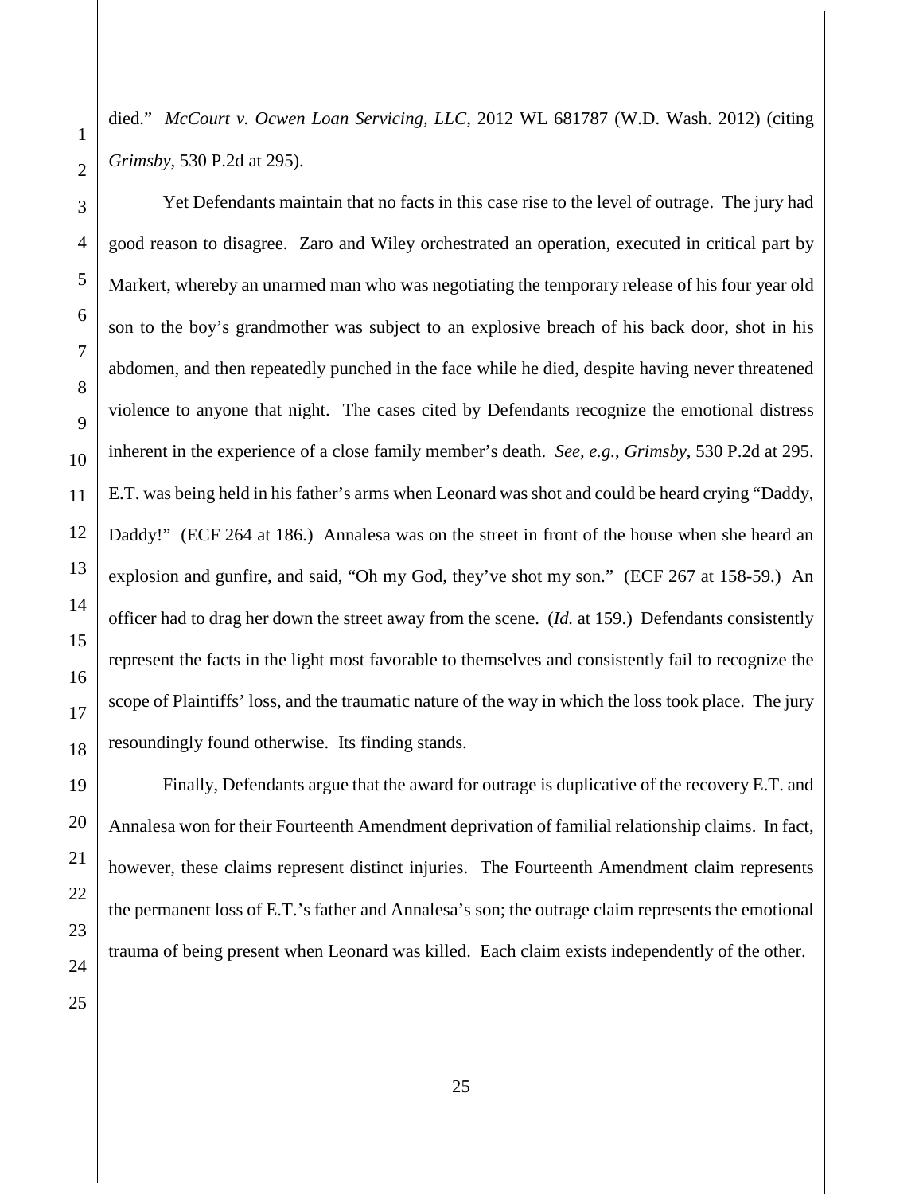died." *McCourt v. Ocwen Loan Servicing, LLC*, 2012 WL 681787 (W.D. Wash. 2012) (citing *Grimsby*, 530 P.2d at 295).

Yet Defendants maintain that no facts in this case rise to the level of outrage. The jury had good reason to disagree. Zaro and Wiley orchestrated an operation, executed in critical part by Markert, whereby an unarmed man who was negotiating the temporary release of his four year old son to the boy's grandmother was subject to an explosive breach of his back door, shot in his abdomen, and then repeatedly punched in the face while he died, despite having never threatened violence to anyone that night. The cases cited by Defendants recognize the emotional distress inherent in the experience of a close family member's death. *See, e.g.*, *Grimsby*, 530 P.2d at 295. E.T. was being held in his father's arms when Leonard was shot and could be heard crying "Daddy, Daddy!" (ECF 264 at 186.) Annalesa was on the street in front of the house when she heard an explosion and gunfire, and said, "Oh my God, they've shot my son." (ECF 267 at 158-59.) An officer had to drag her down the street away from the scene. (*Id.* at 159.) Defendants consistently represent the facts in the light most favorable to themselves and consistently fail to recognize the scope of Plaintiffs' loss, and the traumatic nature of the way in which the loss took place. The jury resoundingly found otherwise. Its finding stands.

Finally, Defendants argue that the award for outrage is duplicative of the recovery E.T. and Annalesa won for their Fourteenth Amendment deprivation of familial relationship claims. In fact, however, these claims represent distinct injuries. The Fourteenth Amendment claim represents the permanent loss of E.T.'s father and Annalesa's son; the outrage claim represents the emotional trauma of being present when Leonard was killed. Each claim exists independently of the other.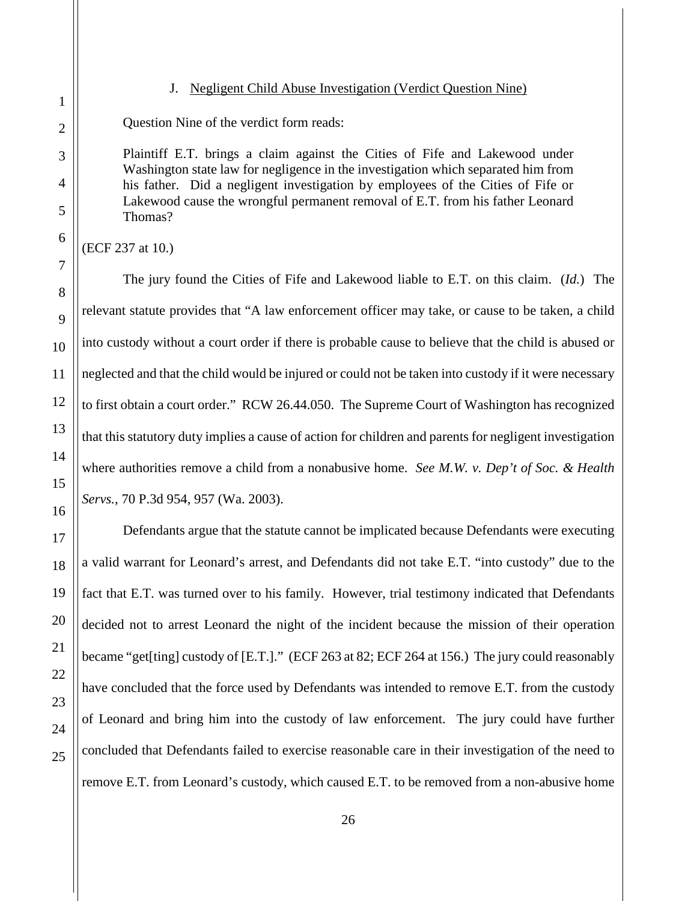### J. Negligent Child Abuse Investigation (Verdict Question Nine)

Question Nine of the verdict form reads:

> Plaintiff E.T. brings a claim against the Cities of Fife and Lakewood under Washington state law for negligence in the investigation which separated him from his father. Did a negligent investigation by employees of the Cities of Fife or Lakewood cause the wrongful permanent removal of E.T. from his father Leonard Thomas?

(ECF 237 at 10.)

The jury found the Cities of Fife and Lakewood liable to E.T. on this claim. (*Id.*) The relevant statute provides that "A law enforcement officer may take, or cause to be taken, a child into custody without a court order if there is probable cause to believe that the child is abused or neglected and that the child would be injured or could not be taken into custody if it were necessary to first obtain a court order." RCW 26.44.050. The Supreme Court of Washington has recognized that this statutory duty implies a cause of action for children and parents for negligent investigation where authorities remove a child from a nonabusive home. *See M.W. v. Dep't of Soc. & Health Servs.*, 70 P.3d 954, 957 (Wa. 2003).

Defendants argue that the statute cannot be implicated because Defendants were executing a valid warrant for Leonard's arrest, and Defendants did not take E.T. "into custody" due to the fact that E.T. was turned over to his family. However, trial testimony indicated that Defendants decided not to arrest Leonard the night of the incident because the mission of their operation became "get[ting] custody of [E.T.]." (ECF 263 at 82; ECF 264 at 156.) The jury could reasonably have concluded that the force used by Defendants was intended to remove E.T. from the custody of Leonard and bring him into the custody of law enforcement. The jury could have further concluded that Defendants failed to exercise reasonable care in their investigation of the need to remove E.T. from Leonard's custody, which caused E.T. to be removed from a non-abusive home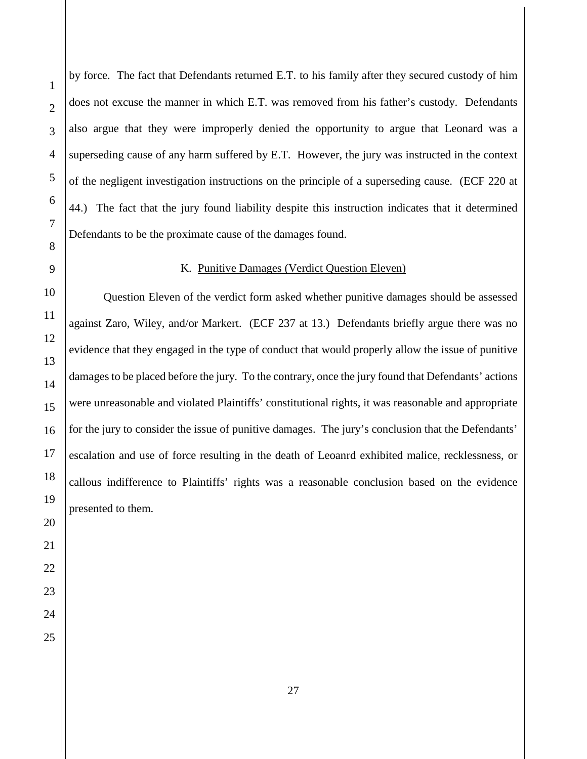by force. The fact that Defendants returned E.T. to his family after they secured custody of him does not excuse the manner in which E.T. was removed from his father's custody. Defendants also argue that they were improperly denied the opportunity to argue that Leonard was a superseding cause of any harm suffered by E.T. However, the jury was instructed in the context of the negligent investigation instructions on the principle of a superseding cause. (ECF 220 at 44.) The fact that the jury found liability despite this instruction indicates that it determined Defendants to be the proximate cause of the damages found.

### K. Punitive Damages (Verdict Question Eleven)

Question Eleven of the verdict form asked whether punitive damages should be assessed against Zaro, Wiley, and/or Markert. (ECF 237 at 13.) Defendants briefly argue there was no evidence that they engaged in the type of conduct that would properly allow the issue of punitive damages to be placed before the jury. To the contrary, once the jury found that Defendants' actions were unreasonable and violated Plaintiffs' constitutional rights, it was reasonable and appropriate for the jury to consider the issue of punitive damages. The jury's conclusion that the Defendants' escalation and use of force resulting in the death of Leoanrd exhibited malice, recklessness, or callous indifference to Plaintiffs' rights was a reasonable conclusion based on the evidence presented to them.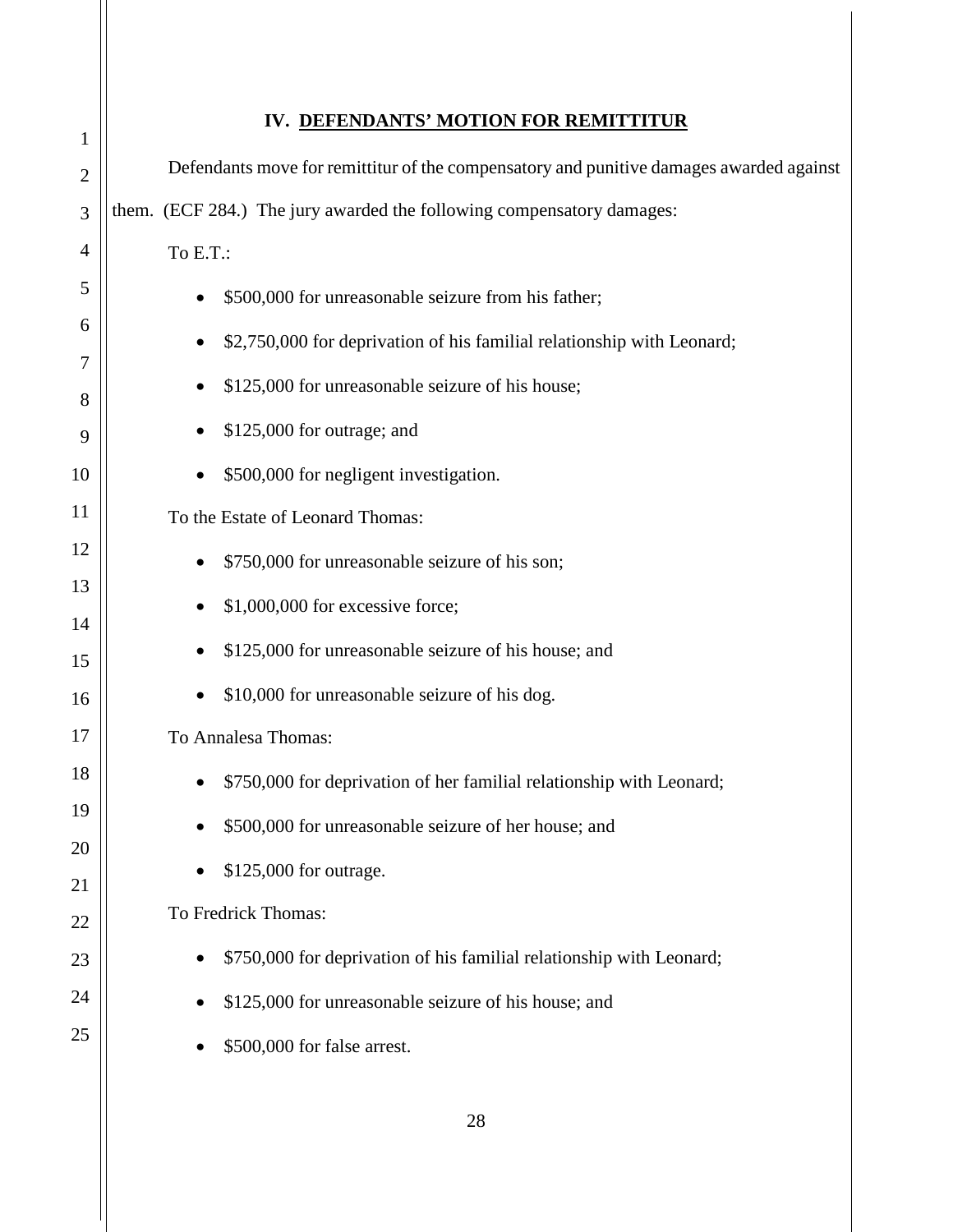## IV. DEFENDANTS' MOTION FOR REMITTITUR

Defendants move for remittitur of the compensatory and punitive damages awarded against them. (ECF 284.) The jury awarded the following compensatory damages:

To E.T.:

- $500,000 for unreasonable seizure from his father;
- $2,750,000 for deprivation of his familial relationship with Leonard;
- $125,000 for unreasonable seizure of his house;
- $125,000 for outrage; and
- $500,000 for negligent investigation.

To the Estate of Leonard Thomas:

- $750,000 for unreasonable seizure of his son;
- $1,000,000 for excessive force;
- $125,000 for unreasonable seizure of his house; and
- $10,000 for unreasonable seizure of his dog.

To Annalesa Thomas:

- $750,000 for deprivation of her familial relationship with Leonard;
- $500,000 for unreasonable seizure of her house; and
- $125,000 for outrage.

To Fredrick Thomas:

- $750,000 for deprivation of his familial relationship with Leonard;
- $125,000 for unreasonable seizure of his house; and
- $500,000 for false arrest.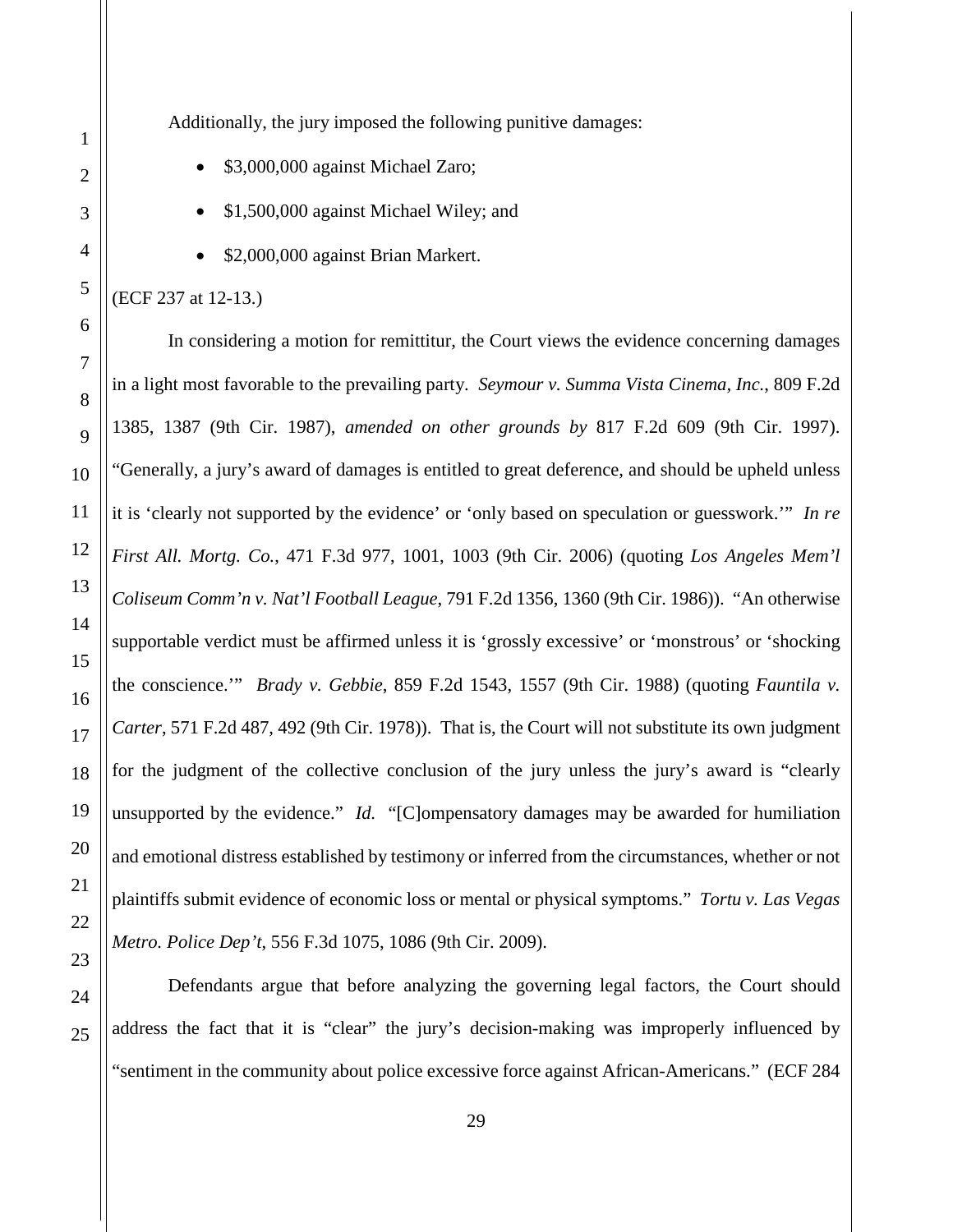Additionally, the jury imposed the following punitive damages:

- $3,000,000 against Michael Zaro;
- $1,500,000 against Michael Wiley; and
- $2,000,000 against Brian Markert.

(ECF 237 at 12-13.)

In considering a motion for remittitur, the Court views the evidence concerning damages in a light most favorable to the prevailing party. *Seymour v. Summa Vista Cinema, Inc.*, 809 F.2d 1385, 1387 (9th Cir. 1987), *amended on other grounds by* 817 F.2d 609 (9th Cir. 1997). "Generally, a jury's award of damages is entitled to great deference, and should be upheld unless it is 'clearly not supported by the evidence' or 'only based on speculation or guesswork.'" *In re First All. Mortg. Co.*, 471 F.3d 977, 1001, 1003 (9th Cir. 2006) (quoting *Los Angeles Mem'l Coliseum Comm'n v. Nat'l Football League*, 791 F.2d 1356, 1360 (9th Cir. 1986)). "An otherwise supportable verdict must be affirmed unless it is 'grossly excessive' or 'monstrous' or 'shocking the conscience.'" *Brady v. Gebbie*, 859 F.2d 1543, 1557 (9th Cir. 1988) (quoting *Fauntila v. Carter*, 571 F.2d 487, 492 (9th Cir. 1978)). That is, the Court will not substitute its own judgment for the judgment of the collective conclusion of the jury unless the jury's award is "clearly unsupported by the evidence." *Id.* "[C]ompensatory damages may be awarded for humiliation and emotional distress established by testimony or inferred from the circumstances, whether or not plaintiffs submit evidence of economic loss or mental or physical symptoms." *Tortu v. Las Vegas Metro. Police Dep't*, 556 F.3d 1075, 1086 (9th Cir. 2009).

Defendants argue that before analyzing the governing legal factors, the Court should address the fact that it is "clear" the jury's decision-making was improperly influenced by "sentiment in the community about police excessive force against African-Americans." (ECF 284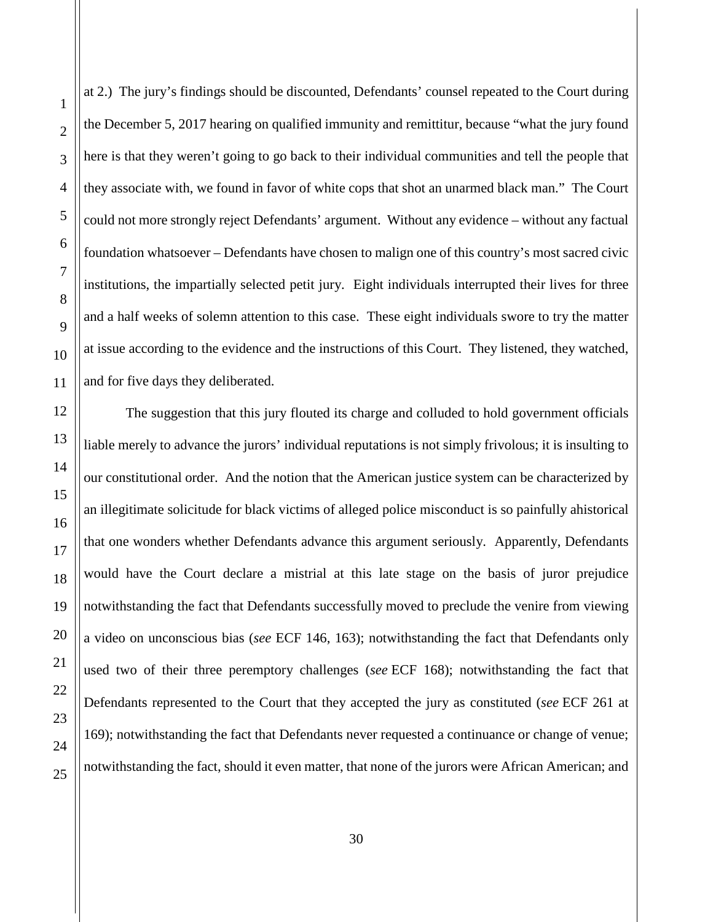at 2.) The jury's findings should be discounted, Defendants' counsel repeated to the Court during the December 5, 2017 hearing on qualified immunity and remittitur, because "what the jury found here is that they weren't going to go back to their individual communities and tell the people that they associate with, we found in favor of white cops that shot an unarmed black man." The Court could not more strongly reject Defendants' argument. Without any evidence – without any factual foundation whatsoever – Defendants have chosen to malign one of this country's most sacred civic institutions, the impartially selected petit jury. Eight individuals interrupted their lives for three and a half weeks of solemn attention to this case. These eight individuals swore to try the matter at issue according to the evidence and the instructions of this Court. They listened, they watched, and for five days they deliberated.

The suggestion that this jury flouted its charge and colluded to hold government officials liable merely to advance the jurors' individual reputations is not simply frivolous; it is insulting to our constitutional order. And the notion that the American justice system can be characterized by an illegitimate solicitude for black victims of alleged police misconduct is so painfully ahistorical that one wonders whether Defendants advance this argument seriously. Apparently, Defendants would have the Court declare a mistrial at this late stage on the basis of juror prejudice notwithstanding the fact that Defendants successfully moved to preclude the venire from viewing a video on unconscious bias (*see* ECF 146, 163); notwithstanding the fact that Defendants only used two of their three peremptory challenges (*see* ECF 168); notwithstanding the fact that Defendants represented to the Court that they accepted the jury as constituted (*see* ECF 261 at 169); notwithstanding the fact that Defendants never requested a continuance or change of venue; notwithstanding the fact, should it even matter, that none of the jurors were African American; and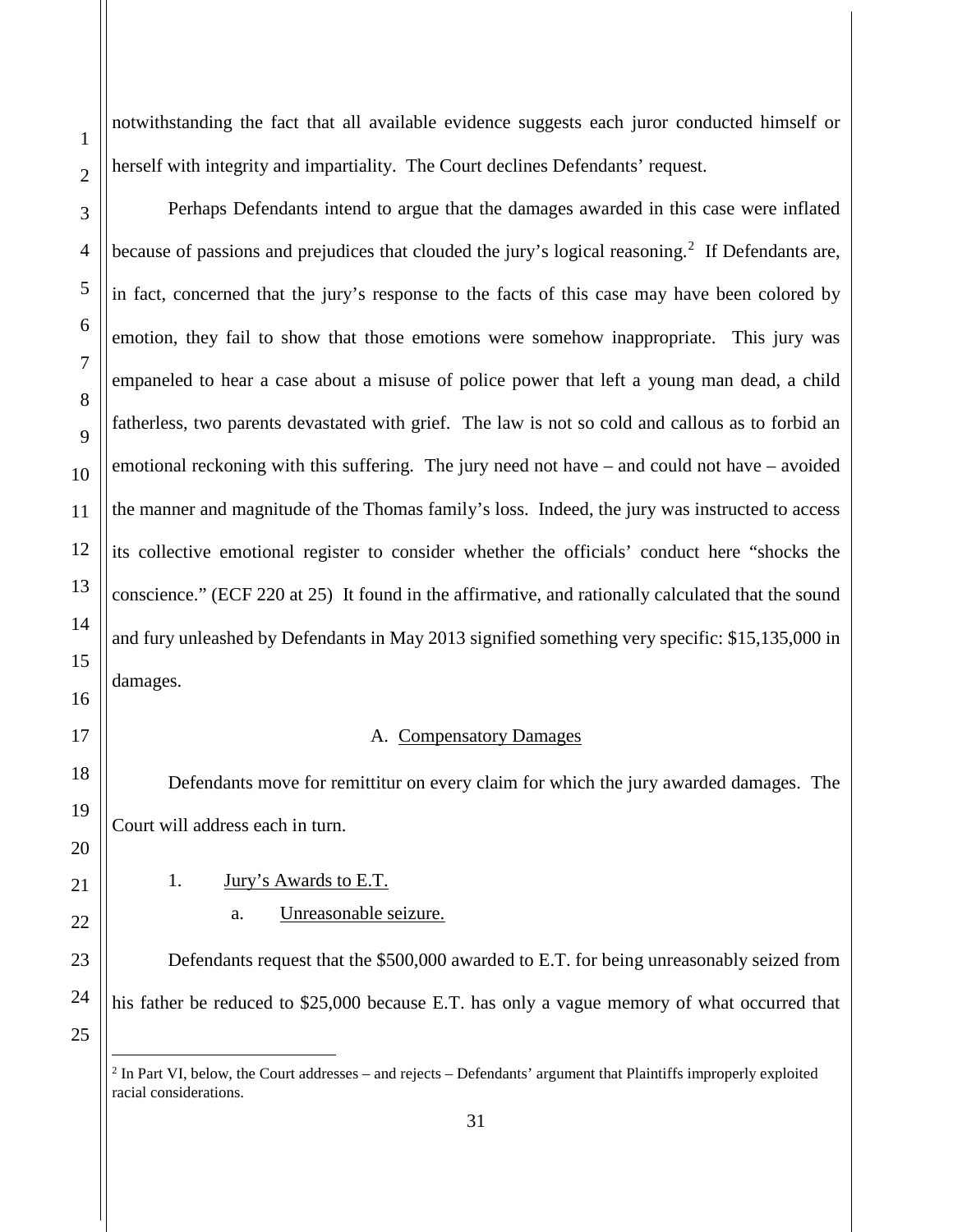notwithstanding the fact that all available evidence suggests each juror conducted himself or herself with integrity and impartiality. The Court declines Defendants' request.

Perhaps Defendants intend to argue that the damages awarded in this case were inflated because of passions and prejudices that clouded the jury's logical reasoning.[2] If Defendants are, in fact, concerned that the jury's response to the facts of this case may have been colored by emotion, they fail to show that those emotions were somehow inappropriate. This jury was empaneled to hear a case about a misuse of police power that left a young man dead, a child fatherless, two parents devastated with grief. The law is not so cold and callous as to forbid an emotional reckoning with this suffering. The jury need not have – and could not have – avoided the manner and magnitude of the Thomas family's loss. Indeed, the jury was instructed to access its collective emotional register to consider whether the officials' conduct here "shocks the conscience." (ECF 220 at 25) It found in the affirmative, and rationally calculated that the sound and fury unleashed by Defendants in May 2013 signified something very specific: $15,135,000 in damages.

## A. Compensatory Damages

Defendants move for remittitur on every claim for which the jury awarded damages. The Court will address each in turn.

### 1. Jury's Awards to E.T.

#### a. Unreasonable seizure.

Defendants request that the $500,000 awarded to E.T. for being unreasonably seized from his father be reduced to $25,000 because E.T. has only a vague memory of what occurred that

---

[2] In Part VI, below, the Court addresses – and rejects – Defendants' argument that Plaintiffs improperly exploited racial considerations.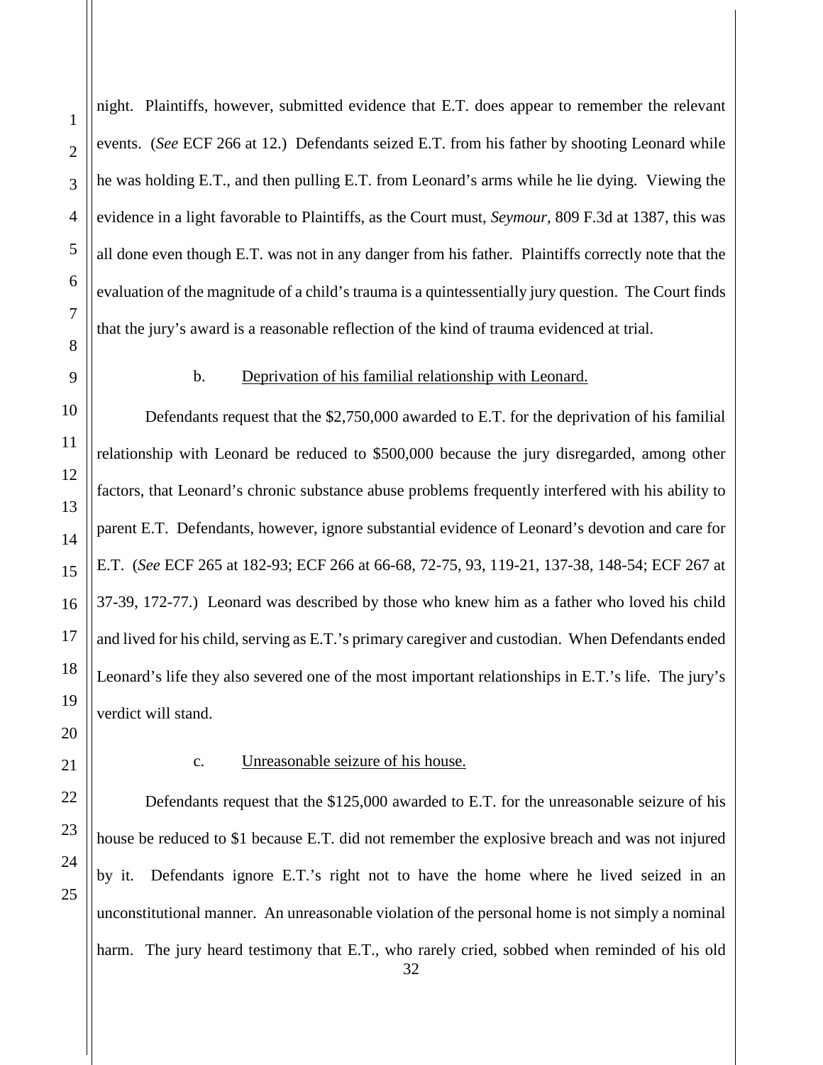night. Plaintiffs, however, submitted evidence that E.T. does appear to remember the relevant events. (*See* ECF 266 at 12.) Defendants seized E.T. from his father by shooting Leonard while he was holding E.T., and then pulling E.T. from Leonard's arms while he lie dying. Viewing the evidence in a light favorable to Plaintiffs, as the Court must, *Seymour*, 809 F.3d at 1387, this was all done even though E.T. was not in any danger from his father. Plaintiffs correctly note that the evaluation of the magnitude of a child's trauma is a quintessentially jury question. The Court finds that the jury's award is a reasonable reflection of the kind of trauma evidenced at trial.

b. Deprivation of his familial relationship with Leonard.

Defendants request that the $2,750,000 awarded to E.T. for the deprivation of his familial relationship with Leonard be reduced to $500,000 because the jury disregarded, among other factors, that Leonard's chronic substance abuse problems frequently interfered with his ability to parent E.T. Defendants, however, ignore substantial evidence of Leonard's devotion and care for E.T. (*See* ECF 265 at 182-93; ECF 266 at 66-68, 72-75, 93, 119-21, 137-38, 148-54; ECF 267 at 37-39, 172-77.) Leonard was described by those who knew him as a father who loved his child and lived for his child, serving as E.T.'s primary caregiver and custodian. When Defendants ended Leonard's life they also severed one of the most important relationships in E.T.'s life. The jury's verdict will stand.

c. Unreasonable seizure of his house.

Defendants request that the $125,000 awarded to E.T. for the unreasonable seizure of his house be reduced to $1 because E.T. did not remember the explosive breach and was not injured by it. Defendants ignore E.T.'s right not to have the home where he lived seized in an unconstitutional manner. An unreasonable violation of the personal home is not simply a nominal harm. The jury heard testimony that E.T., who rarely cried, sobbed when reminded of his old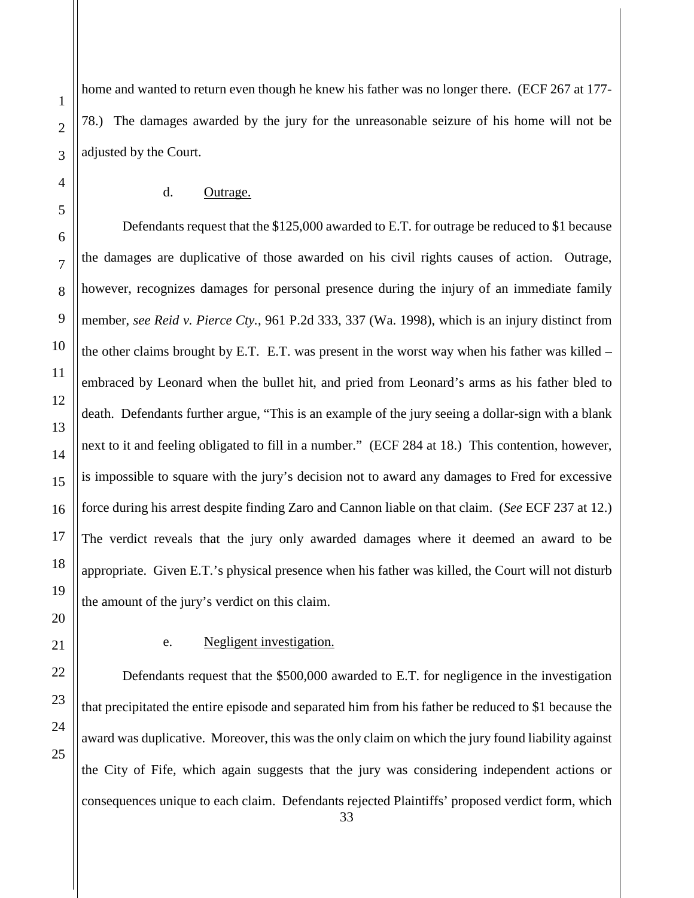home and wanted to return even though he knew his father was no longer there. (ECF 267 at 177-78.) The damages awarded by the jury for the unreasonable seizure of his home will not be adjusted by the Court.

d. Outrage.

Defendants request that the $125,000 awarded to E.T. for outrage be reduced to $1 because the damages are duplicative of those awarded on his civil rights causes of action. Outrage, however, recognizes damages for personal presence during the injury of an immediate family member, *see Reid v. Pierce Cty.*, 961 P.2d 333, 337 (Wa. 1998), which is an injury distinct from the other claims brought by E.T. E.T. was present in the worst way when his father was killed – embraced by Leonard when the bullet hit, and pried from Leonard's arms as his father bled to death. Defendants further argue, "This is an example of the jury seeing a dollar-sign with a blank next to it and feeling obligated to fill in a number." (ECF 284 at 18.) This contention, however, is impossible to square with the jury's decision not to award any damages to Fred for excessive force during his arrest despite finding Zaro and Cannon liable on that claim. (*See* ECF 237 at 12.) The verdict reveals that the jury only awarded damages where it deemed an award to be appropriate. Given E.T.'s physical presence when his father was killed, the Court will not disturb the amount of the jury's verdict on this claim.

e. Negligent investigation.

Defendants request that the $500,000 awarded to E.T. for negligence in the investigation that precipitated the entire episode and separated him from his father be reduced to $1 because the award was duplicative. Moreover, this was the only claim on which the jury found liability against the City of Fife, which again suggests that the jury was considering independent actions or consequences unique to each claim. Defendants rejected Plaintiffs' proposed verdict form, which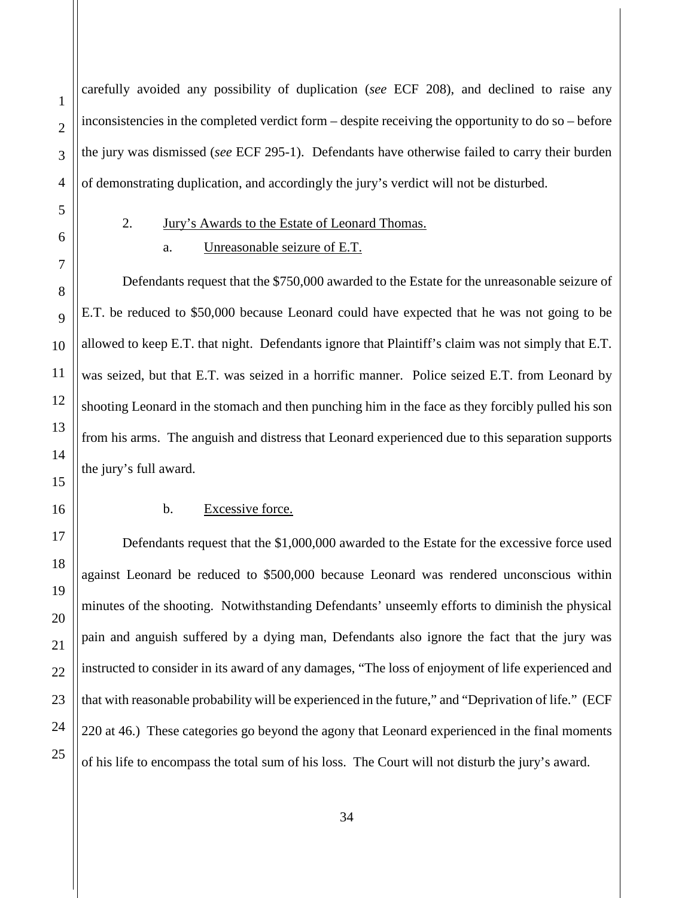carefully avoided any possibility of duplication (*see* ECF 208), and declined to raise any inconsistencies in the completed verdict form – despite receiving the opportunity to do so – before the jury was dismissed (*see* ECF 295-1). Defendants have otherwise failed to carry their burden of demonstrating duplication, and accordingly the jury's verdict will not be disturbed.

2. Jury's Awards to the Estate of Leonard Thomas.

a. Unreasonable seizure of E.T.

Defendants request that the $750,000 awarded to the Estate for the unreasonable seizure of E.T. be reduced to $50,000 because Leonard could have expected that he was not going to be allowed to keep E.T. that night. Defendants ignore that Plaintiff's claim was not simply that E.T. was seized, but that E.T. was seized in a horrific manner. Police seized E.T. from Leonard by shooting Leonard in the stomach and then punching him in the face as they forcibly pulled his son from his arms. The anguish and distress that Leonard experienced due to this separation supports the jury's full award.

b. Excessive force.

Defendants request that the $1,000,000 awarded to the Estate for the excessive force used against Leonard be reduced to $500,000 because Leonard was rendered unconscious within minutes of the shooting. Notwithstanding Defendants' unseemly efforts to diminish the physical pain and anguish suffered by a dying man, Defendants also ignore the fact that the jury was instructed to consider in its award of any damages, "The loss of enjoyment of life experienced and that with reasonable probability will be experienced in the future," and "Deprivation of life." (ECF 220 at 46.) These categories go beyond the agony that Leonard experienced in the final moments of his life to encompass the total sum of his loss. The Court will not disturb the jury's award.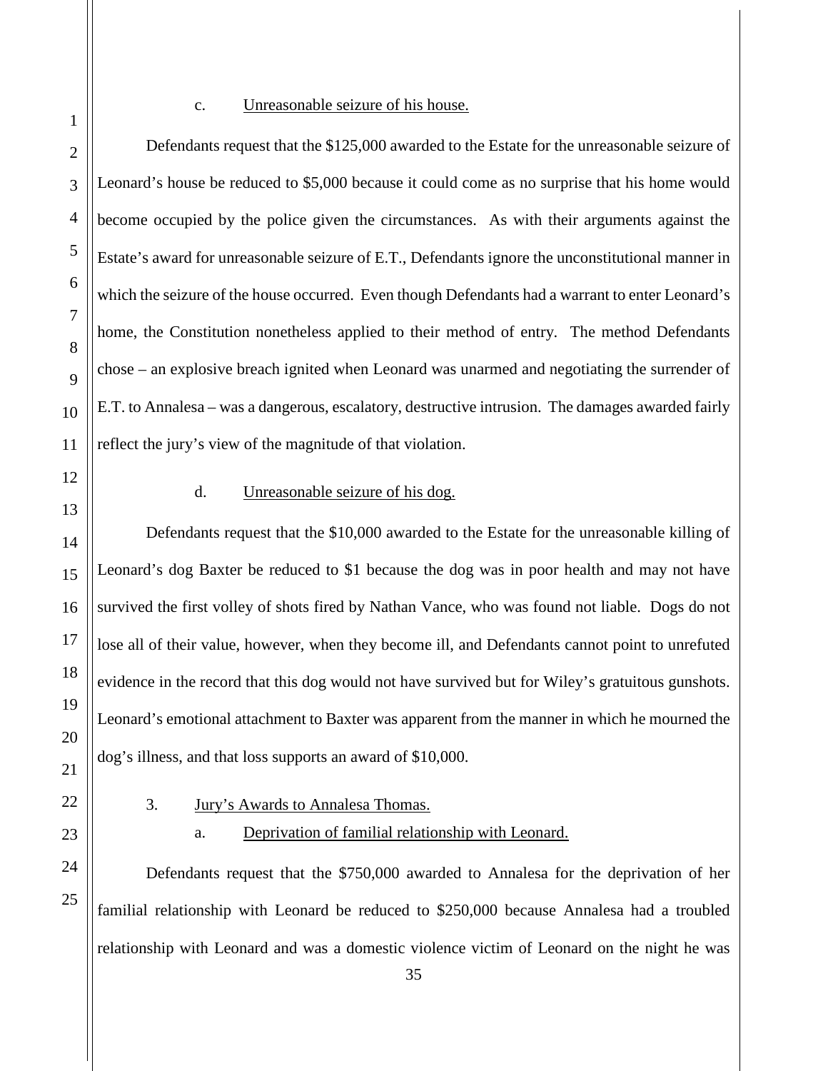c. Unreasonable seizure of his house.

Defendants request that the $125,000 awarded to the Estate for the unreasonable seizure of Leonard's house be reduced to $5,000 because it could come as no surprise that his home would become occupied by the police given the circumstances. As with their arguments against the Estate's award for unreasonable seizure of E.T., Defendants ignore the unconstitutional manner in which the seizure of the house occurred. Even though Defendants had a warrant to enter Leonard's home, the Constitution nonetheless applied to their method of entry. The method Defendants chose – an explosive breach ignited when Leonard was unarmed and negotiating the surrender of E.T. to Annalesa – was a dangerous, escalatory, destructive intrusion. The damages awarded fairly reflect the jury's view of the magnitude of that violation.

d. Unreasonable seizure of his dog.

Defendants request that the $10,000 awarded to the Estate for the unreasonable killing of Leonard's dog Baxter be reduced to $1 because the dog was in poor health and may not have survived the first volley of shots fired by Nathan Vance, who was found not liable. Dogs do not lose all of their value, however, when they become ill, and Defendants cannot point to unrefuted evidence in the record that this dog would not have survived but for Wiley's gratuitous gunshots. Leonard's emotional attachment to Baxter was apparent from the manner in which he mourned the dog's illness, and that loss supports an award of $10,000.

3. Jury's Awards to Annalesa Thomas.

a. Deprivation of familial relationship with Leonard.

Defendants request that the $750,000 awarded to Annalesa for the deprivation of her familial relationship with Leonard be reduced to $250,000 because Annalesa had a troubled relationship with Leonard and was a domestic violence victim of Leonard on the night he was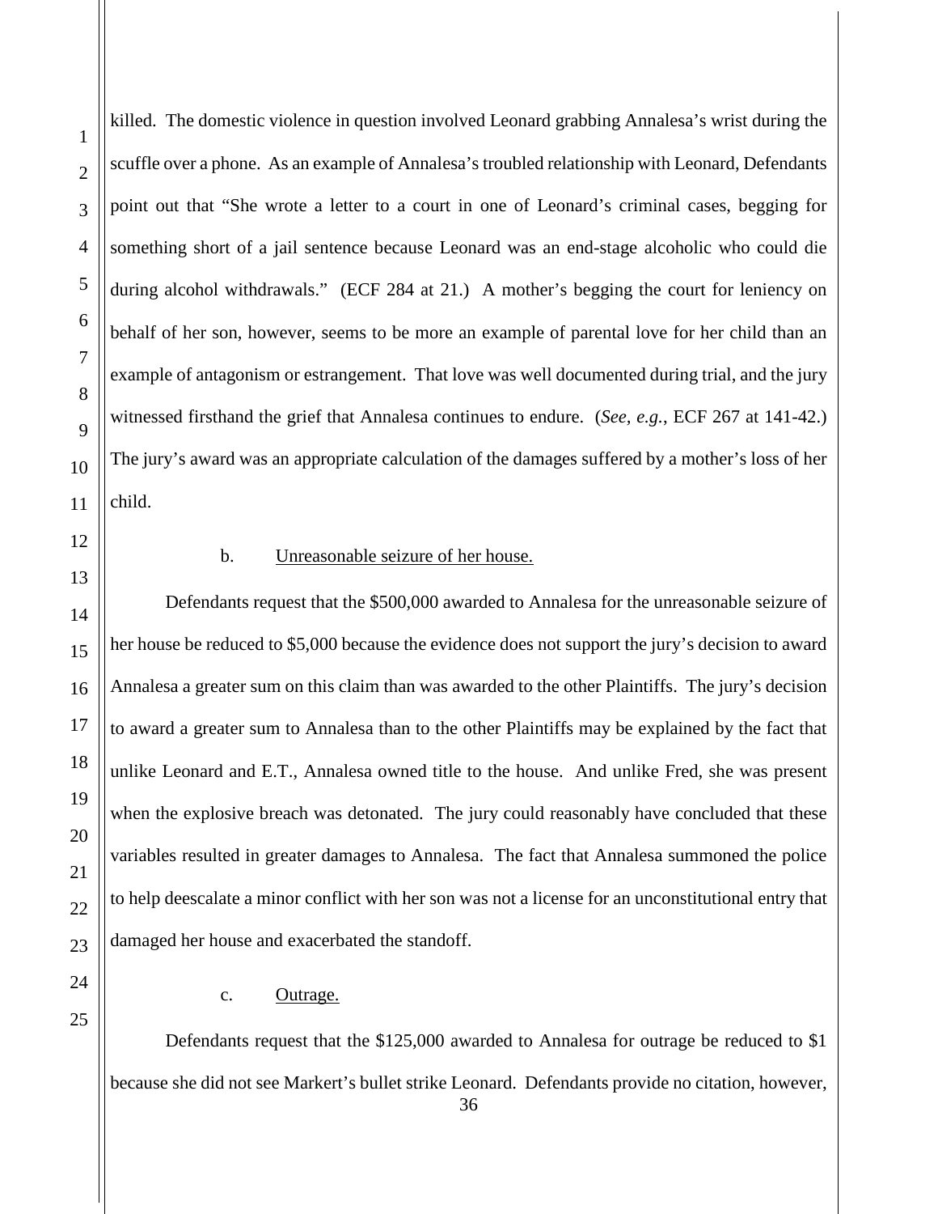killed. The domestic violence in question involved Leonard grabbing Annalesa's wrist during the scuffle over a phone. As an example of Annalesa's troubled relationship with Leonard, Defendants point out that "She wrote a letter to a court in one of Leonard's criminal cases, begging for something short of a jail sentence because Leonard was an end-stage alcoholic who could die during alcohol withdrawals." (ECF 284 at 21.) A mother's begging the court for leniency on behalf of her son, however, seems to be more an example of parental love for her child than an example of antagonism or estrangement. That love was well documented during trial, and the jury witnessed firsthand the grief that Annalesa continues to endure. (*See, e.g.*, ECF 267 at 141-42.) The jury's award was an appropriate calculation of the damages suffered by a mother's loss of her child.

b. Unreasonable seizure of her house.

Defendants request that the $500,000 awarded to Annalesa for the unreasonable seizure of her house be reduced to $5,000 because the evidence does not support the jury's decision to award Annalesa a greater sum on this claim than was awarded to the other Plaintiffs. The jury's decision to award a greater sum to Annalesa than to the other Plaintiffs may be explained by the fact that unlike Leonard and E.T., Annalesa owned title to the house. And unlike Fred, she was present when the explosive breach was detonated. The jury could reasonably have concluded that these variables resulted in greater damages to Annalesa. The fact that Annalesa summoned the police to help deescalate a minor conflict with her son was not a license for an unconstitutional entry that damaged her house and exacerbated the standoff.

c. Outrage.

Defendants request that the $125,000 awarded to Annalesa for outrage be reduced to $1 because she did not see Markert's bullet strike Leonard. Defendants provide no citation, however,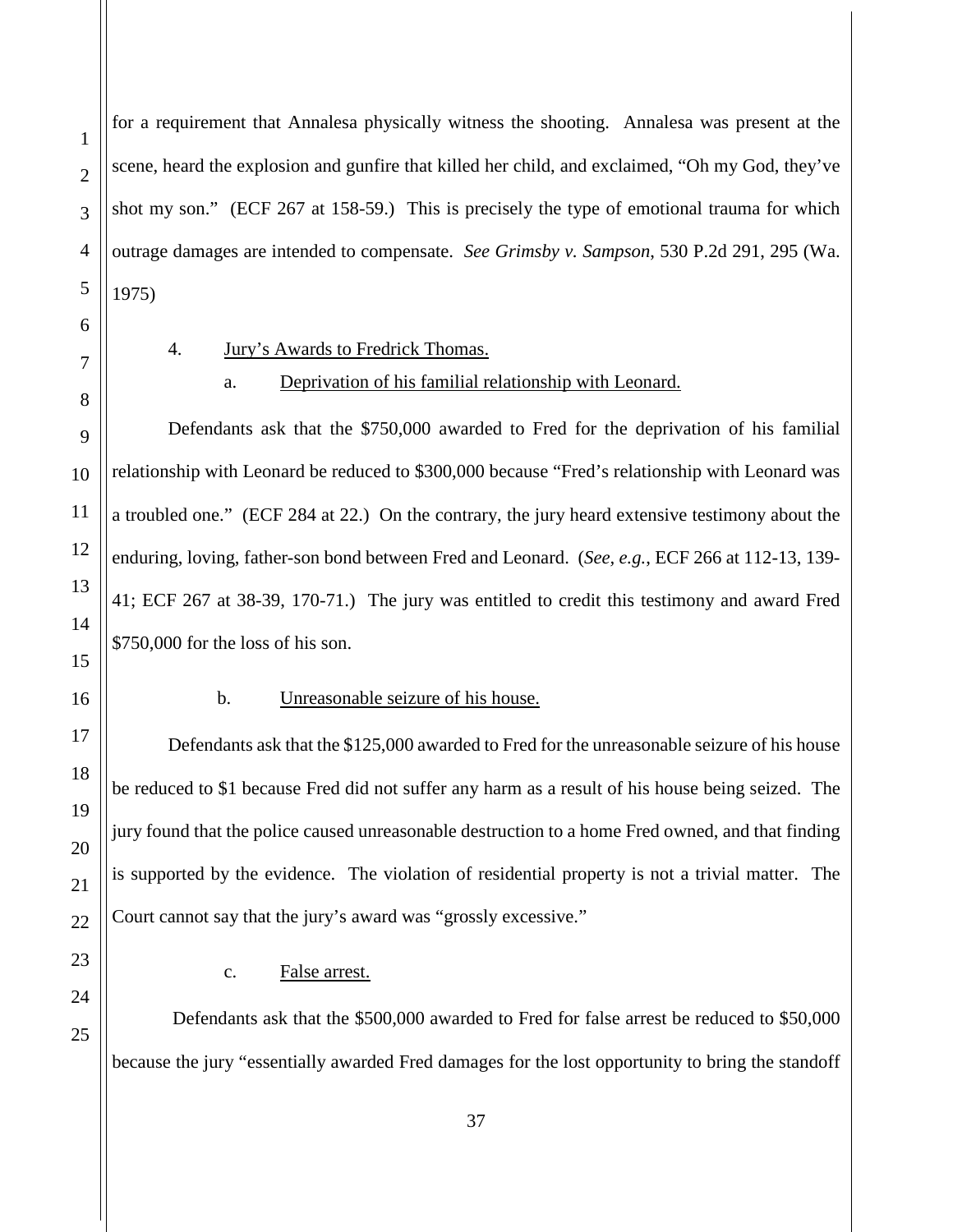for a requirement that Annalesa physically witness the shooting. Annalesa was present at the scene, heard the explosion and gunfire that killed her child, and exclaimed, "Oh my God, they've shot my son." (ECF 267 at 158-59.) This is precisely the type of emotional trauma for which outrage damages are intended to compensate. *See Grimsby v. Sampson*, 530 P.2d 291, 295 (Wa. 1975)

4. Jury's Awards to Fredrick Thomas.

a. Deprivation of his familial relationship with Leonard.

Defendants ask that the $750,000 awarded to Fred for the deprivation of his familial relationship with Leonard be reduced to $300,000 because "Fred's relationship with Leonard was a troubled one." (ECF 284 at 22.) On the contrary, the jury heard extensive testimony about the enduring, loving, father-son bond between Fred and Leonard. (*See, e.g.*, ECF 266 at 112-13, 139-41; ECF 267 at 38-39, 170-71.) The jury was entitled to credit this testimony and award Fred $750,000 for the loss of his son.

b. Unreasonable seizure of his house.

Defendants ask that the $125,000 awarded to Fred for the unreasonable seizure of his house be reduced to $1 because Fred did not suffer any harm as a result of his house being seized. The jury found that the police caused unreasonable destruction to a home Fred owned, and that finding is supported by the evidence. The violation of residential property is not a trivial matter. The Court cannot say that the jury's award was "grossly excessive."

c. False arrest.

Defendants ask that the $500,000 awarded to Fred for false arrest be reduced to $50,000 because the jury "essentially awarded Fred damages for the lost opportunity to bring the standoff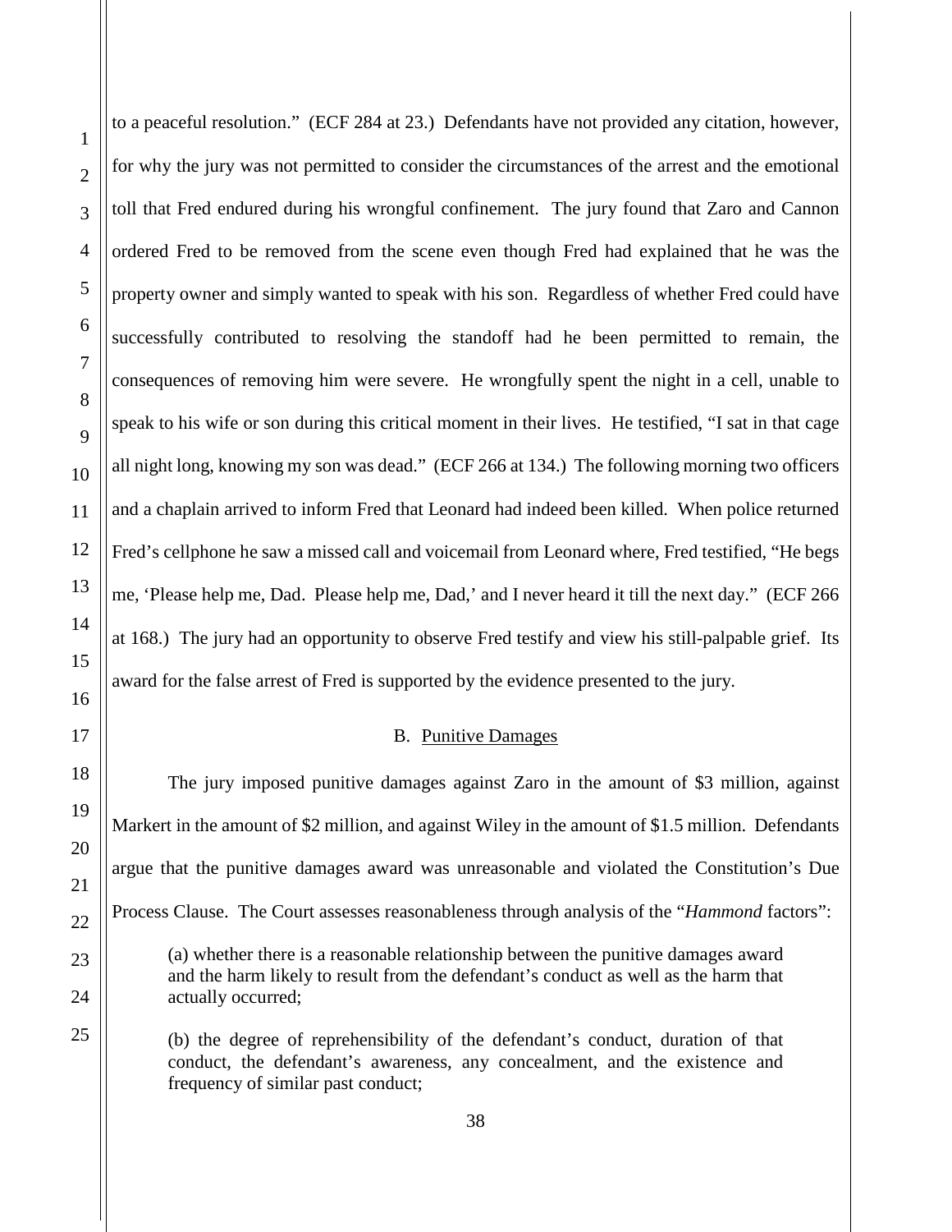to a peaceful resolution." (ECF 284 at 23.) Defendants have not provided any citation, however, for why the jury was not permitted to consider the circumstances of the arrest and the emotional toll that Fred endured during his wrongful confinement. The jury found that Zaro and Cannon ordered Fred to be removed from the scene even though Fred had explained that he was the property owner and simply wanted to speak with his son. Regardless of whether Fred could have successfully contributed to resolving the standoff had he been permitted to remain, the consequences of removing him were severe. He wrongfully spent the night in a cell, unable to speak to his wife or son during this critical moment in their lives. He testified, "I sat in that cage all night long, knowing my son was dead." (ECF 266 at 134.) The following morning two officers and a chaplain arrived to inform Fred that Leonard had indeed been killed. When police returned Fred's cellphone he saw a missed call and voicemail from Leonard where, Fred testified, "He begs me, 'Please help me, Dad. Please help me, Dad,' and I never heard it till the next day." (ECF 266 at 168.) The jury had an opportunity to observe Fred testify and view his still-palpable grief. Its award for the false arrest of Fred is supported by the evidence presented to the jury.

### B. Punitive Damages

The jury imposed punitive damages against Zaro in the amount of \$3 million, against Markert in the amount of \$2 million, and against Wiley in the amount of \$1.5 million. Defendants argue that the punitive damages award was unreasonable and violated the Constitution's Due Process Clause. The Court assesses reasonableness through analysis of the "*Hammond* factors":

> (a) whether there is a reasonable relationship between the punitive damages award and the harm likely to result from the defendant's conduct as well as the harm that actually occurred;
>
> (b) the degree of reprehensibility of the defendant's conduct, duration of that conduct, the defendant's awareness, any concealment, and the existence and frequency of similar past conduct;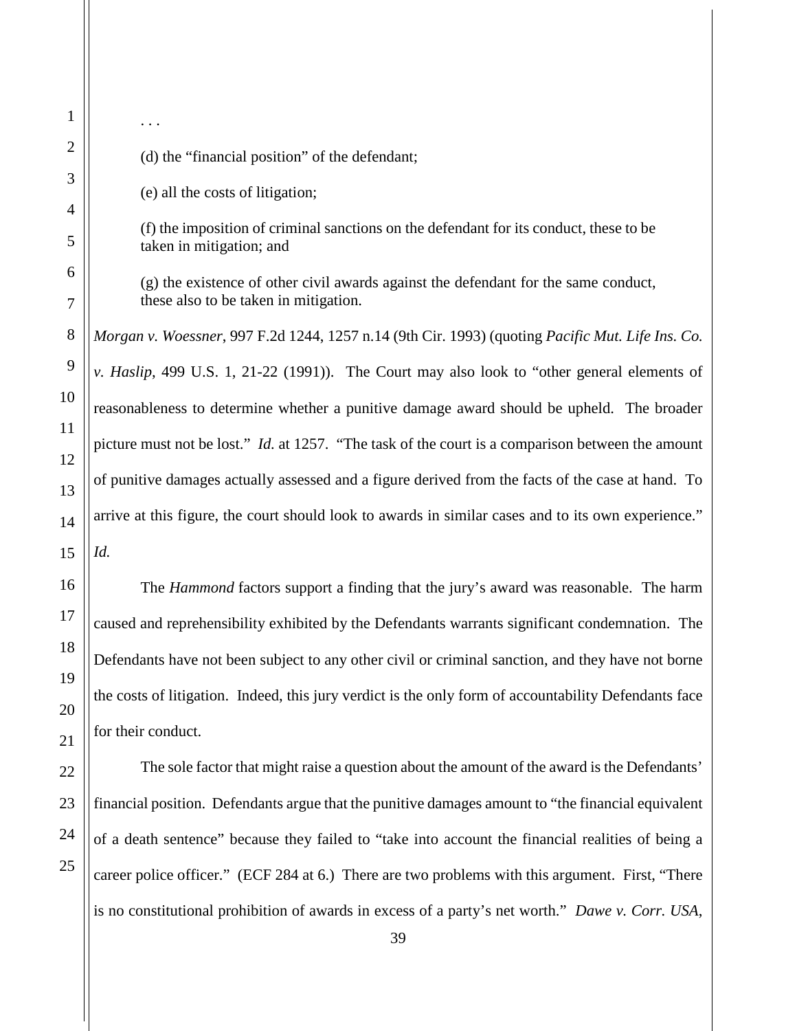. . .

(d) the "financial position" of the defendant;

(e) all the costs of litigation;

(f) the imposition of criminal sanctions on the defendant for its conduct, these to be taken in mitigation; and

(g) the existence of other civil awards against the defendant for the same conduct, these also to be taken in mitigation.

*Morgan v. Woessner*, 997 F.2d 1244, 1257 n.14 (9th Cir. 1993) (quoting *Pacific Mut. Life Ins. Co. v. Haslip*, 499 U.S. 1, 21-22 (1991)). The Court may also look to "other general elements of reasonableness to determine whether a punitive damage award should be upheld. The broader picture must not be lost." *Id.* at 1257. "The task of the court is a comparison between the amount of punitive damages actually assessed and a figure derived from the facts of the case at hand. To arrive at this figure, the court should look to awards in similar cases and to its own experience." *Id.*

The *Hammond* factors support a finding that the jury's award was reasonable. The harm caused and reprehensibility exhibited by the Defendants warrants significant condemnation. The Defendants have not been subject to any other civil or criminal sanction, and they have not borne the costs of litigation. Indeed, this jury verdict is the only form of accountability Defendants face for their conduct.

The sole factor that might raise a question about the amount of the award is the Defendants' financial position. Defendants argue that the punitive damages amount to "the financial equivalent of a death sentence" because they failed to "take into account the financial realities of being a career police officer." (ECF 284 at 6.) There are two problems with this argument. First, "There is no constitutional prohibition of awards in excess of a party's net worth." *Dawe v. Corr. USA*,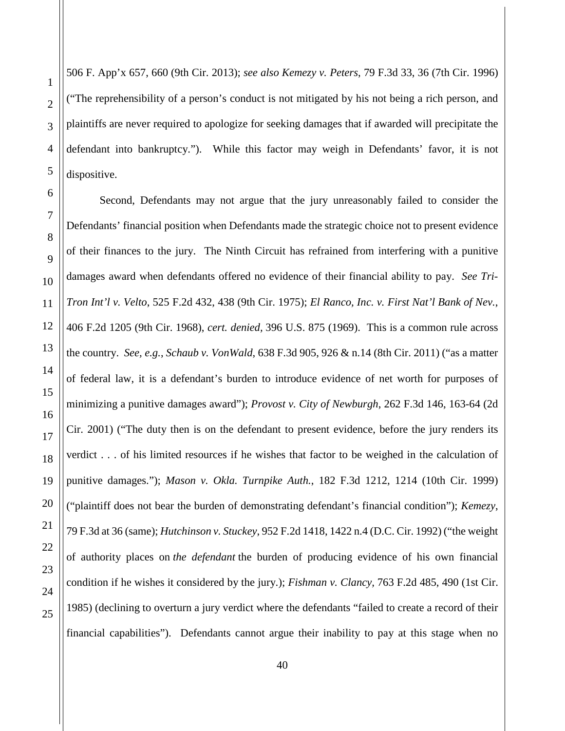506 F. App'x 657, 660 (9th Cir. 2013); *see also Kemezy v. Peters*, 79 F.3d 33, 36 (7th Cir. 1996) ("The reprehensibility of a person's conduct is not mitigated by his not being a rich person, and plaintiffs are never required to apologize for seeking damages that if awarded will precipitate the defendant into bankruptcy."). While this factor may weigh in Defendants' favor, it is not dispositive.

Second, Defendants may not argue that the jury unreasonably failed to consider the Defendants' financial position when Defendants made the strategic choice not to present evidence of their finances to the jury. The Ninth Circuit has refrained from interfering with a punitive damages award when defendants offered no evidence of their financial ability to pay. *See Tri-Tron Int'l v. Velto*, 525 F.2d 432, 438 (9th Cir. 1975); *El Ranco, Inc. v. First Nat'l Bank of Nev.*, 406 F.2d 1205 (9th Cir. 1968), *cert. denied*, 396 U.S. 875 (1969). This is a common rule across the country. *See, e.g.*, *Schaub v. VonWald*, 638 F.3d 905, 926 & n.14 (8th Cir. 2011) ("as a matter of federal law, it is a defendant's burden to introduce evidence of net worth for purposes of minimizing a punitive damages award"); *Provost v. City of Newburgh*, 262 F.3d 146, 163-64 (2d Cir. 2001) ("The duty then is on the defendant to present evidence, before the jury renders its verdict . . . of his limited resources if he wishes that factor to be weighed in the calculation of punitive damages."); *Mason v. Okla. Turnpike Auth.*, 182 F.3d 1212, 1214 (10th Cir. 1999) ("plaintiff does not bear the burden of demonstrating defendant's financial condition"); *Kemezy*, 79 F.3d at 36 (same); *Hutchinson v. Stuckey*, 952 F.2d 1418, 1422 n.4 (D.C. Cir. 1992) ("the weight of authority places on *the defendant* the burden of producing evidence of his own financial condition if he wishes it considered by the jury.); *Fishman v. Clancy*, 763 F.2d 485, 490 (1st Cir. 1985) (declining to overturn a jury verdict where the defendants "failed to create a record of their financial capabilities"). Defendants cannot argue their inability to pay at this stage when no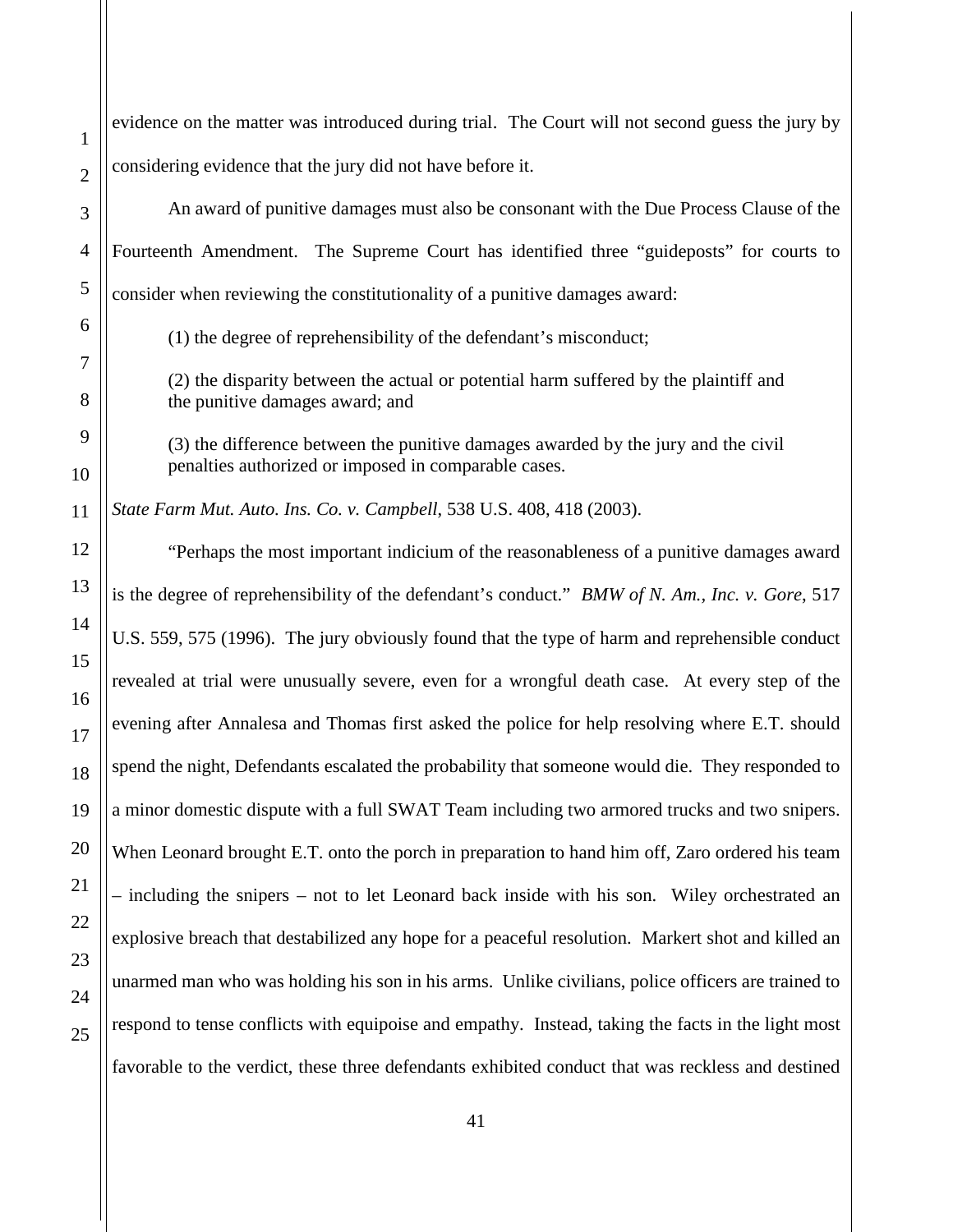evidence on the matter was introduced during trial. The Court will not second guess the jury by considering evidence that the jury did not have before it.

An award of punitive damages must also be consonant with the Due Process Clause of the Fourteenth Amendment. The Supreme Court has identified three "guideposts" for courts to consider when reviewing the constitutionality of a punitive damages award:

> (1) the degree of reprehensibility of the defendant's misconduct;
>
> (2) the disparity between the actual or potential harm suffered by the plaintiff and the punitive damages award; and
>
> (3) the difference between the punitive damages awarded by the jury and the civil penalties authorized or imposed in comparable cases.

*State Farm Mut. Auto. Ins. Co. v. Campbell*, 538 U.S. 408, 418 (2003).

"Perhaps the most important indicium of the reasonableness of a punitive damages award is the degree of reprehensibility of the defendant's conduct." *BMW of N. Am., Inc. v. Gore*, 517 U.S. 559, 575 (1996). The jury obviously found that the type of harm and reprehensible conduct revealed at trial were unusually severe, even for a wrongful death case. At every step of the evening after Annalesa and Thomas first asked the police for help resolving where E.T. should spend the night, Defendants escalated the probability that someone would die. They responded to a minor domestic dispute with a full SWAT Team including two armored trucks and two snipers. When Leonard brought E.T. onto the porch in preparation to hand him off, Zaro ordered his team – including the snipers – not to let Leonard back inside with his son. Wiley orchestrated an explosive breach that destabilized any hope for a peaceful resolution. Markert shot and killed an unarmed man who was holding his son in his arms. Unlike civilians, police officers are trained to respond to tense conflicts with equipoise and empathy. Instead, taking the facts in the light most favorable to the verdict, these three defendants exhibited conduct that was reckless and destined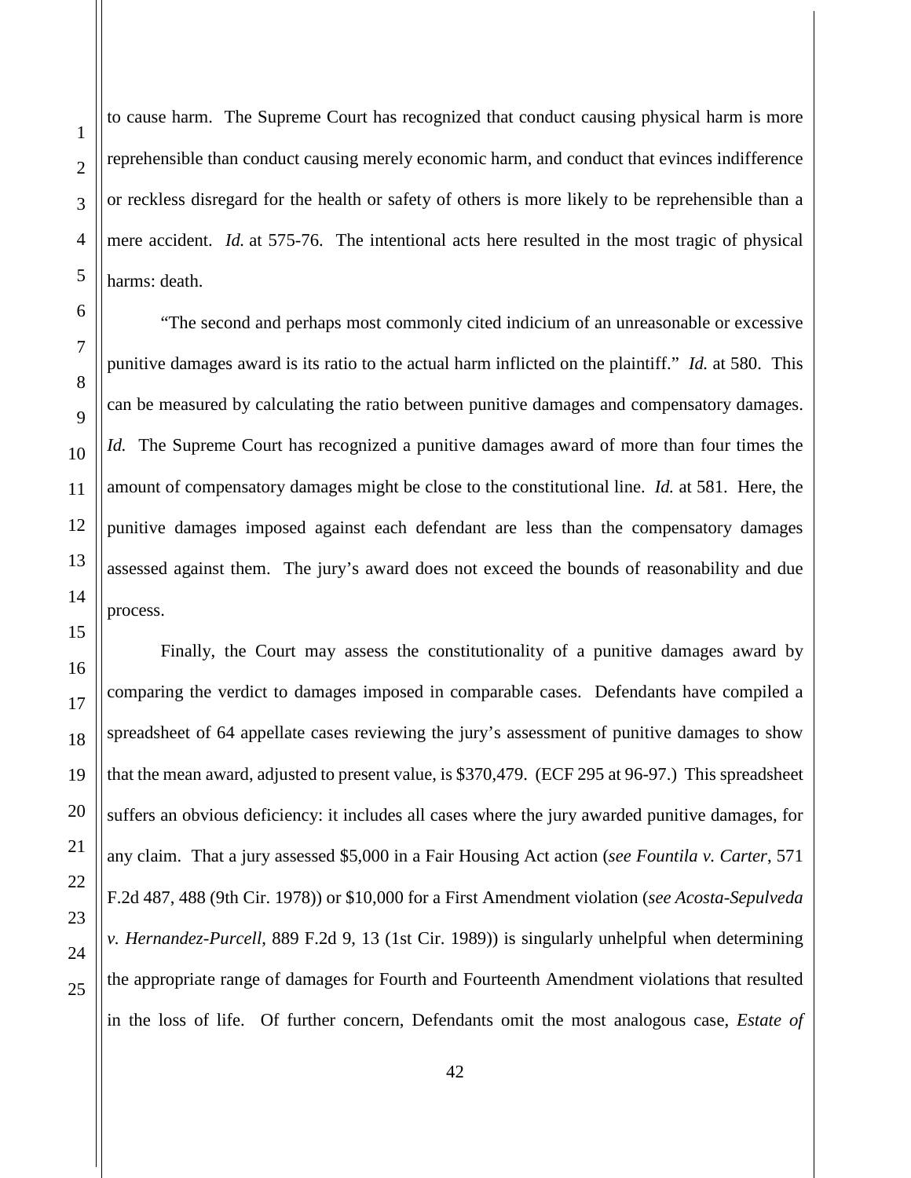to cause harm. The Supreme Court has recognized that conduct causing physical harm is more reprehensible than conduct causing merely economic harm, and conduct that evinces indifference or reckless disregard for the health or safety of others is more likely to be reprehensible than a mere accident. *Id.* at 575-76. The intentional acts here resulted in the most tragic of physical harms: death.

"The second and perhaps most commonly cited indicium of an unreasonable or excessive punitive damages award is its ratio to the actual harm inflicted on the plaintiff." *Id.* at 580. This can be measured by calculating the ratio between punitive damages and compensatory damages. *Id.* The Supreme Court has recognized a punitive damages award of more than four times the amount of compensatory damages might be close to the constitutional line. *Id.* at 581. Here, the punitive damages imposed against each defendant are less than the compensatory damages assessed against them. The jury's award does not exceed the bounds of reasonability and due process.

Finally, the Court may assess the constitutionality of a punitive damages award by comparing the verdict to damages imposed in comparable cases. Defendants have compiled a spreadsheet of 64 appellate cases reviewing the jury's assessment of punitive damages to show that the mean award, adjusted to present value, is $370,479. (ECF 295 at 96-97.) This spreadsheet suffers an obvious deficiency: it includes all cases where the jury awarded punitive damages, for any claim. That a jury assessed $5,000 in a Fair Housing Act action (*see Fountila v. Carter*, 571 F.2d 487, 488 (9th Cir. 1978)) or $10,000 for a First Amendment violation (*see Acosta-Sepulveda v. Hernandez-Purcell*, 889 F.2d 9, 13 (1st Cir. 1989)) is singularly unhelpful when determining the appropriate range of damages for Fourth and Fourteenth Amendment violations that resulted in the loss of life. Of further concern, Defendants omit the most analogous case, *Estate of*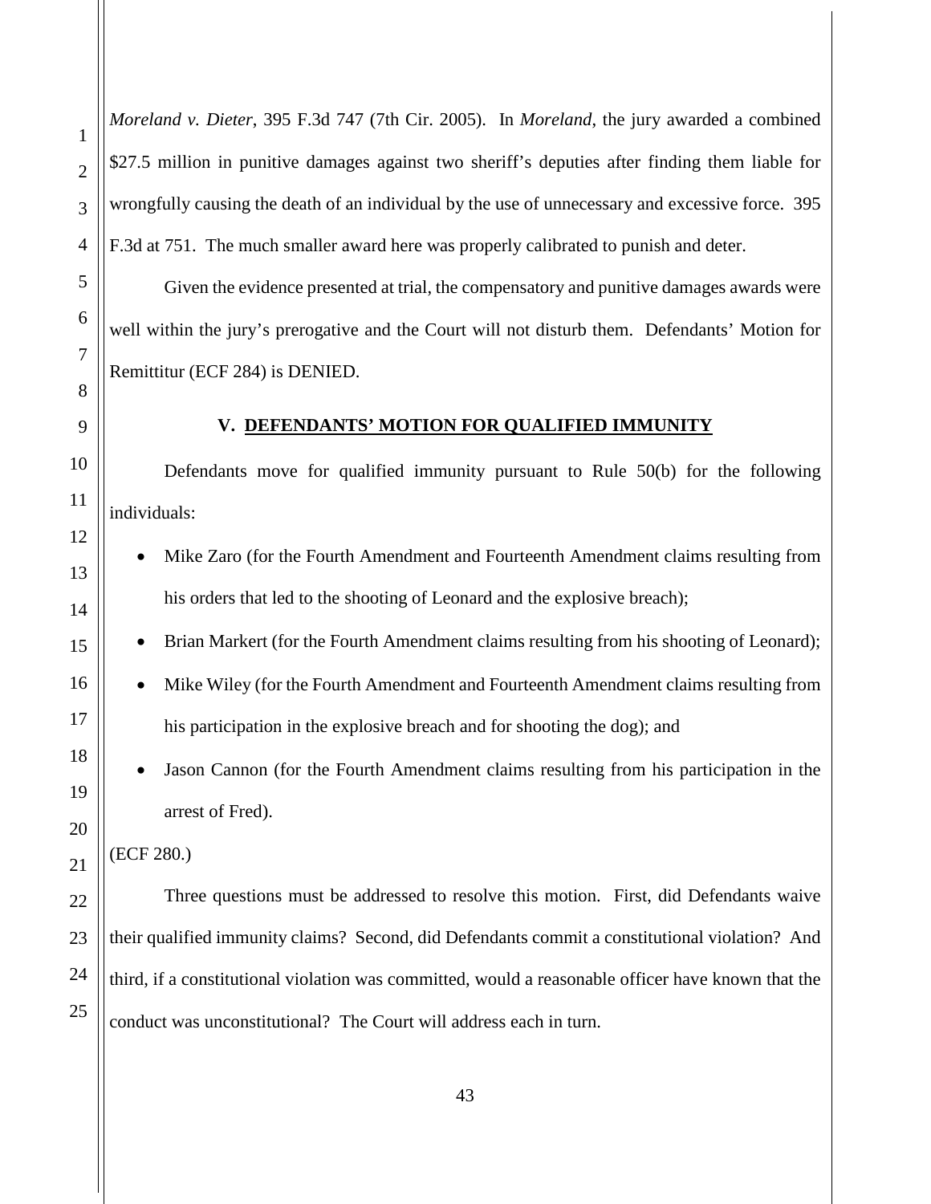*Moreland v. Dieter*, 395 F.3d 747 (7th Cir. 2005). In *Moreland*, the jury awarded a combined $27.5 million in punitive damages against two sheriff's deputies after finding them liable for wrongfully causing the death of an individual by the use of unnecessary and excessive force. 395 F.3d at 751. The much smaller award here was properly calibrated to punish and deter.

Given the evidence presented at trial, the compensatory and punitive damages awards were well within the jury's prerogative and the Court will not disturb them. Defendants' Motion for Remittitur (ECF 284) is DENIED.

## V. DEFENDANTS' MOTION FOR QUALIFIED IMMUNITY

Defendants move for qualified immunity pursuant to Rule 50(b) for the following individuals:

- Mike Zaro (for the Fourth Amendment and Fourteenth Amendment claims resulting from his orders that led to the shooting of Leonard and the explosive breach);
- Brian Markert (for the Fourth Amendment claims resulting from his shooting of Leonard);
- Mike Wiley (for the Fourth Amendment and Fourteenth Amendment claims resulting from his participation in the explosive breach and for shooting the dog); and
- Jason Cannon (for the Fourth Amendment claims resulting from his participation in the arrest of Fred).

(ECF 280.)

Three questions must be addressed to resolve this motion. First, did Defendants waive their qualified immunity claims? Second, did Defendants commit a constitutional violation? And third, if a constitutional violation was committed, would a reasonable officer have known that the conduct was unconstitutional? The Court will address each in turn.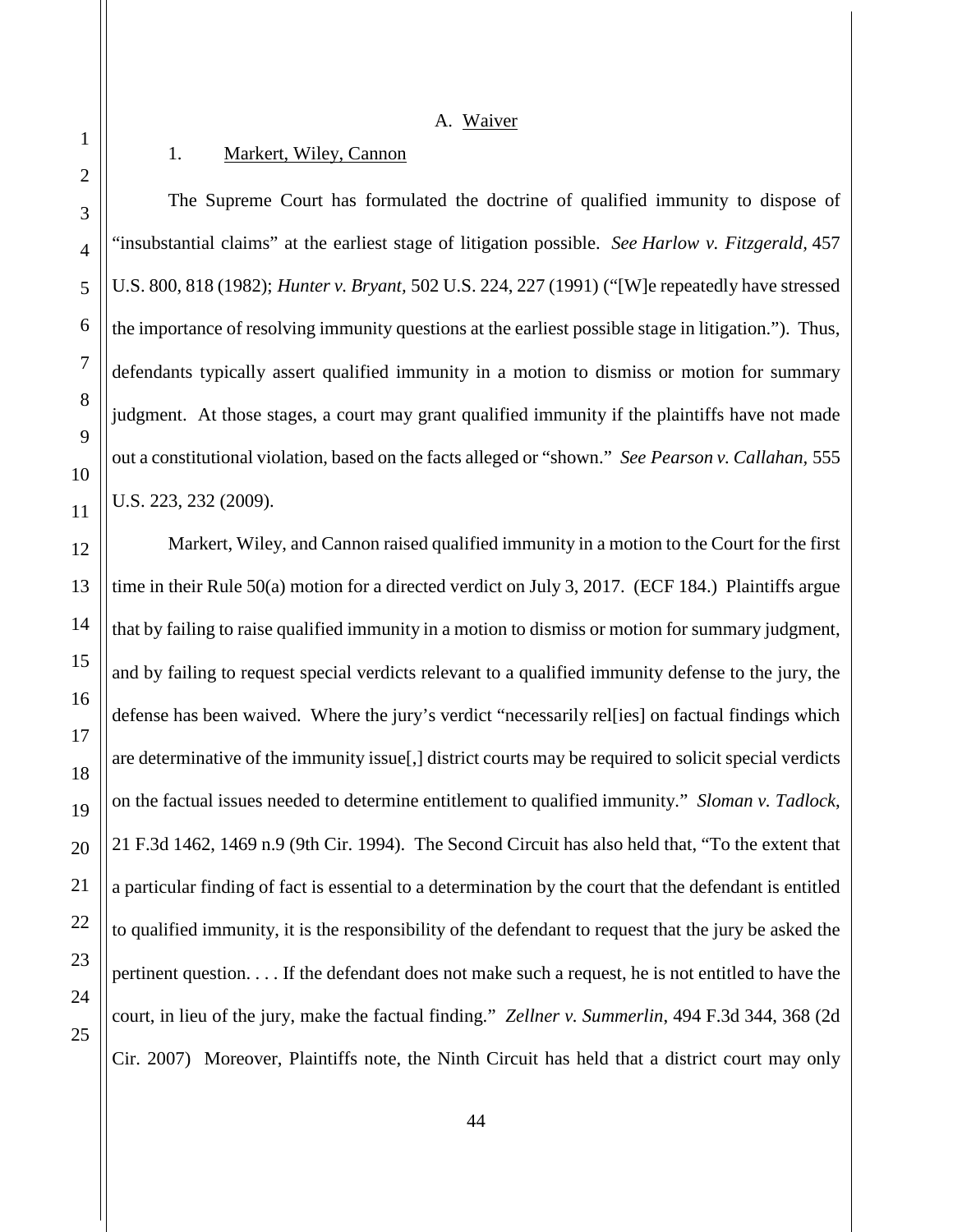A. Waiver

1. Markert, Wiley, Cannon

The Supreme Court has formulated the doctrine of qualified immunity to dispose of "insubstantial claims" at the earliest stage of litigation possible. *See Harlow v. Fitzgerald*, 457 U.S. 800, 818 (1982); *Hunter v. Bryant*, 502 U.S. 224, 227 (1991) ("[W]e repeatedly have stressed the importance of resolving immunity questions at the earliest possible stage in litigation."). Thus, defendants typically assert qualified immunity in a motion to dismiss or motion for summary judgment. At those stages, a court may grant qualified immunity if the plaintiffs have not made out a constitutional violation, based on the facts alleged or "shown." *See Pearson v. Callahan*, 555 U.S. 223, 232 (2009).

Markert, Wiley, and Cannon raised qualified immunity in a motion to the Court for the first time in their Rule 50(a) motion for a directed verdict on July 3, 2017. (ECF 184.) Plaintiffs argue that by failing to raise qualified immunity in a motion to dismiss or motion for summary judgment, and by failing to request special verdicts relevant to a qualified immunity defense to the jury, the defense has been waived. Where the jury's verdict "necessarily rel[ies] on factual findings which are determinative of the immunity issue[,] district courts may be required to solicit special verdicts on the factual issues needed to determine entitlement to qualified immunity." *Sloman v. Tadlock*, 21 F.3d 1462, 1469 n.9 (9th Cir. 1994). The Second Circuit has also held that, "To the extent that a particular finding of fact is essential to a determination by the court that the defendant is entitled to qualified immunity, it is the responsibility of the defendant to request that the jury be asked the pertinent question. . . . If the defendant does not make such a request, he is not entitled to have the court, in lieu of the jury, make the factual finding." *Zellner v. Summerlin*, 494 F.3d 344, 368 (2d Cir. 2007) Moreover, Plaintiffs note, the Ninth Circuit has held that a district court may only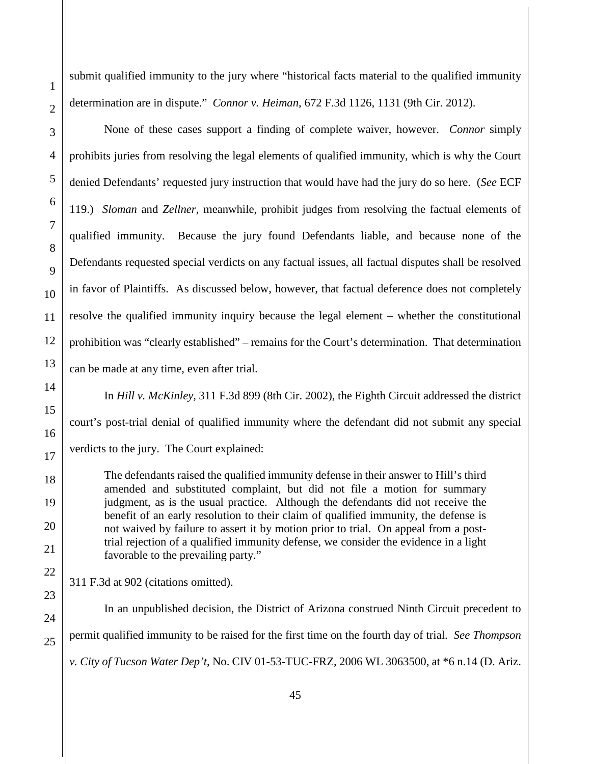submit qualified immunity to the jury where "historical facts material to the qualified immunity determination are in dispute." *Connor v. Heiman*, 672 F.3d 1126, 1131 (9th Cir. 2012).

None of these cases support a finding of complete waiver, however. *Connor* simply prohibits juries from resolving the legal elements of qualified immunity, which is why the Court denied Defendants' requested jury instruction that would have had the jury do so here. (*See* ECF 119.) *Sloman* and *Zellner*, meanwhile, prohibit judges from resolving the factual elements of qualified immunity. Because the jury found Defendants liable, and because none of the Defendants requested special verdicts on any factual issues, all factual disputes shall be resolved in favor of Plaintiffs. As discussed below, however, that factual deference does not completely resolve the qualified immunity inquiry because the legal element – whether the constitutional prohibition was "clearly established" – remains for the Court's determination. That determination can be made at any time, even after trial.

In *Hill v. McKinley*, 311 F.3d 899 (8th Cir. 2002), the Eighth Circuit addressed the district court's post-trial denial of qualified immunity where the defendant did not submit any special verdicts to the jury. The Court explained:

> The defendants raised the qualified immunity defense in their answer to Hill's third amended and substituted complaint, but did not file a motion for summary judgment, as is the usual practice. Although the defendants did not receive the benefit of an early resolution to their claim of qualified immunity, the defense is not waived by failure to assert it by motion prior to trial. On appeal from a post-trial rejection of a qualified immunity defense, we consider the evidence in a light favorable to the prevailing party."

311 F.3d at 902 (citations omitted).

In an unpublished decision, the District of Arizona construed Ninth Circuit precedent to permit qualified immunity to be raised for the first time on the fourth day of trial. *See Thompson v. City of Tucson Water Dep't*, No. CIV 01-53-TUC-FRZ, 2006 WL 3063500, at *6 n.14 (D. Ariz.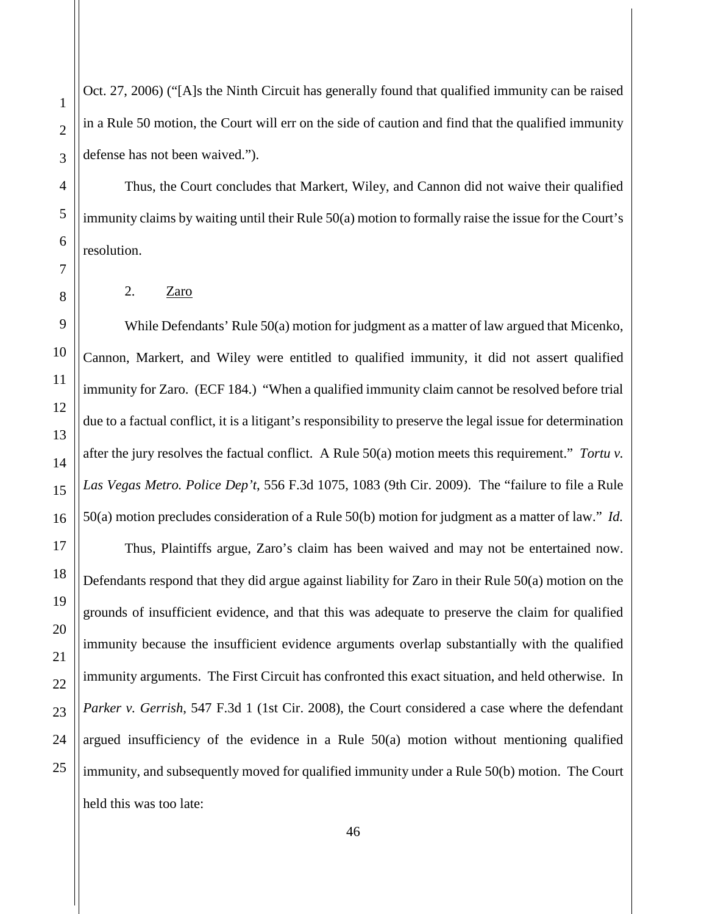Oct. 27, 2006) ("[A]s the Ninth Circuit has generally found that qualified immunity can be raised in a Rule 50 motion, the Court will err on the side of caution and find that the qualified immunity defense has not been waived.").

Thus, the Court concludes that Markert, Wiley, and Cannon did not waive their qualified immunity claims by waiting until their Rule 50(a) motion to formally raise the issue for the Court's resolution.

2. Zaro

While Defendants' Rule 50(a) motion for judgment as a matter of law argued that Micenko, Cannon, Markert, and Wiley were entitled to qualified immunity, it did not assert qualified immunity for Zaro. (ECF 184.) "When a qualified immunity claim cannot be resolved before trial due to a factual conflict, it is a litigant's responsibility to preserve the legal issue for determination after the jury resolves the factual conflict. A Rule 50(a) motion meets this requirement." *Tortu v. Las Vegas Metro. Police Dep't*, 556 F.3d 1075, 1083 (9th Cir. 2009). The "failure to file a Rule 50(a) motion precludes consideration of a Rule 50(b) motion for judgment as a matter of law." *Id.*

Thus, Plaintiffs argue, Zaro's claim has been waived and may not be entertained now. Defendants respond that they did argue against liability for Zaro in their Rule 50(a) motion on the grounds of insufficient evidence, and that this was adequate to preserve the claim for qualified immunity because the insufficient evidence arguments overlap substantially with the qualified immunity arguments. The First Circuit has confronted this exact situation, and held otherwise. In *Parker v. Gerrish*, 547 F.3d 1 (1st Cir. 2008), the Court considered a case where the defendant argued insufficiency of the evidence in a Rule 50(a) motion without mentioning qualified immunity, and subsequently moved for qualified immunity under a Rule 50(b) motion. The Court held this was too late: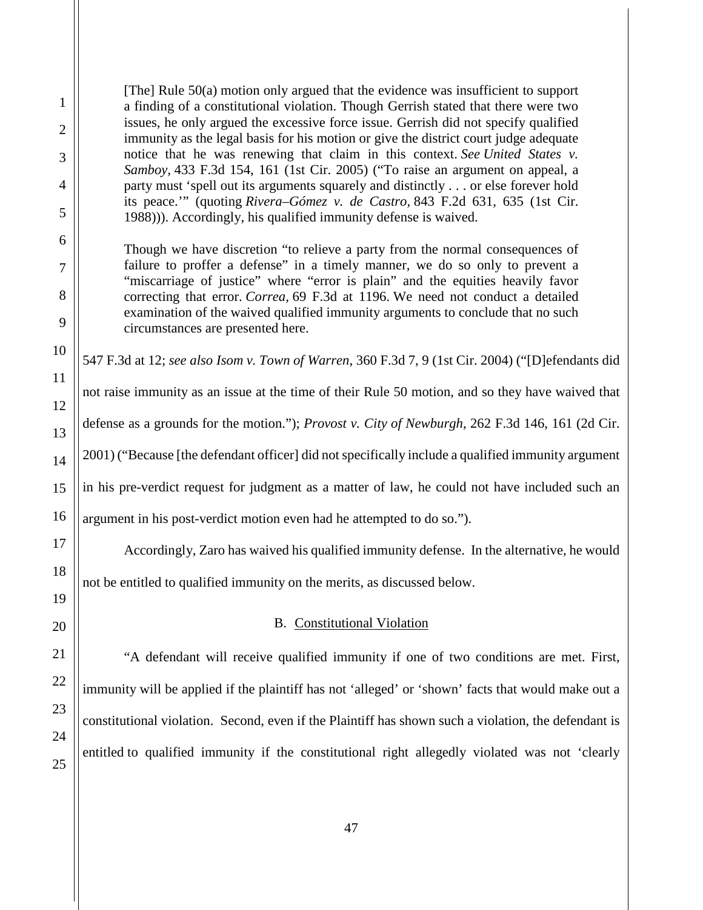> [The] Rule 50(a) motion only argued that the evidence was insufficient to support a finding of a constitutional violation. Though Gerrish stated that there were two issues, he only argued the excessive force issue. Gerrish did not specify qualified immunity as the legal basis for his motion or give the district court judge adequate notice that he was renewing that claim in this context. *See United States v. Samboy*, 433 F.3d 154, 161 (1st Cir. 2005) ("To raise an argument on appeal, a party must 'spell out its arguments squarely and distinctly . . . or else forever hold its peace.'" (quoting *Rivera–Gómez v. de Castro*, 843 F.2d 631, 635 (1st Cir. 1988))). Accordingly, his qualified immunity defense is waived.
>
> Though we have discretion "to relieve a party from the normal consequences of failure to proffer a defense" in a timely manner, we do so only to prevent a "miscarriage of justice" where "error is plain" and the equities heavily favor correcting that error. *Correa*, 69 F.3d at 1196. We need not conduct a detailed examination of the waived qualified immunity arguments to conclude that no such circumstances are presented here.

547 F.3d at 12; *see also Isom v. Town of Warren*, 360 F.3d 7, 9 (1st Cir. 2004) ("[D]efendants did not raise immunity as an issue at the time of their Rule 50 motion, and so they have waived that defense as a grounds for the motion."); *Provost v. City of Newburgh*, 262 F.3d 146, 161 (2d Cir. 2001) ("Because [the defendant officer] did not specifically include a qualified immunity argument in his pre-verdict request for judgment as a matter of law, he could not have included such an argument in his post-verdict motion even had he attempted to do so.").

Accordingly, Zaro has waived his qualified immunity defense. In the alternative, he would not be entitled to qualified immunity on the merits, as discussed below.

## B. Constitutional Violation

"A defendant will receive qualified immunity if one of two conditions are met. First, immunity will be applied if the plaintiff has not 'alleged' or 'shown' facts that would make out a constitutional violation. Second, even if the Plaintiff has shown such a violation, the defendant is entitled to qualified immunity if the constitutional right allegedly violated was not 'clearly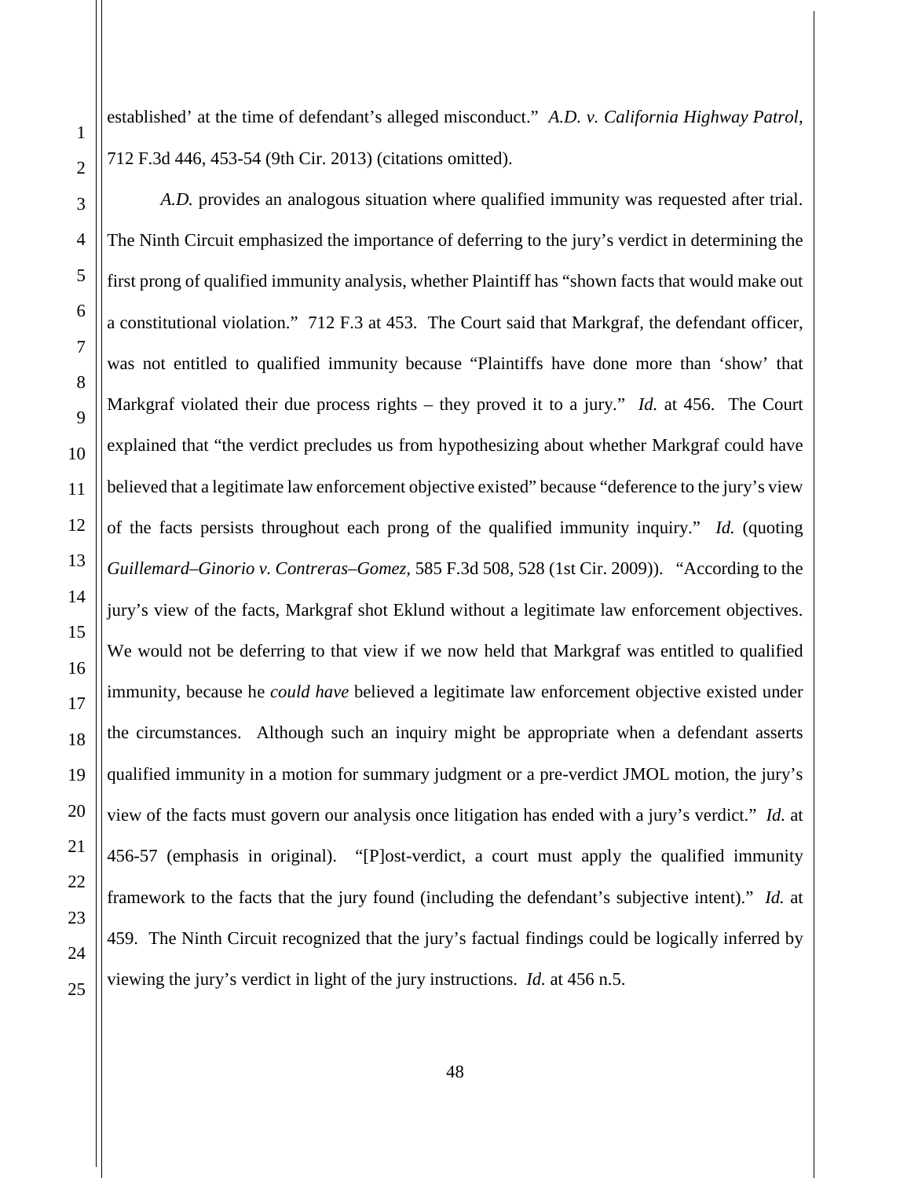established' at the time of defendant's alleged misconduct." *A.D. v. California Highway Patrol*, 712 F.3d 446, 453-54 (9th Cir. 2013) (citations omitted).

*A.D.* provides an analogous situation where qualified immunity was requested after trial. The Ninth Circuit emphasized the importance of deferring to the jury's verdict in determining the first prong of qualified immunity analysis, whether Plaintiff has "shown facts that would make out a constitutional violation." 712 F.3 at 453. The Court said that Markgraf, the defendant officer, was not entitled to qualified immunity because "Plaintiffs have done more than 'show' that Markgraf violated their due process rights – they proved it to a jury." *Id.* at 456. The Court explained that "the verdict precludes us from hypothesizing about whether Markgraf could have believed that a legitimate law enforcement objective existed" because "deference to the jury's view of the facts persists throughout each prong of the qualified immunity inquiry." *Id.* (quoting *Guillemard–Ginorio v. Contreras–Gomez*, 585 F.3d 508, 528 (1st Cir. 2009)). "According to the jury's view of the facts, Markgraf shot Eklund without a legitimate law enforcement objectives. We would not be deferring to that view if we now held that Markgraf was entitled to qualified immunity, because he *could have* believed a legitimate law enforcement objective existed under the circumstances. Although such an inquiry might be appropriate when a defendant asserts qualified immunity in a motion for summary judgment or a pre-verdict JMOL motion, the jury's view of the facts must govern our analysis once litigation has ended with a jury's verdict." *Id.* at 456-57 (emphasis in original). "[P]ost-verdict, a court must apply the qualified immunity framework to the facts that the jury found (including the defendant's subjective intent)." *Id.* at 459. The Ninth Circuit recognized that the jury's factual findings could be logically inferred by viewing the jury's verdict in light of the jury instructions. *Id.* at 456 n.5.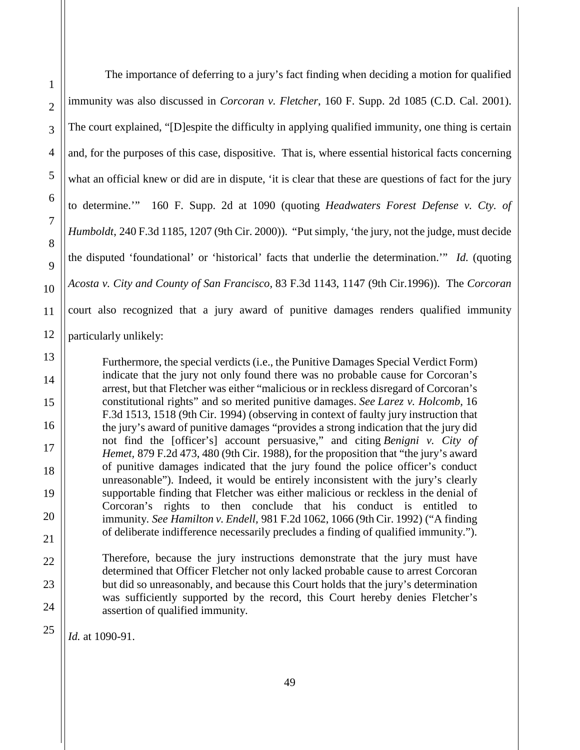The importance of deferring to a jury's fact finding when deciding a motion for qualified immunity was also discussed in *Corcoran v. Fletcher*, 160 F. Supp. 2d 1085 (C.D. Cal. 2001). The court explained, "[D]espite the difficulty in applying qualified immunity, one thing is certain and, for the purposes of this case, dispositive. That is, where essential historical facts concerning what an official knew or did are in dispute, 'it is clear that these are questions of fact for the jury to determine.'" 160 F. Supp. 2d at 1090 (quoting *Headwaters Forest Defense v. Cty. of Humboldt*, 240 F.3d 1185, 1207 (9th Cir. 2000)). "Put simply, 'the jury, not the judge, must decide the disputed 'foundational' or 'historical' facts that underlie the determination.'" *Id.* (quoting *Acosta v. City and County of San Francisco*, 83 F.3d 1143, 1147 (9th Cir.1996)). The *Corcoran* court also recognized that a jury award of punitive damages renders qualified immunity particularly unlikely:

> Furthermore, the special verdicts (i.e., the Punitive Damages Special Verdict Form) indicate that the jury not only found there was no probable cause for Corcoran's arrest, but that Fletcher was either "malicious or in reckless disregard of Corcoran's constitutional rights" and so merited punitive damages. *See Larez v. Holcomb*, 16 F.3d 1513, 1518 (9th Cir. 1994) (observing in context of faulty jury instruction that the jury's award of punitive damages "provides a strong indication that the jury did not find the [officer's] account persuasive," and citing *Benigni v. City of Hemet*, 879 F.2d 473, 480 (9th Cir. 1988), for the proposition that "the jury's award of punitive damages indicated that the jury found the police officer's conduct unreasonable"). Indeed, it would be entirely inconsistent with the jury's clearly supportable finding that Fletcher was either malicious or reckless in the denial of Corcoran's rights to then conclude that his conduct is entitled to immunity. *See Hamilton v. Endell*, 981 F.2d 1062, 1066 (9th Cir. 1992) ("A finding of deliberate indifference necessarily precludes a finding of qualified immunity.").
>
> Therefore, because the jury instructions demonstrate that the jury must have determined that Officer Fletcher not only lacked probable cause to arrest Corcoran but did so unreasonably, and because this Court holds that the jury's determination was sufficiently supported by the record, this Court hereby denies Fletcher's assertion of qualified immunity.

*Id.* at 1090-91.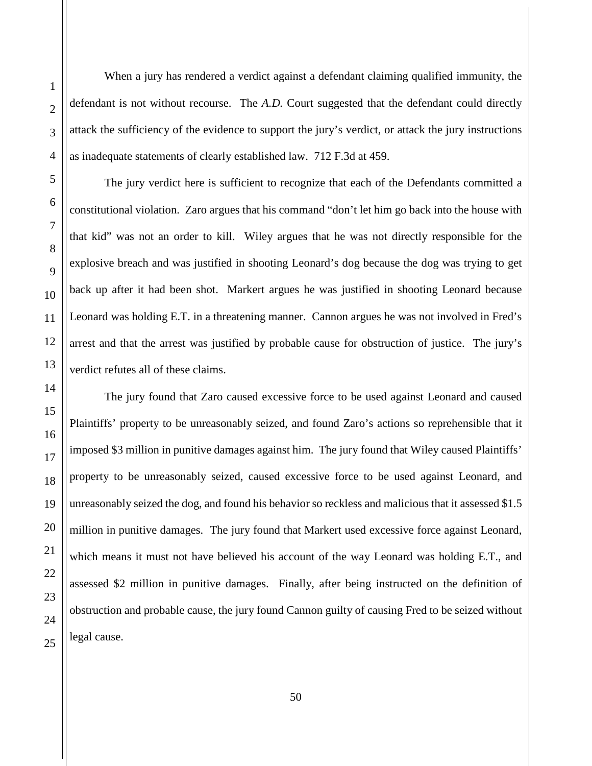When a jury has rendered a verdict against a defendant claiming qualified immunity, the defendant is not without recourse. The *A.D.* Court suggested that the defendant could directly attack the sufficiency of the evidence to support the jury's verdict, or attack the jury instructions as inadequate statements of clearly established law. 712 F.3d at 459.

The jury verdict here is sufficient to recognize that each of the Defendants committed a constitutional violation. Zaro argues that his command "don't let him go back into the house with that kid" was not an order to kill. Wiley argues that he was not directly responsible for the explosive breach and was justified in shooting Leonard's dog because the dog was trying to get back up after it had been shot. Markert argues he was justified in shooting Leonard because Leonard was holding E.T. in a threatening manner. Cannon argues he was not involved in Fred's arrest and that the arrest was justified by probable cause for obstruction of justice. The jury's verdict refutes all of these claims.

The jury found that Zaro caused excessive force to be used against Leonard and caused Plaintiffs' property to be unreasonably seized, and found Zaro's actions so reprehensible that it imposed $3 million in punitive damages against him. The jury found that Wiley caused Plaintiffs' property to be unreasonably seized, caused excessive force to be used against Leonard, and unreasonably seized the dog, and found his behavior so reckless and malicious that it assessed $1.5 million in punitive damages. The jury found that Markert used excessive force against Leonard, which means it must not have believed his account of the way Leonard was holding E.T., and assessed $2 million in punitive damages. Finally, after being instructed on the definition of obstruction and probable cause, the jury found Cannon guilty of causing Fred to be seized without legal cause.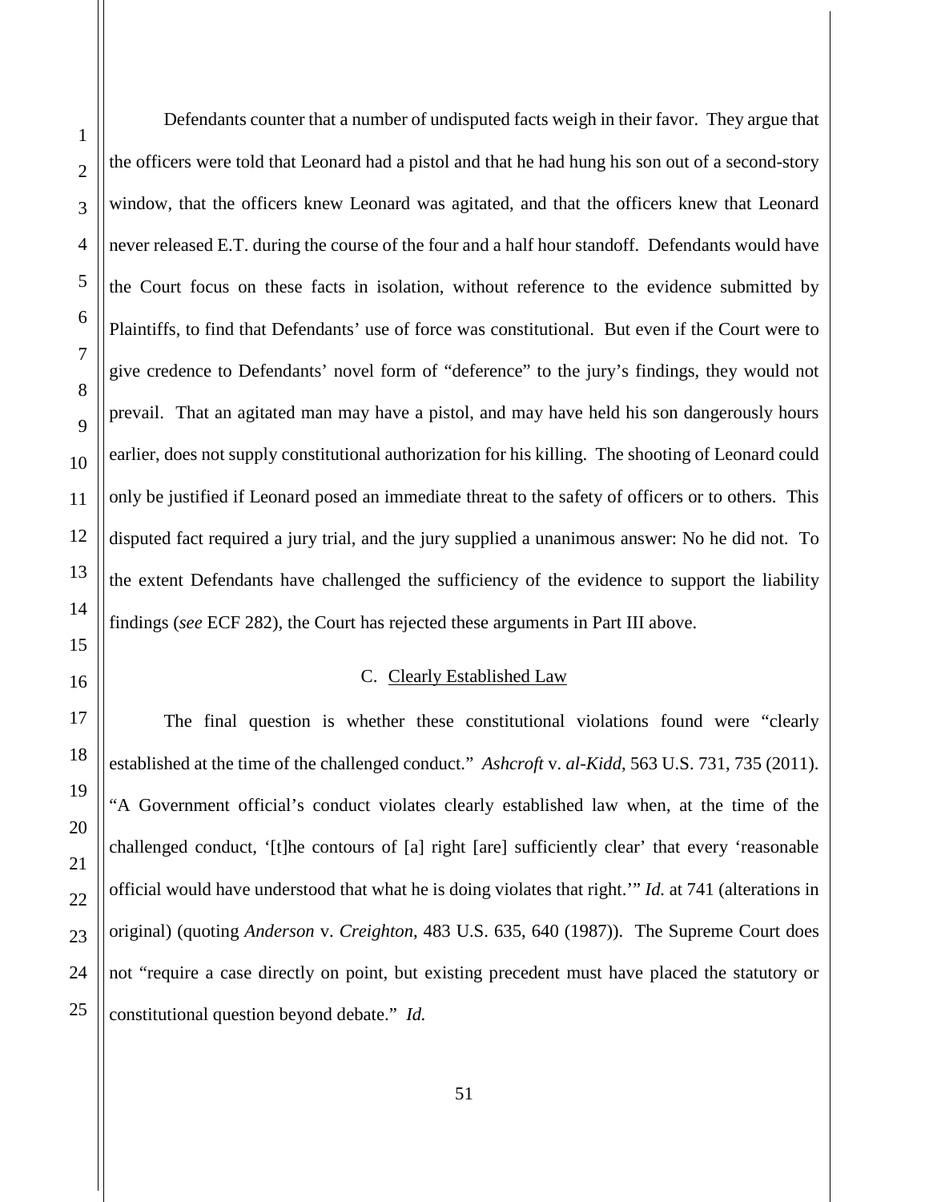Defendants counter that a number of undisputed facts weigh in their favor. They argue that the officers were told that Leonard had a pistol and that he had hung his son out of a second-story window, that the officers knew Leonard was agitated, and that the officers knew that Leonard never released E.T. during the course of the four and a half hour standoff. Defendants would have the Court focus on these facts in isolation, without reference to the evidence submitted by Plaintiffs, to find that Defendants' use of force was constitutional. But even if the Court were to give credence to Defendants' novel form of "deference" to the jury's findings, they would not prevail. That an agitated man may have a pistol, and may have held his son dangerously hours earlier, does not supply constitutional authorization for his killing. The shooting of Leonard could only be justified if Leonard posed an immediate threat to the safety of officers or to others. This disputed fact required a jury trial, and the jury supplied a unanimous answer: No he did not. To the extent Defendants have challenged the sufficiency of the evidence to support the liability findings (*see* ECF 282), the Court has rejected these arguments in Part III above.

C. Clearly Established Law

The final question is whether these constitutional violations found were "clearly established at the time of the challenged conduct." *Ashcroft* v. *al-Kidd*, 563 U.S. 731, 735 (2011). "A Government official's conduct violates clearly established law when, at the time of the challenged conduct, '[t]he contours of [a] right [are] sufficiently clear' that every 'reasonable official would have understood that what he is doing violates that right.'" *Id.* at 741 (alterations in original) (quoting *Anderson* v. *Creighton*, 483 U.S. 635, 640 (1987)). The Supreme Court does not "require a case directly on point, but existing precedent must have placed the statutory or constitutional question beyond debate." *Id.*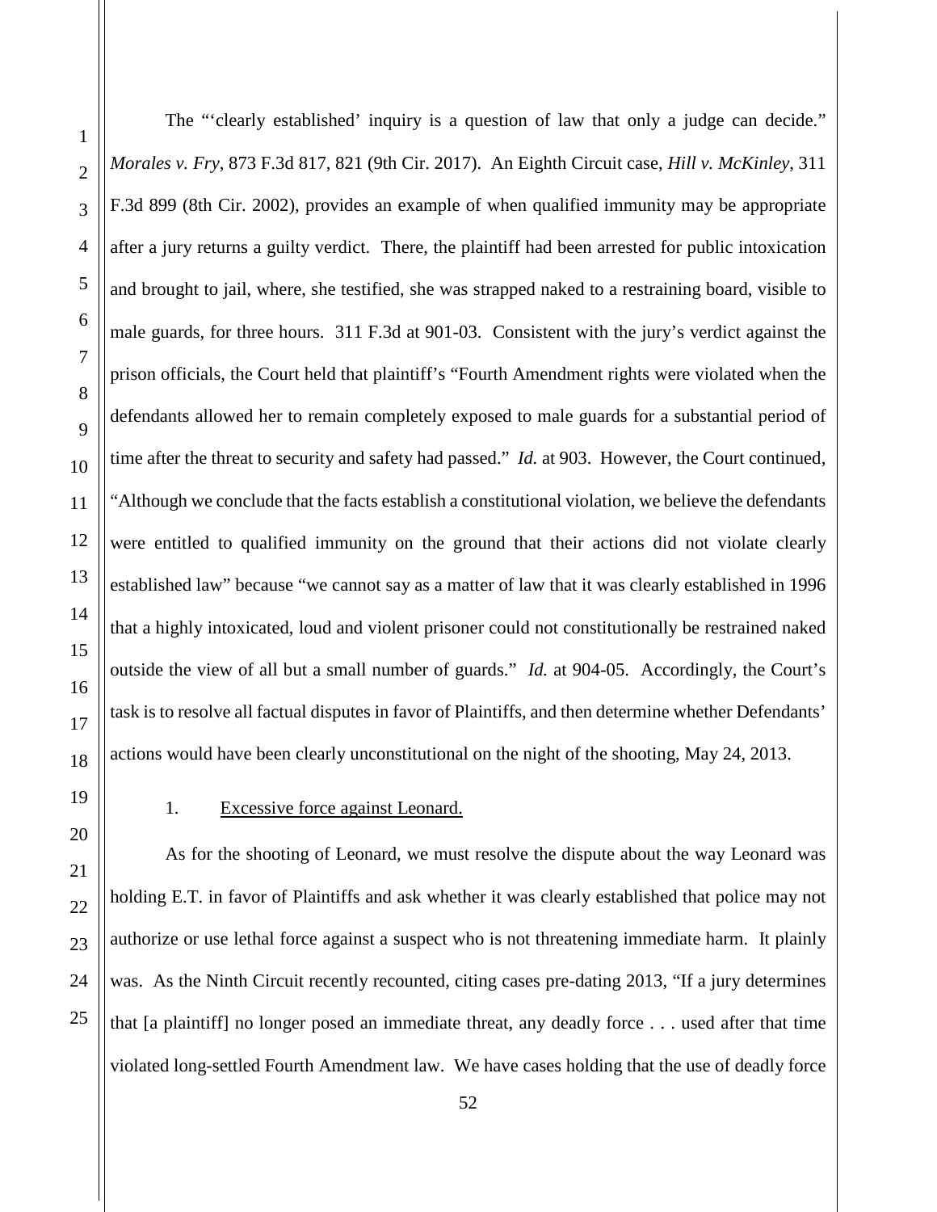The "'clearly established' inquiry is a question of law that only a judge can decide." *Morales v. Fry*, 873 F.3d 817, 821 (9th Cir. 2017). An Eighth Circuit case, *Hill v. McKinley*, 311 F.3d 899 (8th Cir. 2002), provides an example of when qualified immunity may be appropriate after a jury returns a guilty verdict. There, the plaintiff had been arrested for public intoxication and brought to jail, where, she testified, she was strapped naked to a restraining board, visible to male guards, for three hours. 311 F.3d at 901-03. Consistent with the jury's verdict against the prison officials, the Court held that plaintiff's "Fourth Amendment rights were violated when the defendants allowed her to remain completely exposed to male guards for a substantial period of time after the threat to security and safety had passed." *Id.* at 903. However, the Court continued, "Although we conclude that the facts establish a constitutional violation, we believe the defendants were entitled to qualified immunity on the ground that their actions did not violate clearly established law" because "we cannot say as a matter of law that it was clearly established in 1996 that a highly intoxicated, loud and violent prisoner could not constitutionally be restrained naked outside the view of all but a small number of guards." *Id.* at 904-05. Accordingly, the Court's task is to resolve all factual disputes in favor of Plaintiffs, and then determine whether Defendants' actions would have been clearly unconstitutional on the night of the shooting, May 24, 2013.

1. Excessive force against Leonard.

As for the shooting of Leonard, we must resolve the dispute about the way Leonard was holding E.T. in favor of Plaintiffs and ask whether it was clearly established that police may not authorize or use lethal force against a suspect who is not threatening immediate harm. It plainly was. As the Ninth Circuit recently recounted, citing cases pre-dating 2013, "If a jury determines that [a plaintiff] no longer posed an immediate threat, any deadly force . . . used after that time violated long-settled Fourth Amendment law. We have cases holding that the use of deadly force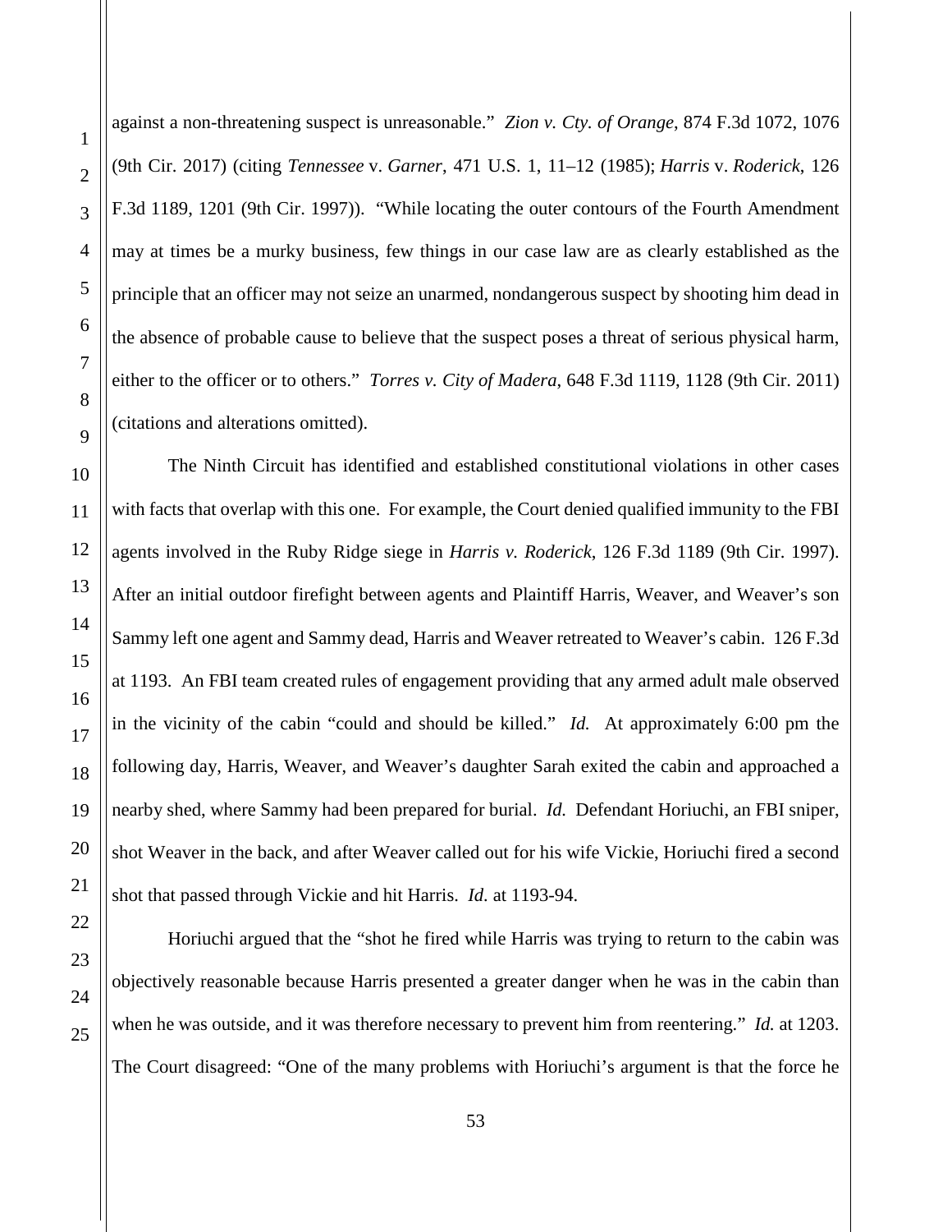against a non-threatening suspect is unreasonable." *Zion v. Cty. of Orange*, 874 F.3d 1072, 1076 (9th Cir. 2017) (citing *Tennessee* v. *Garner*, 471 U.S. 1, 11–12 (1985); *Harris* v. *Roderick*, 126 F.3d 1189, 1201 (9th Cir. 1997)). "While locating the outer contours of the Fourth Amendment may at times be a murky business, few things in our case law are as clearly established as the principle that an officer may not seize an unarmed, nondangerous suspect by shooting him dead in the absence of probable cause to believe that the suspect poses a threat of serious physical harm, either to the officer or to others." *Torres v. City of Madera*, 648 F.3d 1119, 1128 (9th Cir. 2011) (citations and alterations omitted).

The Ninth Circuit has identified and established constitutional violations in other cases with facts that overlap with this one. For example, the Court denied qualified immunity to the FBI agents involved in the Ruby Ridge siege in *Harris v. Roderick*, 126 F.3d 1189 (9th Cir. 1997). After an initial outdoor firefight between agents and Plaintiff Harris, Weaver, and Weaver's son Sammy left one agent and Sammy dead, Harris and Weaver retreated to Weaver's cabin. 126 F.3d at 1193. An FBI team created rules of engagement providing that any armed adult male observed in the vicinity of the cabin "could and should be killed." *Id.* At approximately 6:00 pm the following day, Harris, Weaver, and Weaver's daughter Sarah exited the cabin and approached a nearby shed, where Sammy had been prepared for burial. *Id.* Defendant Horiuchi, an FBI sniper, shot Weaver in the back, and after Weaver called out for his wife Vickie, Horiuchi fired a second shot that passed through Vickie and hit Harris. *Id.* at 1193-94.

Horiuchi argued that the "shot he fired while Harris was trying to return to the cabin was objectively reasonable because Harris presented a greater danger when he was in the cabin than when he was outside, and it was therefore necessary to prevent him from reentering." *Id.* at 1203. The Court disagreed: "One of the many problems with Horiuchi's argument is that the force he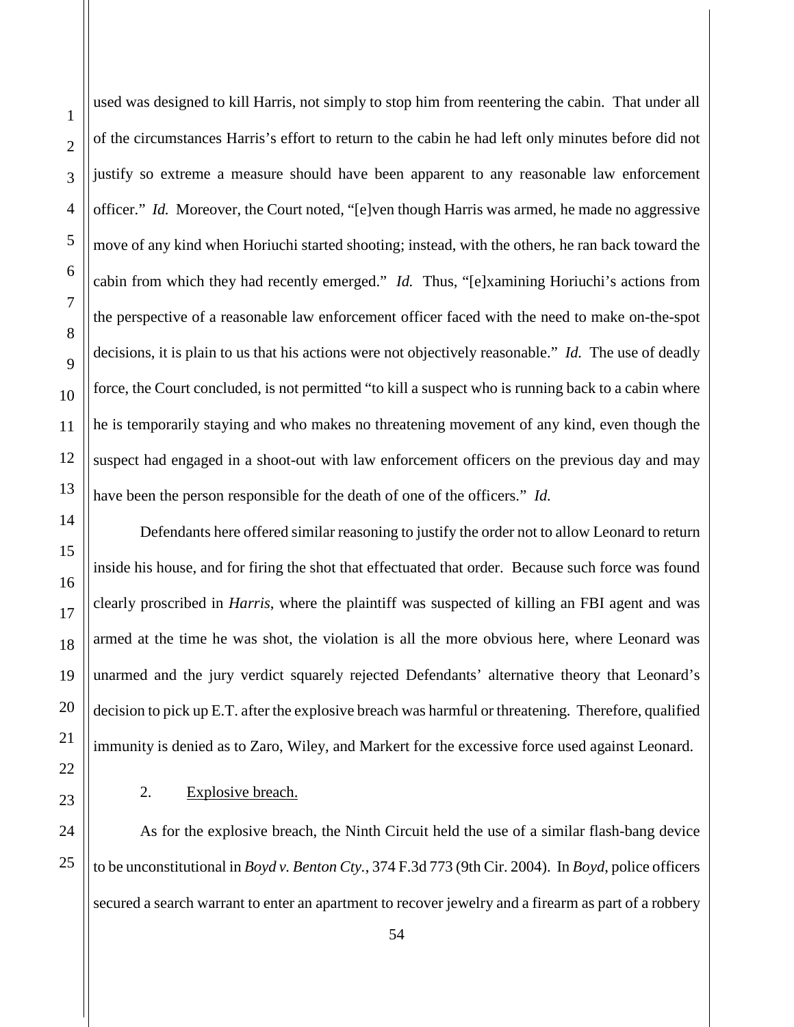used was designed to kill Harris, not simply to stop him from reentering the cabin. That under all of the circumstances Harris's effort to return to the cabin he had left only minutes before did not justify so extreme a measure should have been apparent to any reasonable law enforcement officer." *Id.* Moreover, the Court noted, "[e]ven though Harris was armed, he made no aggressive move of any kind when Horiuchi started shooting; instead, with the others, he ran back toward the cabin from which they had recently emerged." *Id.* Thus, "[e]xamining Horiuchi's actions from the perspective of a reasonable law enforcement officer faced with the need to make on-the-spot decisions, it is plain to us that his actions were not objectively reasonable." *Id.* The use of deadly force, the Court concluded, is not permitted "to kill a suspect who is running back to a cabin where he is temporarily staying and who makes no threatening movement of any kind, even though the suspect had engaged in a shoot-out with law enforcement officers on the previous day and may have been the person responsible for the death of one of the officers." *Id.*

Defendants here offered similar reasoning to justify the order not to allow Leonard to return inside his house, and for firing the shot that effectuated that order. Because such force was found clearly proscribed in *Harris*, where the plaintiff was suspected of killing an FBI agent and was armed at the time he was shot, the violation is all the more obvious here, where Leonard was unarmed and the jury verdict squarely rejected Defendants' alternative theory that Leonard's decision to pick up E.T. after the explosive breach was harmful or threatening. Therefore, qualified immunity is denied as to Zaro, Wiley, and Markert for the excessive force used against Leonard.

2. Explosive breach.

As for the explosive breach, the Ninth Circuit held the use of a similar flash-bang device to be unconstitutional in *Boyd v. Benton Cty.*, 374 F.3d 773 (9th Cir. 2004). In *Boyd*, police officers secured a search warrant to enter an apartment to recover jewelry and a firearm as part of a robbery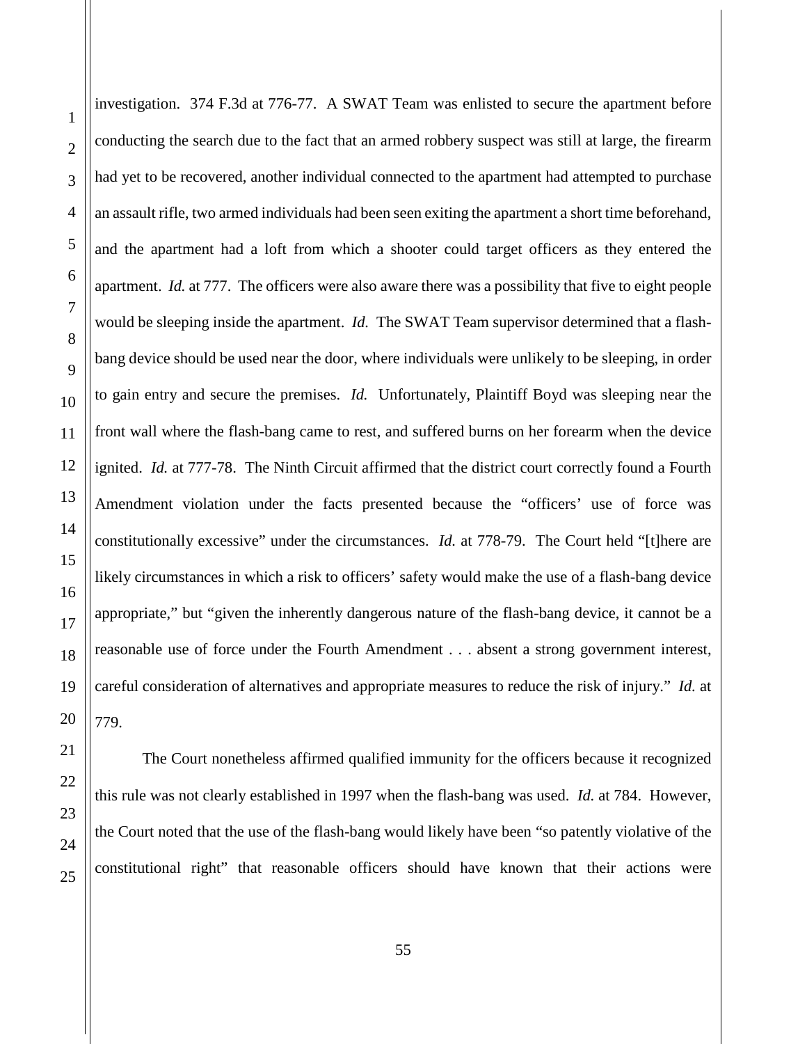investigation. 374 F.3d at 776-77. A SWAT Team was enlisted to secure the apartment before conducting the search due to the fact that an armed robbery suspect was still at large, the firearm had yet to be recovered, another individual connected to the apartment had attempted to purchase an assault rifle, two armed individuals had been seen exiting the apartment a short time beforehand, and the apartment had a loft from which a shooter could target officers as they entered the apartment. *Id.* at 777. The officers were also aware there was a possibility that five to eight people would be sleeping inside the apartment. *Id.* The SWAT Team supervisor determined that a flash-bang device should be used near the door, where individuals were unlikely to be sleeping, in order to gain entry and secure the premises. *Id.* Unfortunately, Plaintiff Boyd was sleeping near the front wall where the flash-bang came to rest, and suffered burns on her forearm when the device ignited. *Id.* at 777-78. The Ninth Circuit affirmed that the district court correctly found a Fourth Amendment violation under the facts presented because the "officers' use of force was constitutionally excessive" under the circumstances. *Id.* at 778-79. The Court held "[t]here are likely circumstances in which a risk to officers' safety would make the use of a flash-bang device appropriate," but "given the inherently dangerous nature of the flash-bang device, it cannot be a reasonable use of force under the Fourth Amendment . . . absent a strong government interest, careful consideration of alternatives and appropriate measures to reduce the risk of injury." *Id.* at 779.

The Court nonetheless affirmed qualified immunity for the officers because it recognized this rule was not clearly established in 1997 when the flash-bang was used. *Id.* at 784. However, the Court noted that the use of the flash-bang would likely have been "so patently violative of the constitutional right" that reasonable officers should have known that their actions were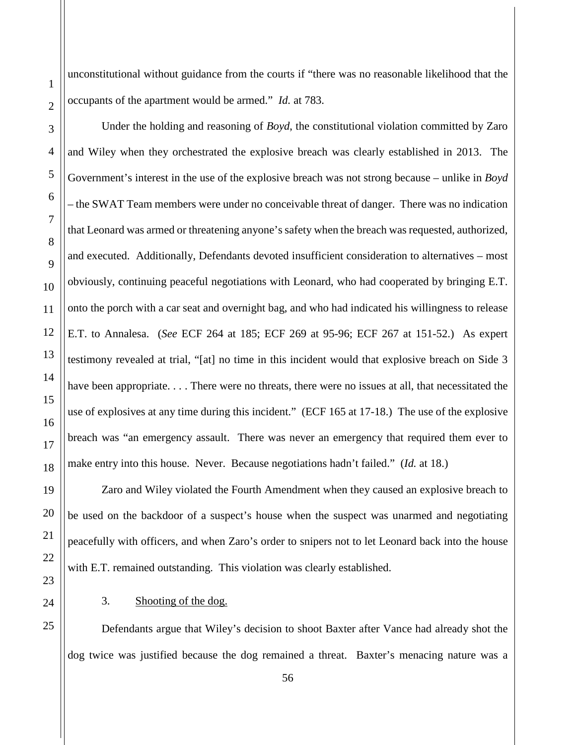unconstitutional without guidance from the courts if "there was no reasonable likelihood that the occupants of the apartment would be armed." *Id.* at 783.

Under the holding and reasoning of *Boyd*, the constitutional violation committed by Zaro and Wiley when they orchestrated the explosive breach was clearly established in 2013. The Government's interest in the use of the explosive breach was not strong because – unlike in *Boyd* – the SWAT Team members were under no conceivable threat of danger. There was no indication that Leonard was armed or threatening anyone's safety when the breach was requested, authorized, and executed. Additionally, Defendants devoted insufficient consideration to alternatives – most obviously, continuing peaceful negotiations with Leonard, who had cooperated by bringing E.T. onto the porch with a car seat and overnight bag, and who had indicated his willingness to release E.T. to Annalesa. (*See* ECF 264 at 185; ECF 269 at 95-96; ECF 267 at 151-52.) As expert testimony revealed at trial, "[at] no time in this incident would that explosive breach on Side 3 have been appropriate. . . . There were no threats, there were no issues at all, that necessitated the use of explosives at any time during this incident." (ECF 165 at 17-18.) The use of the explosive breach was "an emergency assault. There was never an emergency that required them ever to make entry into this house. Never. Because negotiations hadn't failed." (*Id.* at 18.)

Zaro and Wiley violated the Fourth Amendment when they caused an explosive breach to be used on the backdoor of a suspect's house when the suspect was unarmed and negotiating peacefully with officers, and when Zaro's order to snipers not to let Leonard back into the house with E.T. remained outstanding. This violation was clearly established.

3. <u>Shooting of the dog.</u>

Defendants argue that Wiley's decision to shoot Baxter after Vance had already shot the dog twice was justified because the dog remained a threat. Baxter's menacing nature was a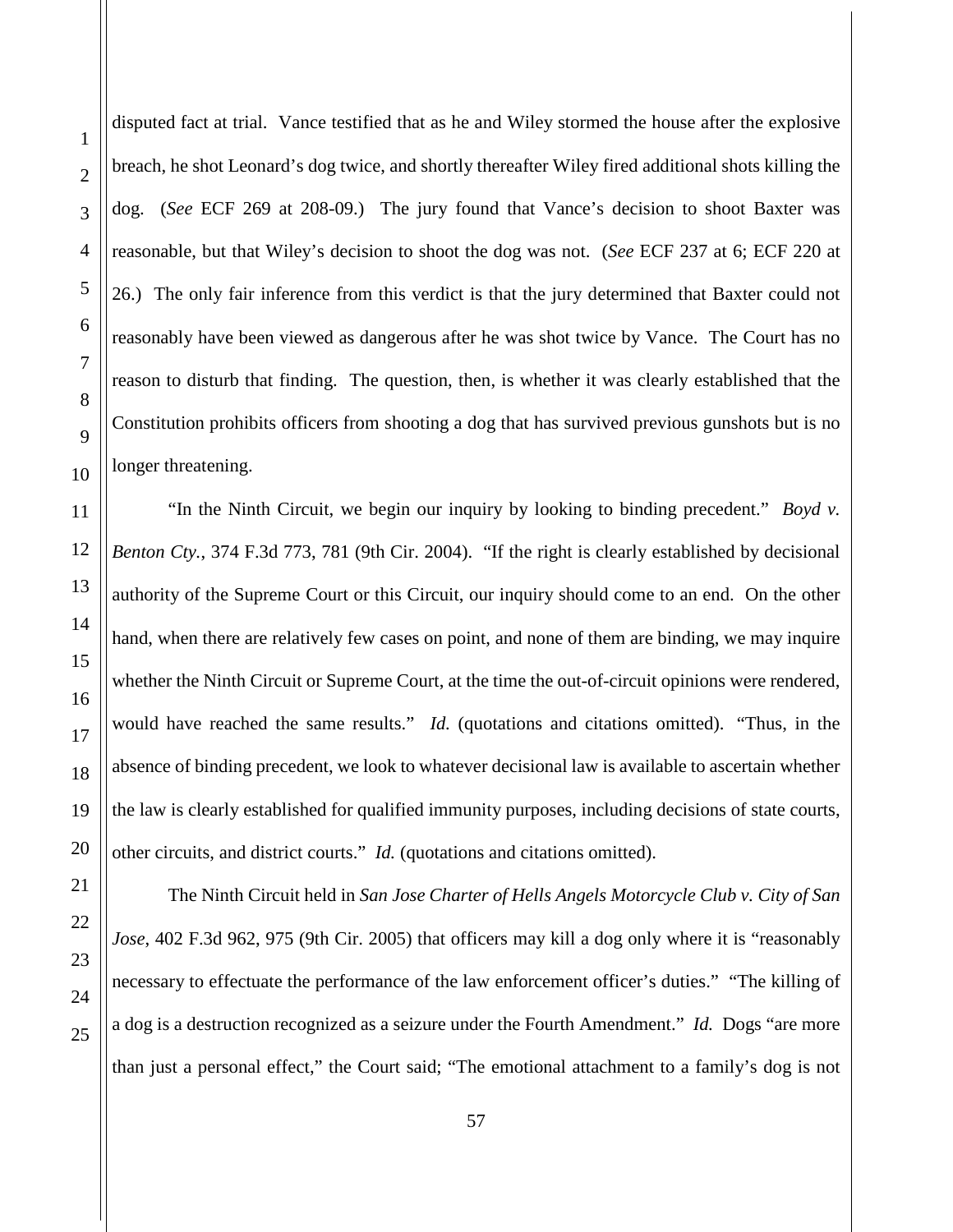disputed fact at trial. Vance testified that as he and Wiley stormed the house after the explosive breach, he shot Leonard's dog twice, and shortly thereafter Wiley fired additional shots killing the dog. (*See* ECF 269 at 208-09.) The jury found that Vance's decision to shoot Baxter was reasonable, but that Wiley's decision to shoot the dog was not. (*See* ECF 237 at 6; ECF 220 at 26.) The only fair inference from this verdict is that the jury determined that Baxter could not reasonably have been viewed as dangerous after he was shot twice by Vance. The Court has no reason to disturb that finding. The question, then, is whether it was clearly established that the Constitution prohibits officers from shooting a dog that has survived previous gunshots but is no longer threatening.

"In the Ninth Circuit, we begin our inquiry by looking to binding precedent." *Boyd v. Benton Cty.*, 374 F.3d 773, 781 (9th Cir. 2004). "If the right is clearly established by decisional authority of the Supreme Court or this Circuit, our inquiry should come to an end. On the other hand, when there are relatively few cases on point, and none of them are binding, we may inquire whether the Ninth Circuit or Supreme Court, at the time the out-of-circuit opinions were rendered, would have reached the same results." *Id.* (quotations and citations omitted). "Thus, in the absence of binding precedent, we look to whatever decisional law is available to ascertain whether the law is clearly established for qualified immunity purposes, including decisions of state courts, other circuits, and district courts." *Id.* (quotations and citations omitted).

The Ninth Circuit held in *San Jose Charter of Hells Angels Motorcycle Club v. City of San Jose*, 402 F.3d 962, 975 (9th Cir. 2005) that officers may kill a dog only where it is "reasonably necessary to effectuate the performance of the law enforcement officer's duties." "The killing of a dog is a destruction recognized as a seizure under the Fourth Amendment." *Id.* Dogs "are more than just a personal effect," the Court said; "The emotional attachment to a family's dog is not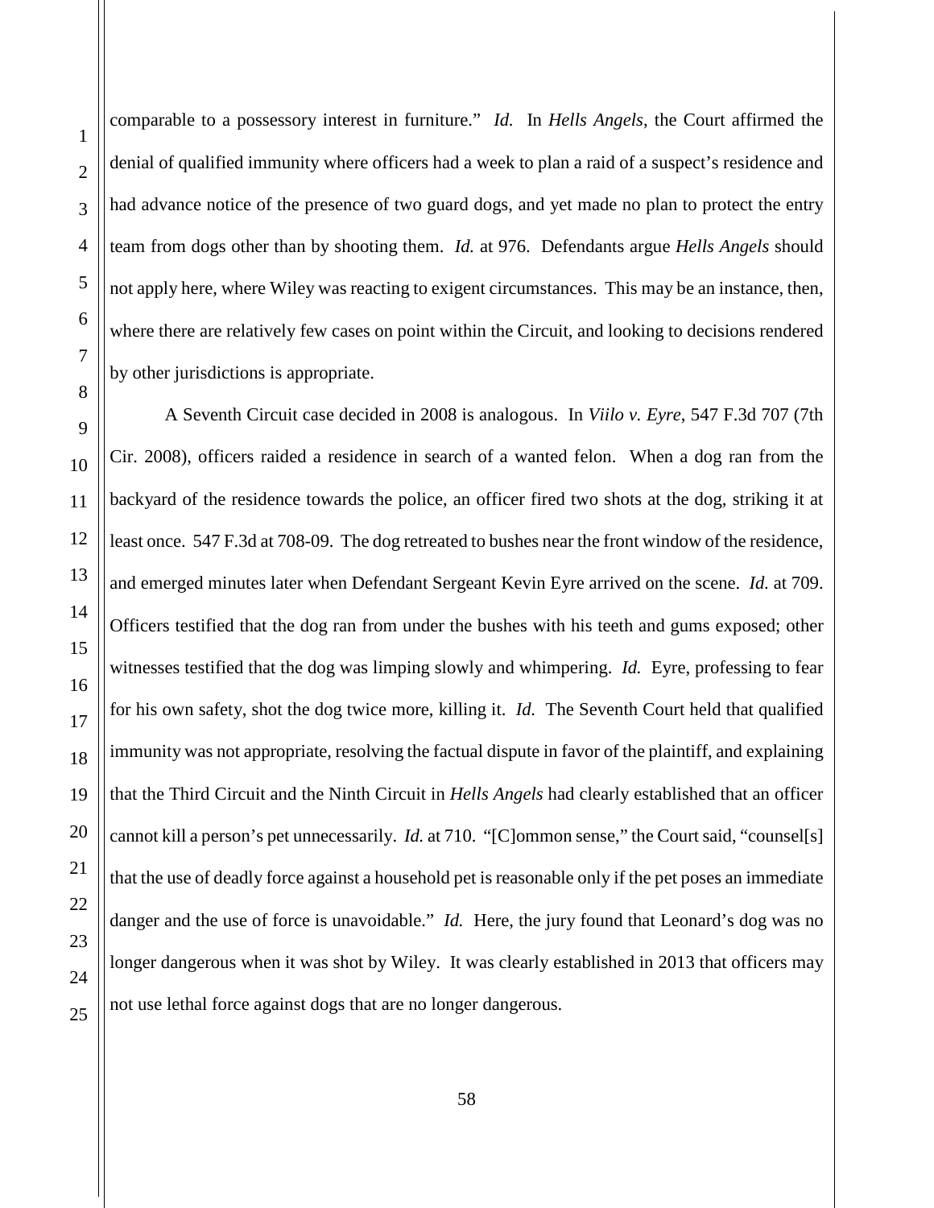comparable to a possessory interest in furniture." *Id.* In *Hells Angels*, the Court affirmed the denial of qualified immunity where officers had a week to plan a raid of a suspect's residence and had advance notice of the presence of two guard dogs, and yet made no plan to protect the entry team from dogs other than by shooting them. *Id.* at 976. Defendants argue *Hells Angels* should not apply here, where Wiley was reacting to exigent circumstances. This may be an instance, then, where there are relatively few cases on point within the Circuit, and looking to decisions rendered by other jurisdictions is appropriate.

A Seventh Circuit case decided in 2008 is analogous. In *Viilo v. Eyre*, 547 F.3d 707 (7th Cir. 2008), officers raided a residence in search of a wanted felon. When a dog ran from the backyard of the residence towards the police, an officer fired two shots at the dog, striking it at least once. 547 F.3d at 708-09. The dog retreated to bushes near the front window of the residence, and emerged minutes later when Defendant Sergeant Kevin Eyre arrived on the scene. *Id.* at 709. Officers testified that the dog ran from under the bushes with his teeth and gums exposed; other witnesses testified that the dog was limping slowly and whimpering. *Id.* Eyre, professing to fear for his own safety, shot the dog twice more, killing it. *Id.* The Seventh Court held that qualified immunity was not appropriate, resolving the factual dispute in favor of the plaintiff, and explaining that the Third Circuit and the Ninth Circuit in *Hells Angels* had clearly established that an officer cannot kill a person's pet unnecessarily. *Id.* at 710. "[C]ommon sense," the Court said, "counsel[s] that the use of deadly force against a household pet is reasonable only if the pet poses an immediate danger and the use of force is unavoidable." *Id.* Here, the jury found that Leonard's dog was no longer dangerous when it was shot by Wiley. It was clearly established in 2013 that officers may not use lethal force against dogs that are no longer dangerous.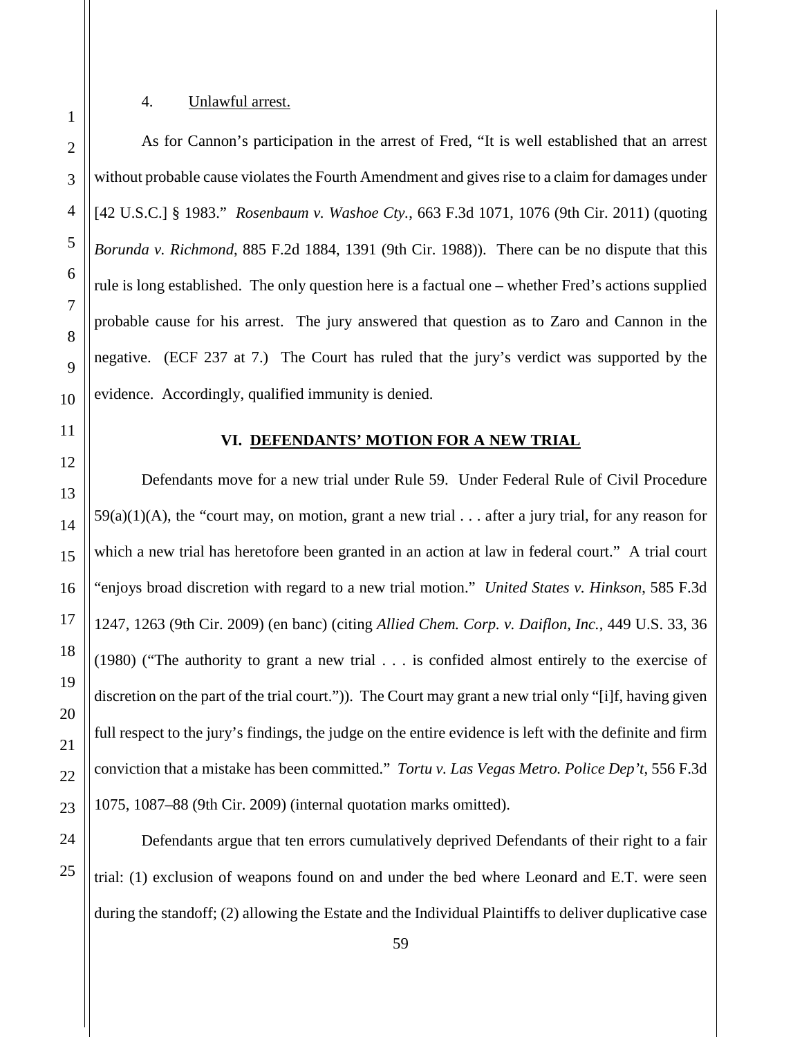4. Unlawful arrest.

As for Cannon's participation in the arrest of Fred, "It is well established that an arrest without probable cause violates the Fourth Amendment and gives rise to a claim for damages under [42 U.S.C.] § 1983." *Rosenbaum v. Washoe Cty.*, 663 F.3d 1071, 1076 (9th Cir. 2011) (quoting *Borunda v. Richmond*, 885 F.2d 1884, 1391 (9th Cir. 1988)). There can be no dispute that this rule is long established. The only question here is a factual one – whether Fred's actions supplied probable cause for his arrest. The jury answered that question as to Zaro and Cannon in the negative. (ECF 237 at 7.) The Court has ruled that the jury's verdict was supported by the evidence. Accordingly, qualified immunity is denied.

## VI. DEFENDANTS' MOTION FOR A NEW TRIAL

Defendants move for a new trial under Rule 59. Under Federal Rule of Civil Procedure 59(a)(1)(A), the "court may, on motion, grant a new trial . . . after a jury trial, for any reason for which a new trial has heretofore been granted in an action at law in federal court." A trial court "enjoys broad discretion with regard to a new trial motion." *United States v. Hinkson*, 585 F.3d 1247, 1263 (9th Cir. 2009) (en banc) (citing *Allied Chem. Corp. v. Daiflon, Inc.*, 449 U.S. 33, 36 (1980) ("The authority to grant a new trial . . . is confided almost entirely to the exercise of discretion on the part of the trial court.")). The Court may grant a new trial only "[i]f, having given full respect to the jury's findings, the judge on the entire evidence is left with the definite and firm conviction that a mistake has been committed." *Tortu v. Las Vegas Metro. Police Dep't*, 556 F.3d 1075, 1087–88 (9th Cir. 2009) (internal quotation marks omitted).

Defendants argue that ten errors cumulatively deprived Defendants of their right to a fair trial: (1) exclusion of weapons found on and under the bed where Leonard and E.T. were seen during the standoff; (2) allowing the Estate and the Individual Plaintiffs to deliver duplicative case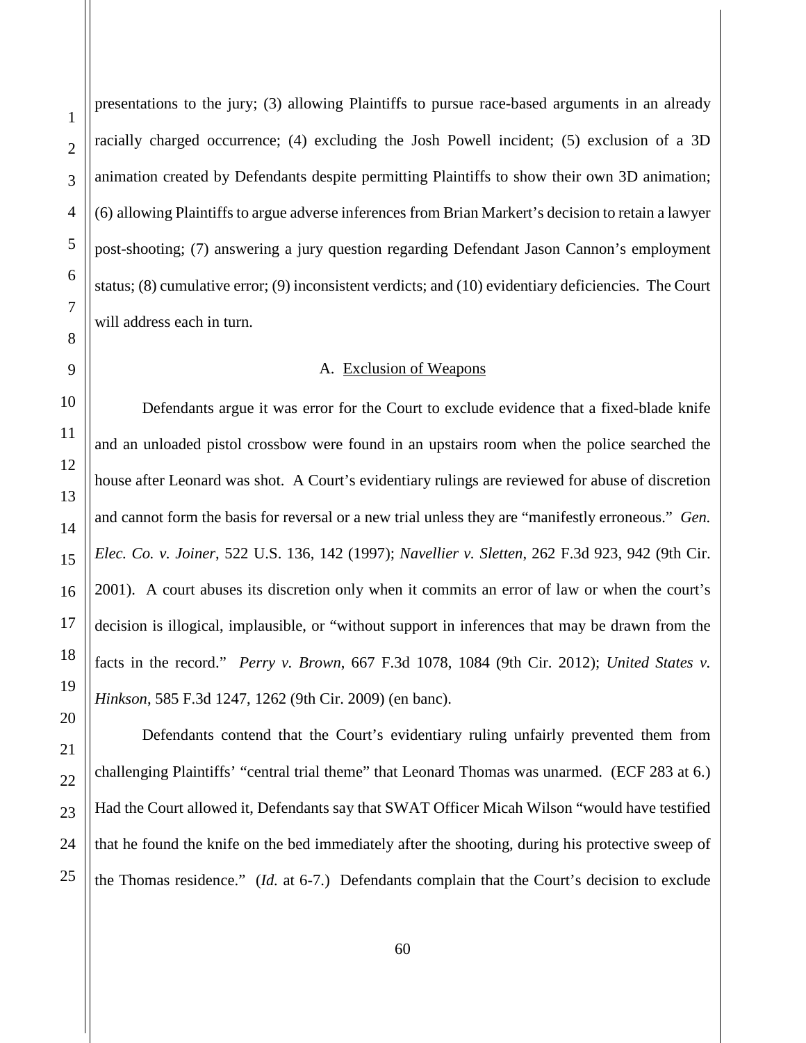presentations to the jury; (3) allowing Plaintiffs to pursue race-based arguments in an already racially charged occurrence; (4) excluding the Josh Powell incident; (5) exclusion of a 3D animation created by Defendants despite permitting Plaintiffs to show their own 3D animation; (6) allowing Plaintiffs to argue adverse inferences from Brian Markert's decision to retain a lawyer post-shooting; (7) answering a jury question regarding Defendant Jason Cannon's employment status; (8) cumulative error; (9) inconsistent verdicts; and (10) evidentiary deficiencies. The Court will address each in turn.

### A. Exclusion of Weapons

Defendants argue it was error for the Court to exclude evidence that a fixed-blade knife and an unloaded pistol crossbow were found in an upstairs room when the police searched the house after Leonard was shot. A Court's evidentiary rulings are reviewed for abuse of discretion and cannot form the basis for reversal or a new trial unless they are "manifestly erroneous." *Gen. Elec. Co. v. Joiner*, 522 U.S. 136, 142 (1997); *Navellier v. Sletten*, 262 F.3d 923, 942 (9th Cir. 2001). A court abuses its discretion only when it commits an error of law or when the court's decision is illogical, implausible, or "without support in inferences that may be drawn from the facts in the record." *Perry v. Brown*, 667 F.3d 1078, 1084 (9th Cir. 2012); *United States v. Hinkson*, 585 F.3d 1247, 1262 (9th Cir. 2009) (en banc).

Defendants contend that the Court's evidentiary ruling unfairly prevented them from challenging Plaintiffs' "central trial theme" that Leonard Thomas was unarmed. (ECF 283 at 6.) Had the Court allowed it, Defendants say that SWAT Officer Micah Wilson "would have testified that he found the knife on the bed immediately after the shooting, during his protective sweep of the Thomas residence." (*Id.* at 6-7.) Defendants complain that the Court's decision to exclude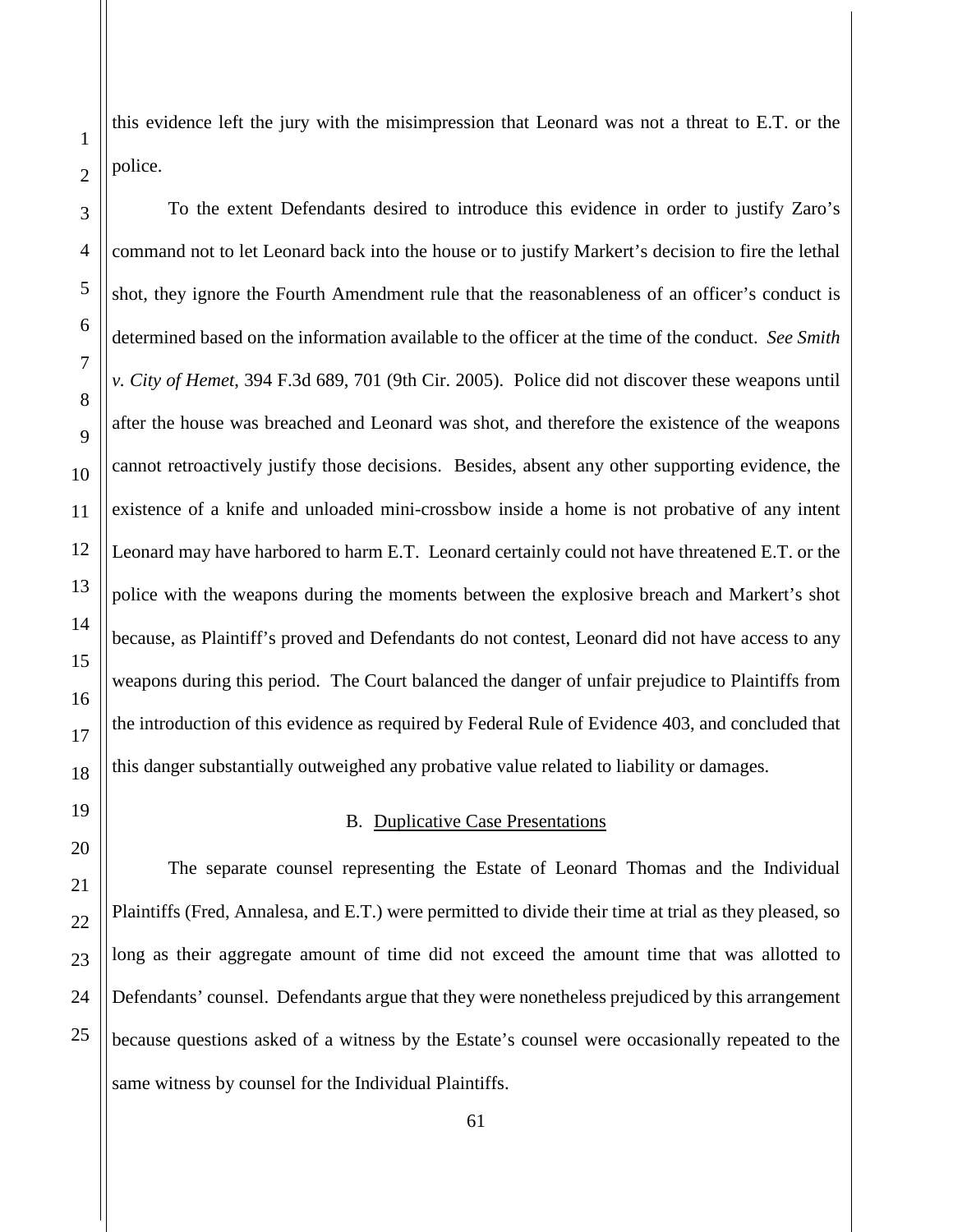this evidence left the jury with the misimpression that Leonard was not a threat to E.T. or the police.

To the extent Defendants desired to introduce this evidence in order to justify Zaro's command not to let Leonard back into the house or to justify Markert's decision to fire the lethal shot, they ignore the Fourth Amendment rule that the reasonableness of an officer's conduct is determined based on the information available to the officer at the time of the conduct. *See Smith v. City of Hemet*, 394 F.3d 689, 701 (9th Cir. 2005). Police did not discover these weapons until after the house was breached and Leonard was shot, and therefore the existence of the weapons cannot retroactively justify those decisions. Besides, absent any other supporting evidence, the existence of a knife and unloaded mini-crossbow inside a home is not probative of any intent Leonard may have harbored to harm E.T. Leonard certainly could not have threatened E.T. or the police with the weapons during the moments between the explosive breach and Markert's shot because, as Plaintiff's proved and Defendants do not contest, Leonard did not have access to any weapons during this period. The Court balanced the danger of unfair prejudice to Plaintiffs from the introduction of this evidence as required by Federal Rule of Evidence 403, and concluded that this danger substantially outweighed any probative value related to liability or damages.

### B. Duplicative Case Presentations

The separate counsel representing the Estate of Leonard Thomas and the Individual Plaintiffs (Fred, Annalesa, and E.T.) were permitted to divide their time at trial as they pleased, so long as their aggregate amount of time did not exceed the amount time that was allotted to Defendants' counsel. Defendants argue that they were nonetheless prejudiced by this arrangement because questions asked of a witness by the Estate's counsel were occasionally repeated to the same witness by counsel for the Individual Plaintiffs.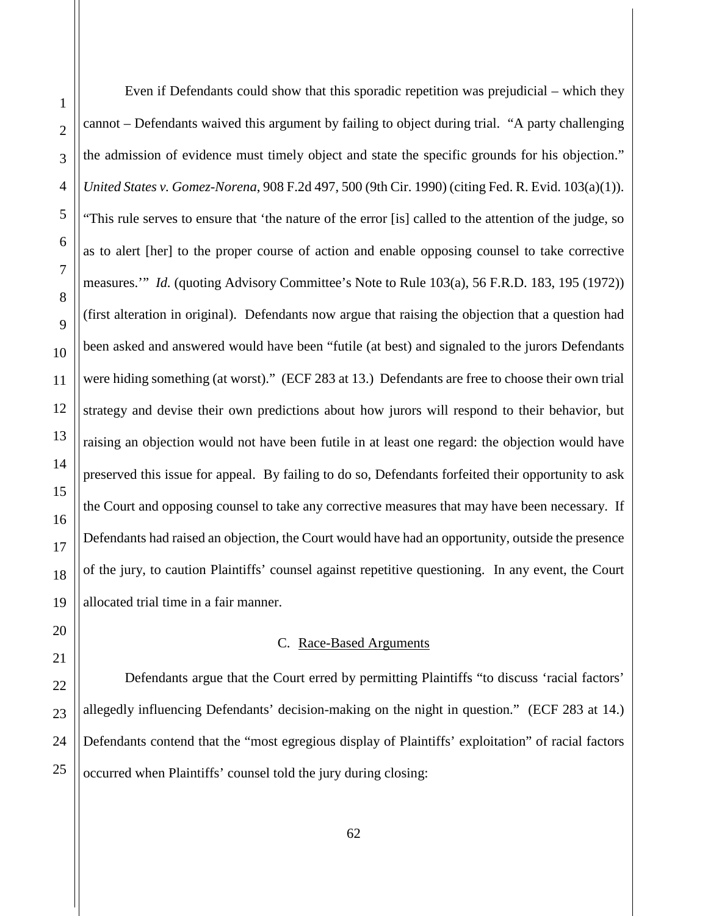Even if Defendants could show that this sporadic repetition was prejudicial – which they cannot – Defendants waived this argument by failing to object during trial. "A party challenging the admission of evidence must timely object and state the specific grounds for his objection." *United States v. Gomez-Norena*, 908 F.2d 497, 500 (9th Cir. 1990) (citing Fed. R. Evid. 103(a)(1)). "This rule serves to ensure that 'the nature of the error [is] called to the attention of the judge, so as to alert [her] to the proper course of action and enable opposing counsel to take corrective measures.'" *Id.* (quoting Advisory Committee's Note to Rule 103(a), 56 F.R.D. 183, 195 (1972)) (first alteration in original). Defendants now argue that raising the objection that a question had been asked and answered would have been "futile (at best) and signaled to the jurors Defendants were hiding something (at worst)." (ECF 283 at 13.) Defendants are free to choose their own trial strategy and devise their own predictions about how jurors will respond to their behavior, but raising an objection would not have been futile in at least one regard: the objection would have preserved this issue for appeal. By failing to do so, Defendants forfeited their opportunity to ask the Court and opposing counsel to take any corrective measures that may have been necessary. If Defendants had raised an objection, the Court would have had an opportunity, outside the presence of the jury, to caution Plaintiffs' counsel against repetitive questioning. In any event, the Court allocated trial time in a fair manner.

### C. Race-Based Arguments

Defendants argue that the Court erred by permitting Plaintiffs "to discuss 'racial factors' allegedly influencing Defendants' decision-making on the night in question." (ECF 283 at 14.) Defendants contend that the "most egregious display of Plaintiffs' exploitation" of racial factors occurred when Plaintiffs' counsel told the jury during closing: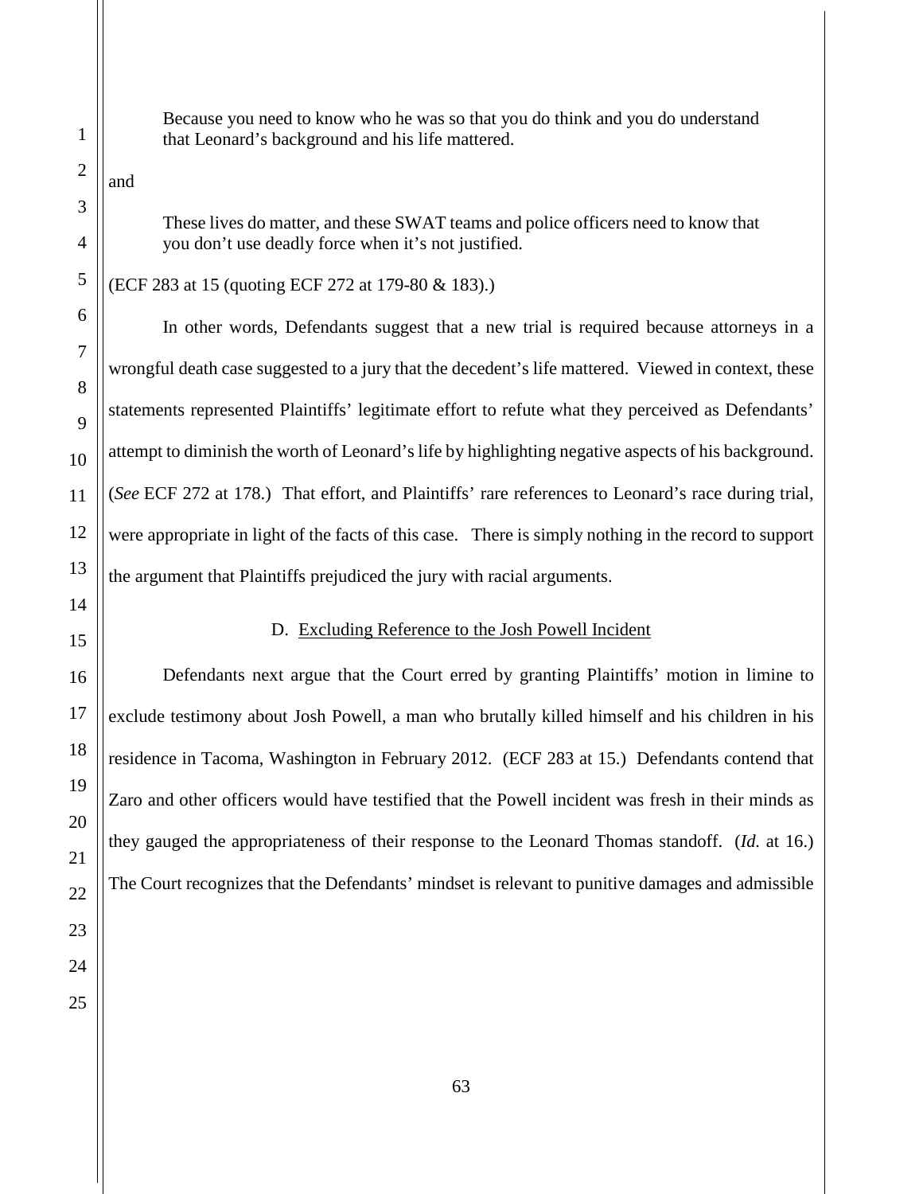> Because you need to know who he was so that you do think and you do understand that Leonard's background and his life mattered.

and

> These lives do matter, and these SWAT teams and police officers need to know that you don't use deadly force when it's not justified.

(ECF 283 at 15 (quoting ECF 272 at 179-80 & 183).)

In other words, Defendants suggest that a new trial is required because attorneys in a wrongful death case suggested to a jury that the decedent's life mattered. Viewed in context, these statements represented Plaintiffs' legitimate effort to refute what they perceived as Defendants' attempt to diminish the worth of Leonard's life by highlighting negative aspects of his background. (*See* ECF 272 at 178.) That effort, and Plaintiffs' rare references to Leonard's race during trial, were appropriate in light of the facts of this case. There is simply nothing in the record to support the argument that Plaintiffs prejudiced the jury with racial arguments.

### D. Excluding Reference to the Josh Powell Incident

Defendants next argue that the Court erred by granting Plaintiffs' motion in limine to exclude testimony about Josh Powell, a man who brutally killed himself and his children in his residence in Tacoma, Washington in February 2012. (ECF 283 at 15.) Defendants contend that Zaro and other officers would have testified that the Powell incident was fresh in their minds as they gauged the appropriateness of their response to the Leonard Thomas standoff. (*Id.* at 16.) The Court recognizes that the Defendants' mindset is relevant to punitive damages and admissible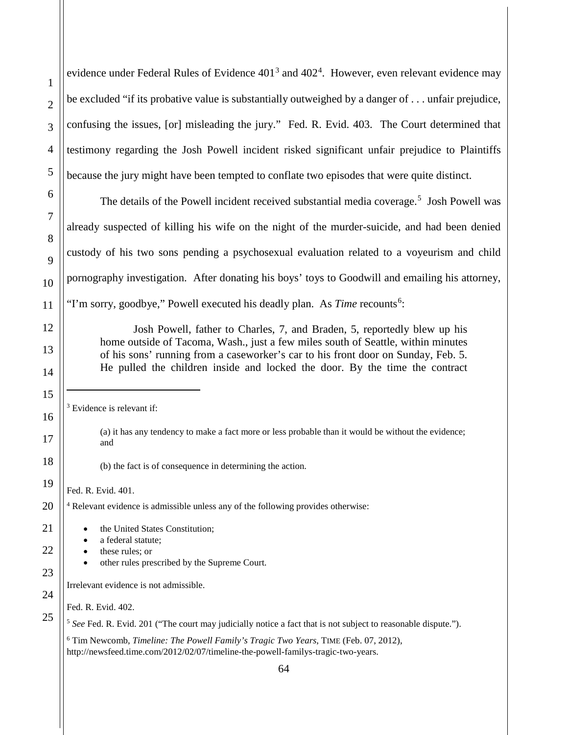evidence under Federal Rules of Evidence 401[3] and 402[4]. However, even relevant evidence may be excluded "if its probative value is substantially outweighed by a danger of . . . unfair prejudice, confusing the issues, [or] misleading the jury." Fed. R. Evid. 403. The Court determined that testimony regarding the Josh Powell incident risked significant unfair prejudice to Plaintiffs because the jury might have been tempted to conflate two episodes that were quite distinct.

The details of the Powell incident received substantial media coverage.[5] Josh Powell was already suspected of killing his wife on the night of the murder-suicide, and had been denied custody of his two sons pending a psychosexual evaluation related to a voyeurism and child pornography investigation. After donating his boys' toys to Goodwill and emailing his attorney, "I'm sorry, goodbye," Powell executed his deadly plan. As *Time* recounts[6]:

> Josh Powell, father to Charles, 7, and Braden, 5, reportedly blew up his home outside of Tacoma, Wash., just a few miles south of Seattle, within minutes of his sons' running from a caseworker's car to his front door on Sunday, Feb. 5. He pulled the children inside and locked the door. By the time the contract

---

[3] Evidence is relevant if:

> (a) it has any tendency to make a fact more or less probable than it would be without the evidence; and
>
> (b) the fact is of consequence in determining the action.

Fed. R. Evid. 401.

[4] Relevant evidence is admissible unless any of the following provides otherwise:

- the United States Constitution;
- a federal statute;
- these rules; or
- other rules prescribed by the Supreme Court.

Irrelevant evidence is not admissible.

Fed. R. Evid. 402.

[5] *See* Fed. R. Evid. 201 ("The court may judicially notice a fact that is not subject to reasonable dispute.").

[6] Tim Newcomb, *Timeline: The Powell Family's Tragic Two Years*, TIME (Feb. 07, 2012), http://newsfeed.time.com/2012/02/07/timeline-the-powell-familys-tragic-two-years.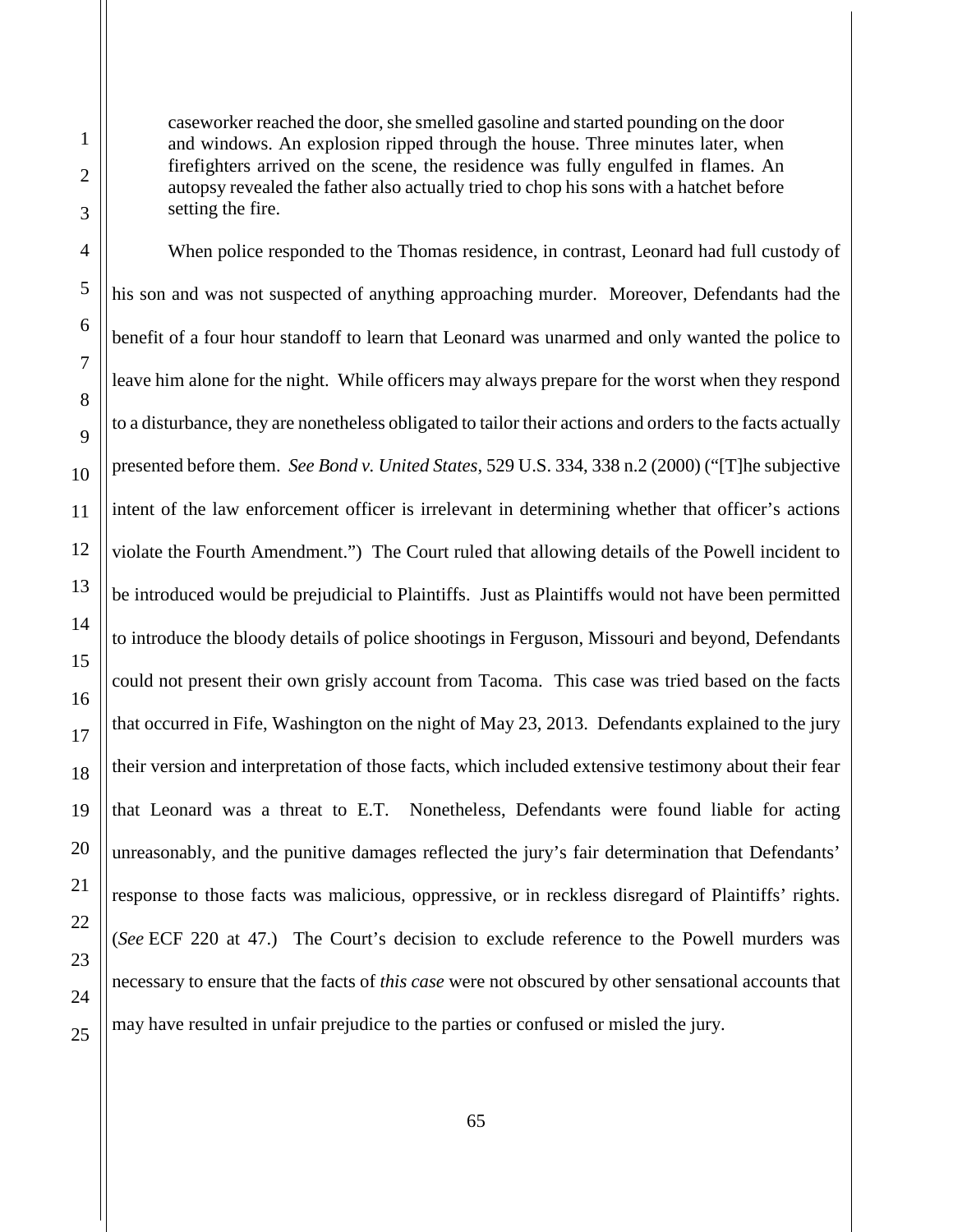> caseworker reached the door, she smelled gasoline and started pounding on the door and windows. An explosion ripped through the house. Three minutes later, when firefighters arrived on the scene, the residence was fully engulfed in flames. An autopsy revealed the father also actually tried to chop his sons with a hatchet before setting the fire.

When police responded to the Thomas residence, in contrast, Leonard had full custody of his son and was not suspected of anything approaching murder. Moreover, Defendants had the benefit of a four hour standoff to learn that Leonard was unarmed and only wanted the police to leave him alone for the night. While officers may always prepare for the worst when they respond to a disturbance, they are nonetheless obligated to tailor their actions and orders to the facts actually presented before them. *See Bond v. United States*, 529 U.S. 334, 338 n.2 (2000) ("[T]he subjective intent of the law enforcement officer is irrelevant in determining whether that officer's actions violate the Fourth Amendment.") The Court ruled that allowing details of the Powell incident to be introduced would be prejudicial to Plaintiffs. Just as Plaintiffs would not have been permitted to introduce the bloody details of police shootings in Ferguson, Missouri and beyond, Defendants could not present their own grisly account from Tacoma. This case was tried based on the facts that occurred in Fife, Washington on the night of May 23, 2013. Defendants explained to the jury their version and interpretation of those facts, which included extensive testimony about their fear that Leonard was a threat to E.T. Nonetheless, Defendants were found liable for acting unreasonably, and the punitive damages reflected the jury's fair determination that Defendants' response to those facts was malicious, oppressive, or in reckless disregard of Plaintiffs' rights. (*See* ECF 220 at 47.) The Court's decision to exclude reference to the Powell murders was necessary to ensure that the facts of *this case* were not obscured by other sensational accounts that may have resulted in unfair prejudice to the parties or confused or misled the jury.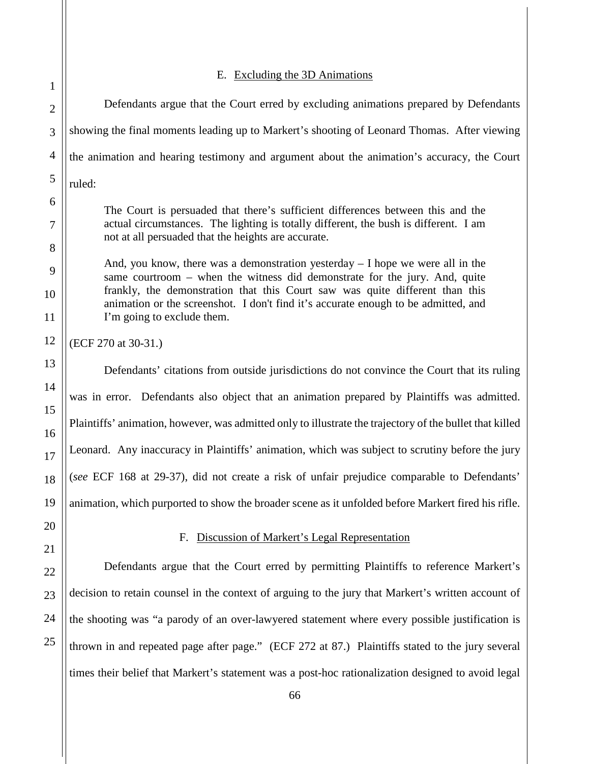### E. Excluding the 3D Animations

Defendants argue that the Court erred by excluding animations prepared by Defendants showing the final moments leading up to Markert's shooting of Leonard Thomas. After viewing the animation and hearing testimony and argument about the animation's accuracy, the Court ruled:

> The Court is persuaded that there's sufficient differences between this and the actual circumstances. The lighting is totally different, the bush is different. I am not at all persuaded that the heights are accurate.
>
> And, you know, there was a demonstration yesterday – I hope we were all in the same courtroom – when the witness did demonstrate for the jury. And, quite frankly, the demonstration that this Court saw was quite different than this animation or the screenshot. I don't find it's accurate enough to be admitted, and I'm going to exclude them.

(ECF 270 at 30-31.)

Defendants' citations from outside jurisdictions do not convince the Court that its ruling was in error. Defendants also object that an animation prepared by Plaintiffs was admitted. Plaintiffs' animation, however, was admitted only to illustrate the trajectory of the bullet that killed Leonard. Any inaccuracy in Plaintiffs' animation, which was subject to scrutiny before the jury (*see* ECF 168 at 29-37), did not create a risk of unfair prejudice comparable to Defendants' animation, which purported to show the broader scene as it unfolded before Markert fired his rifle.

### F. Discussion of Markert's Legal Representation

Defendants argue that the Court erred by permitting Plaintiffs to reference Markert's decision to retain counsel in the context of arguing to the jury that Markert's written account of the shooting was "a parody of an over-lawyered statement where every possible justification is thrown in and repeated page after page." (ECF 272 at 87.) Plaintiffs stated to the jury several times their belief that Markert's statement was a post-hoc rationalization designed to avoid legal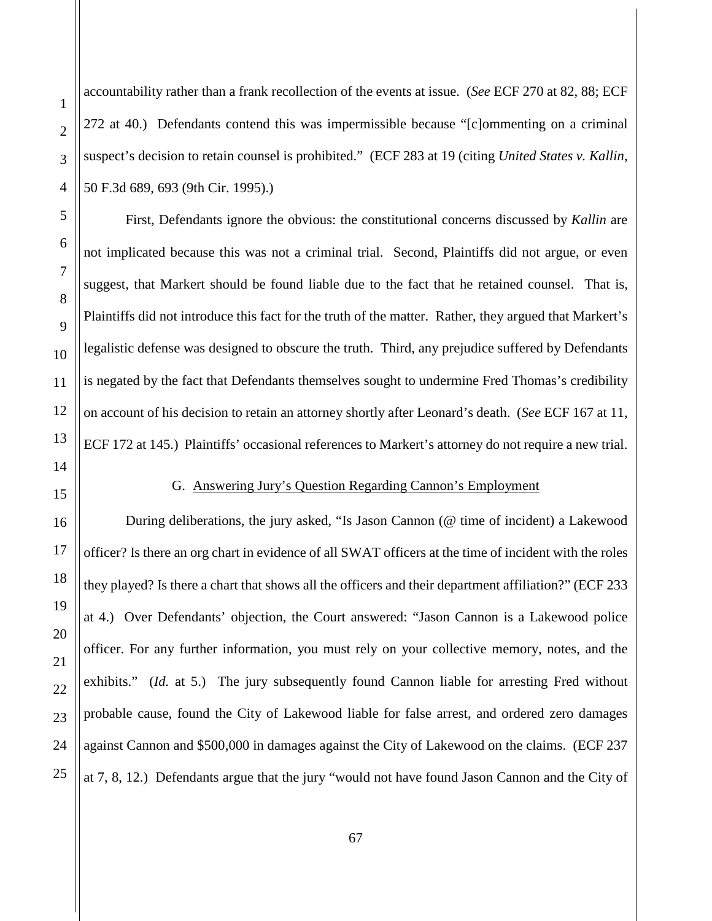accountability rather than a frank recollection of the events at issue. (*See* ECF 270 at 82, 88; ECF 272 at 40.) Defendants contend this was impermissible because "[c]ommenting on a criminal suspect's decision to retain counsel is prohibited." (ECF 283 at 19 (citing *United States v. Kallin*, 50 F.3d 689, 693 (9th Cir. 1995).)

First, Defendants ignore the obvious: the constitutional concerns discussed by *Kallin* are not implicated because this was not a criminal trial. Second, Plaintiffs did not argue, or even suggest, that Markert should be found liable due to the fact that he retained counsel. That is, Plaintiffs did not introduce this fact for the truth of the matter. Rather, they argued that Markert's legalistic defense was designed to obscure the truth. Third, any prejudice suffered by Defendants is negated by the fact that Defendants themselves sought to undermine Fred Thomas's credibility on account of his decision to retain an attorney shortly after Leonard's death. (*See* ECF 167 at 11, ECF 172 at 145.) Plaintiffs' occasional references to Markert's attorney do not require a new trial.

### G. Answering Jury's Question Regarding Cannon's Employment

During deliberations, the jury asked, "Is Jason Cannon (@ time of incident) a Lakewood officer? Is there an org chart in evidence of all SWAT officers at the time of incident with the roles they played? Is there a chart that shows all the officers and their department affiliation?" (ECF 233 at 4.) Over Defendants' objection, the Court answered: "Jason Cannon is a Lakewood police officer. For any further information, you must rely on your collective memory, notes, and the exhibits." (*Id.* at 5.) The jury subsequently found Cannon liable for arresting Fred without probable cause, found the City of Lakewood liable for false arrest, and ordered zero damages against Cannon and \$500,000 in damages against the City of Lakewood on the claims. (ECF 237 at 7, 8, 12.) Defendants argue that the jury "would not have found Jason Cannon and the City of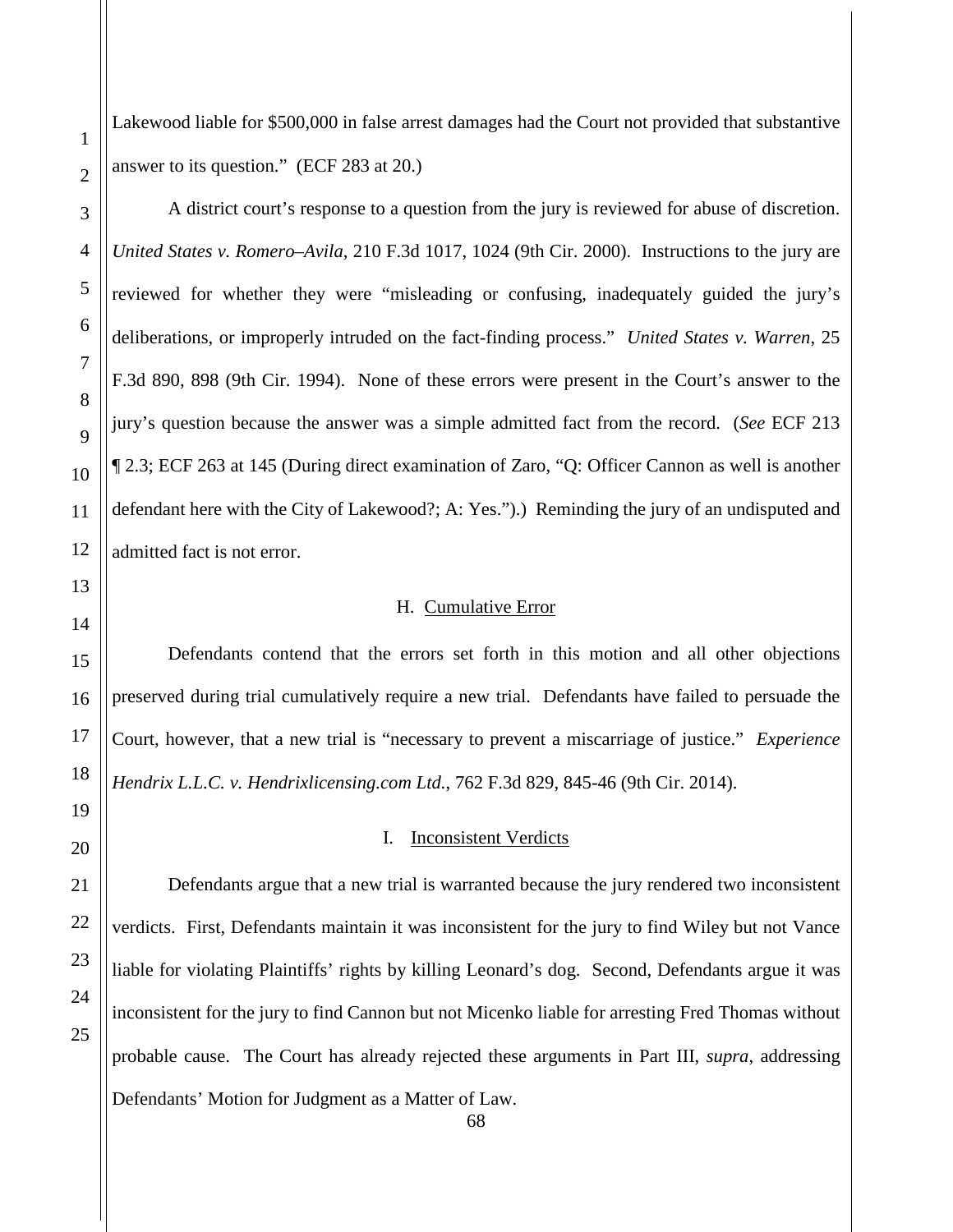Lakewood liable for $500,000 in false arrest damages had the Court not provided that substantive answer to its question." (ECF 283 at 20.)

A district court's response to a question from the jury is reviewed for abuse of discretion. *United States v. Romero–Avila*, 210 F.3d 1017, 1024 (9th Cir. 2000). Instructions to the jury are reviewed for whether they were "misleading or confusing, inadequately guided the jury's deliberations, or improperly intruded on the fact-finding process." *United States v. Warren*, 25 F.3d 890, 898 (9th Cir. 1994). None of these errors were present in the Court's answer to the jury's question because the answer was a simple admitted fact from the record. (*See* ECF 213 ¶ 2.3; ECF 263 at 145 (During direct examination of Zaro, "Q: Officer Cannon as well is another defendant here with the City of Lakewood?; A: Yes.").) Reminding the jury of an undisputed and admitted fact is not error.

### H. Cumulative Error

Defendants contend that the errors set forth in this motion and all other objections preserved during trial cumulatively require a new trial. Defendants have failed to persuade the Court, however, that a new trial is "necessary to prevent a miscarriage of justice." *Experience Hendrix L.L.C. v. Hendrixlicensing.com Ltd.*, 762 F.3d 829, 845-46 (9th Cir. 2014).

### I. Inconsistent Verdicts

Defendants argue that a new trial is warranted because the jury rendered two inconsistent verdicts. First, Defendants maintain it was inconsistent for the jury to find Wiley but not Vance liable for violating Plaintiffs' rights by killing Leonard's dog. Second, Defendants argue it was inconsistent for the jury to find Cannon but not Micenko liable for arresting Fred Thomas without probable cause. The Court has already rejected these arguments in Part III, *supra*, addressing Defendants' Motion for Judgment as a Matter of Law.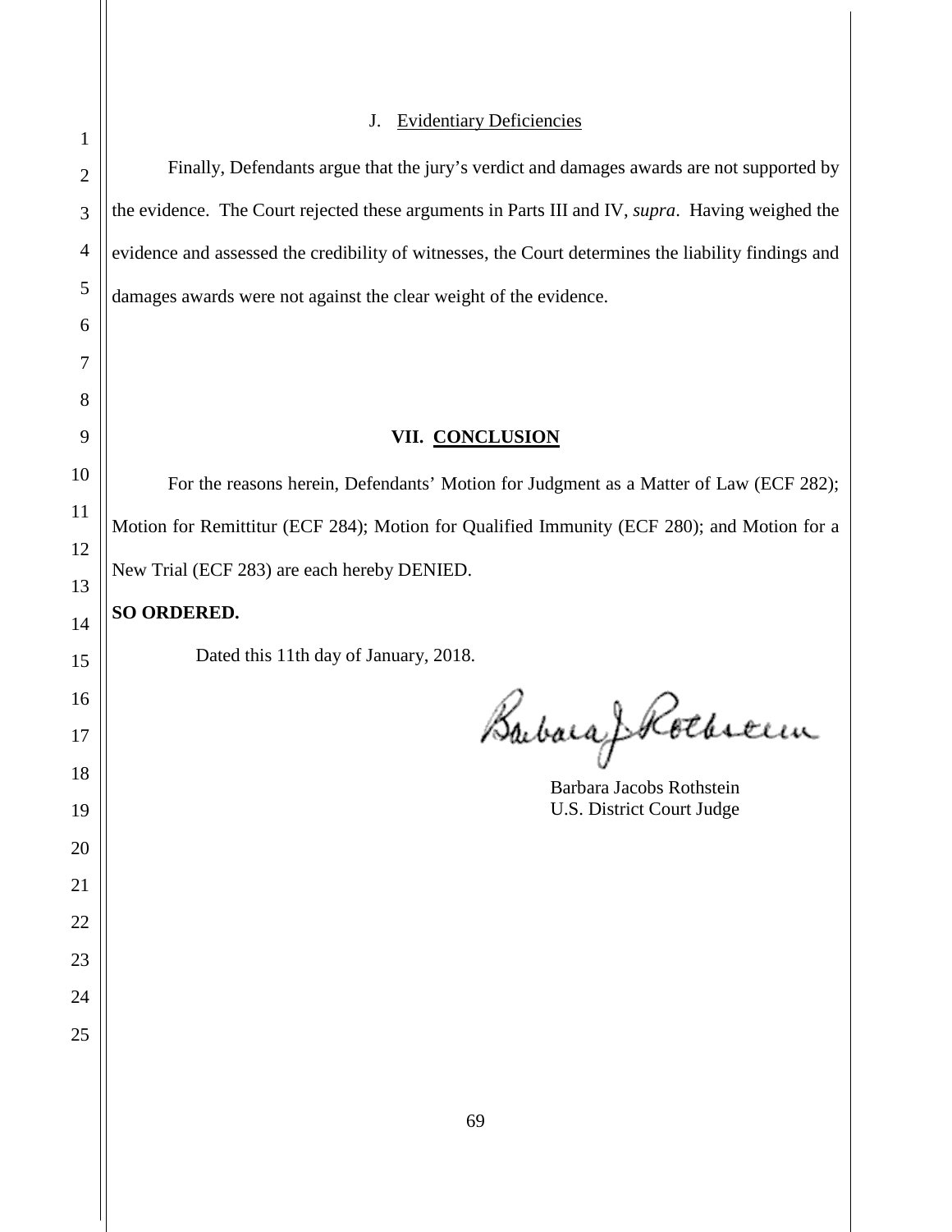J. Evidentiary Deficiencies

Finally, Defendants argue that the jury's verdict and damages awards are not supported by the evidence. The Court rejected these arguments in Parts III and IV, *supra*. Having weighed the evidence and assessed the credibility of witnesses, the Court determines the liability findings and damages awards were not against the clear weight of the evidence.

## VII. CONCLUSION

For the reasons herein, Defendants' Motion for Judgment as a Matter of Law (ECF 282); Motion for Remittitur (ECF 284); Motion for Qualified Immunity (ECF 280); and Motion for a New Trial (ECF 283) are each hereby DENIED.

**SO ORDERED.**

Dated this 11th day of January, 2018.

Barbara Jacobs Rothstein
U.S. District Court Judge